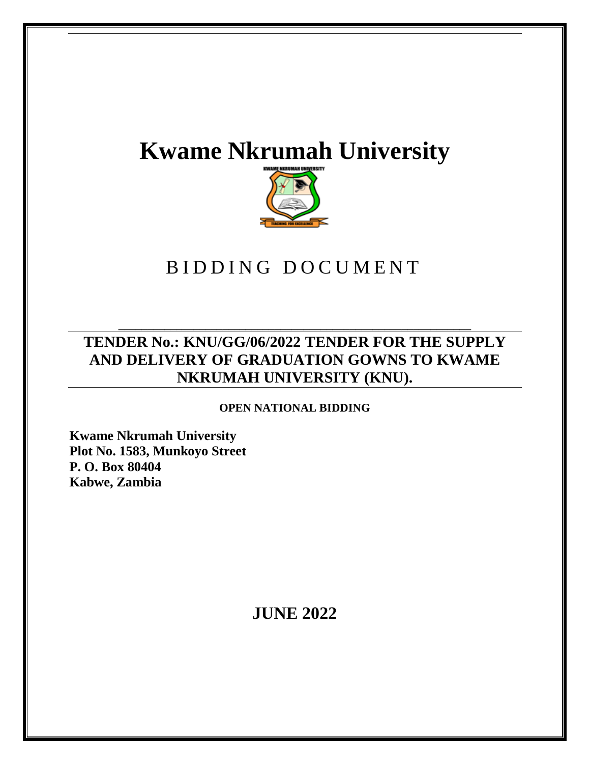# Kwame Nkrumah University

## BIDDING DOCUMENT

**TENDER No.: KNU/GG/06/2022 TENDER FOR THE SUPPLY AND DELIVERY OF GRADUATION GOWNS TO KWAME NKRUMAH UNIVERSITY (KNU).**

**OPEN NATIONAL BIDDING**

**Kwame Nkrumah University**
**Plot No. 1583, Munkoyo Street**
**P. O. Box 80404**
**Kabwe, Zambia**

**JUNE 2022**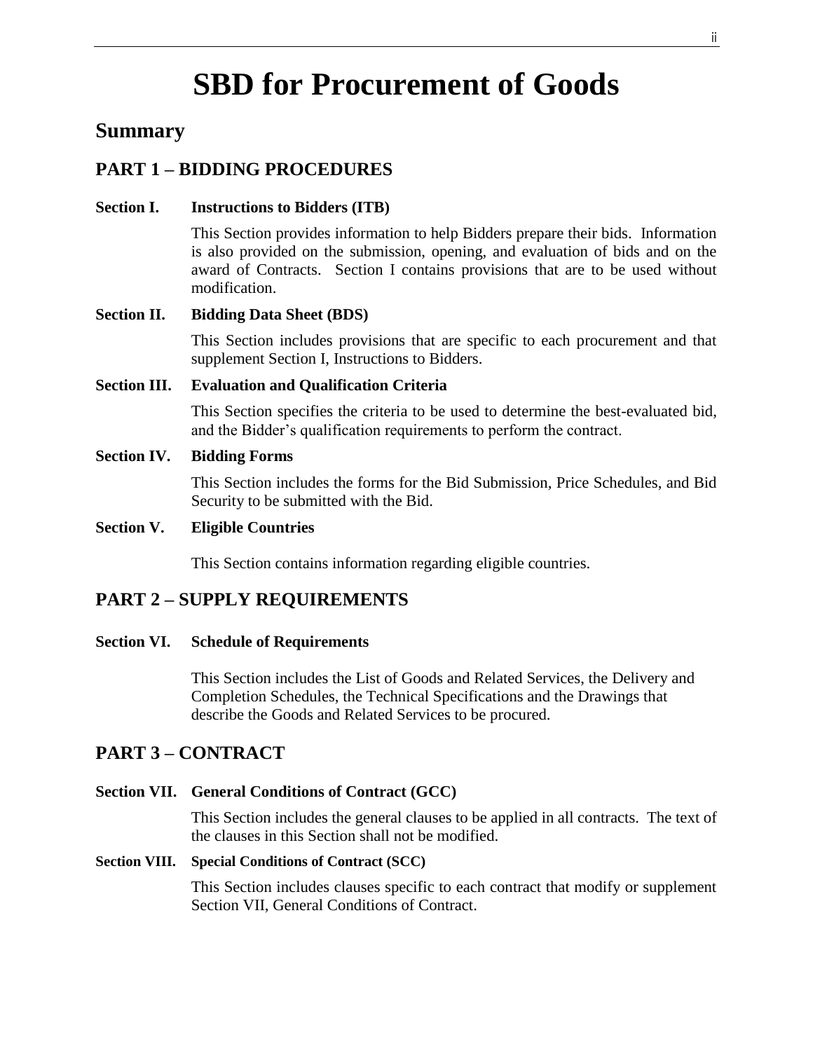# SBD for Procurement of Goods

## Summary

### PART 1 – BIDDING PROCEDURES

**Section I. Instructions to Bidders (ITB)**

This Section provides information to help Bidders prepare their bids. Information is also provided on the submission, opening, and evaluation of bids and on the award of Contracts. Section I contains provisions that are to be used without modification.

**Section II. Bidding Data Sheet (BDS)**

This Section includes provisions that are specific to each procurement and that supplement Section I, Instructions to Bidders.

**Section III. Evaluation and Qualification Criteria**

This Section specifies the criteria to be used to determine the best-evaluated bid, and the Bidder's qualification requirements to perform the contract.

**Section IV. Bidding Forms**

This Section includes the forms for the Bid Submission, Price Schedules, and Bid Security to be submitted with the Bid.

**Section V. Eligible Countries**

This Section contains information regarding eligible countries.

### PART 2 – SUPPLY REQUIREMENTS

**Section VI. Schedule of Requirements**

This Section includes the List of Goods and Related Services, the Delivery and Completion Schedules, the Technical Specifications and the Drawings that describe the Goods and Related Services to be procured.

### PART 3 – CONTRACT

**Section VII. General Conditions of Contract (GCC)**

This Section includes the general clauses to be applied in all contracts. The text of the clauses in this Section shall not be modified.

**Section VIII. Special Conditions of Contract (SCC)**

This Section includes clauses specific to each contract that modify or supplement Section VII, General Conditions of Contract.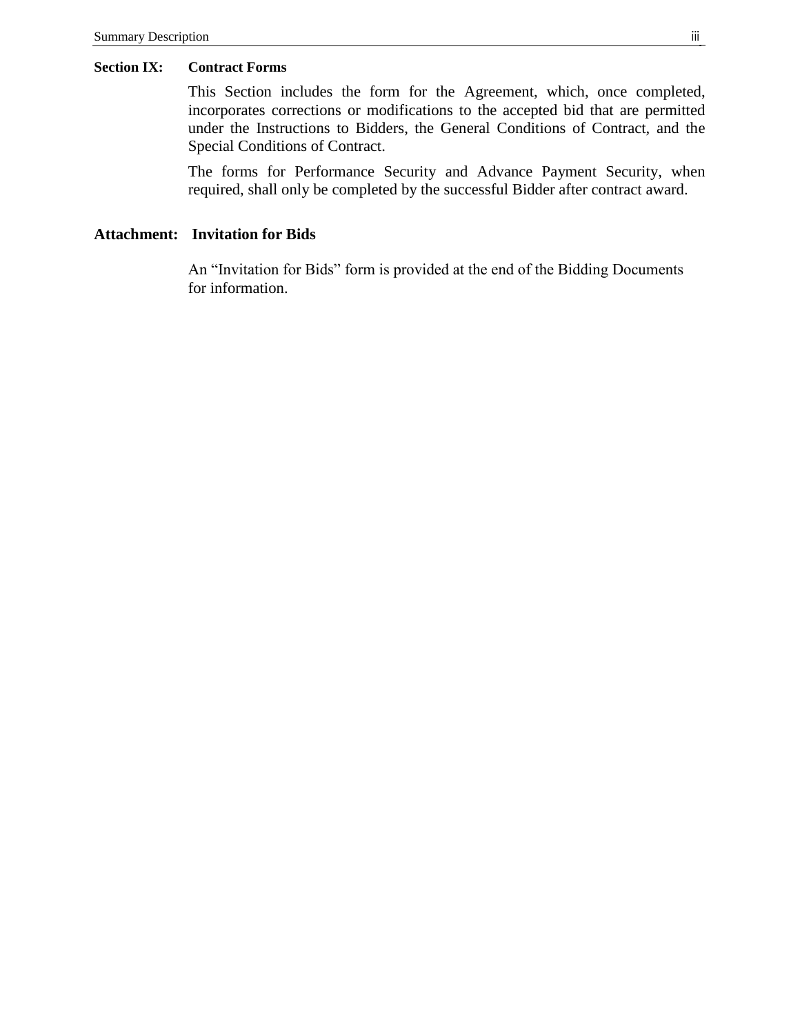**Section IX: Contract Forms**

This Section includes the form for the Agreement, which, once completed, incorporates corrections or modifications to the accepted bid that are permitted under the Instructions to Bidders, the General Conditions of Contract, and the Special Conditions of Contract.

The forms for Performance Security and Advance Payment Security, when required, shall only be completed by the successful Bidder after contract award.

**Attachment: Invitation for Bids**

An "Invitation for Bids" form is provided at the end of the Bidding Documents for information.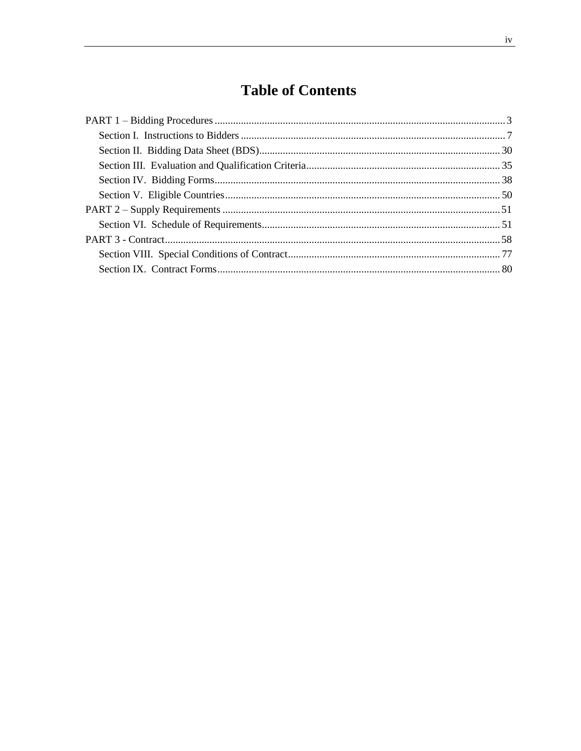# Table of Contents

PART 1 – Bidding Procedures .......... 3

- Section I. Instructions to Bidders .......... 7
- Section II. Bidding Data Sheet (BDS) .......... 30
- Section III. Evaluation and Qualification Criteria .......... 35
- Section IV. Bidding Forms .......... 38
- Section V. Eligible Countries .......... 50

PART 2 – Supply Requirements .......... 51

- Section VI. Schedule of Requirements .......... 51

PART 3 - Contract .......... 58

- Section VIII. Special Conditions of Contract .......... 77
- Section IX. Contract Forms .......... 80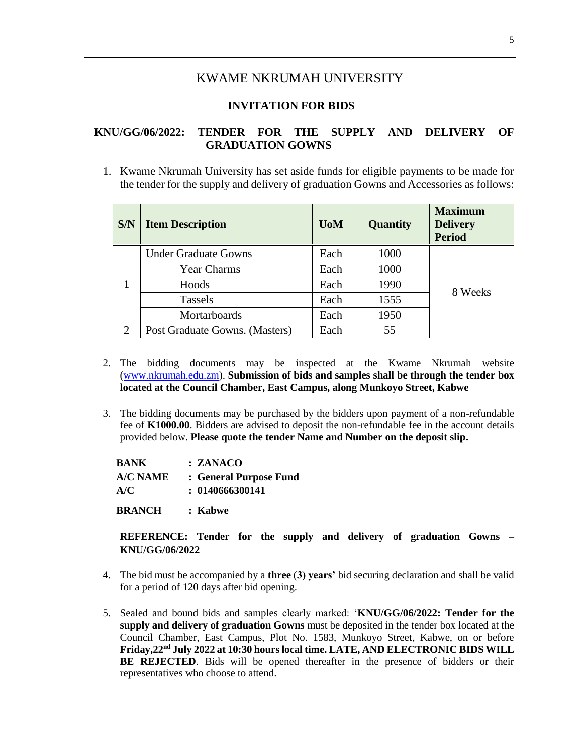# KWAME NKRUMAH UNIVERSITY

## INVITATION FOR BIDS

### KNU/GG/06/2022: TENDER FOR THE SUPPLY AND DELIVERY OF GRADUATION GOWNS

1. Kwame Nkrumah University has set aside funds for eligible payments to be made for the tender for the supply and delivery of graduation Gowns and Accessories as follows:

| S/N | Item Description | UoM | Quantity | Maximum Delivery Period |
|---|---|---|---|---|
| 1 | Under Graduate Gowns | Each | 1000 | 8 Weeks |
| | Year Charms | Each | 1000 | |
| | Hoods | Each | 1990 | |
| | Tassels | Each | 1555 | |
| | Mortarboards | Each | 1950 | |
| 2 | Post Graduate Gowns. (Masters) | Each | 55 | |

2. The bidding documents may be inspected at the Kwame Nkrumah website (www.nkrumah.edu.zm). **Submission of bids and samples shall be through the tender box located at the Council Chamber, East Campus, along Munkoyo Street, Kabwe**

3. The bidding documents may be purchased by the bidders upon payment of a non-refundable fee of **K1000.00**. Bidders are advised to deposit the non-refundable fee in the account details provided below. **Please quote the tender Name and Number on the deposit slip.**

   **BANK : ZANACO**
   **A/C NAME : General Purpose Fund**
   **A/C : 0140666300141**
   **BRANCH : Kabwe**

   **REFERENCE: Tender for the supply and delivery of graduation Gowns – KNU/GG/06/2022**

4. The bid must be accompanied by a **three (3) years'** bid securing declaration and shall be valid for a period of 120 days after bid opening.

5. Sealed and bound bids and samples clearly marked: '**KNU/GG/06/2022: Tender for the supply and delivery of graduation Gowns** must be deposited in the tender box located at the Council Chamber, East Campus, Plot No. 1583, Munkoyo Street, Kabwe, on or before **Friday,22nd July 2022 at 10:30 hours local time. LATE, AND ELECTRONIC BIDS WILL BE REJECTED**. Bids will be opened thereafter in the presence of bidders or their representatives who choose to attend.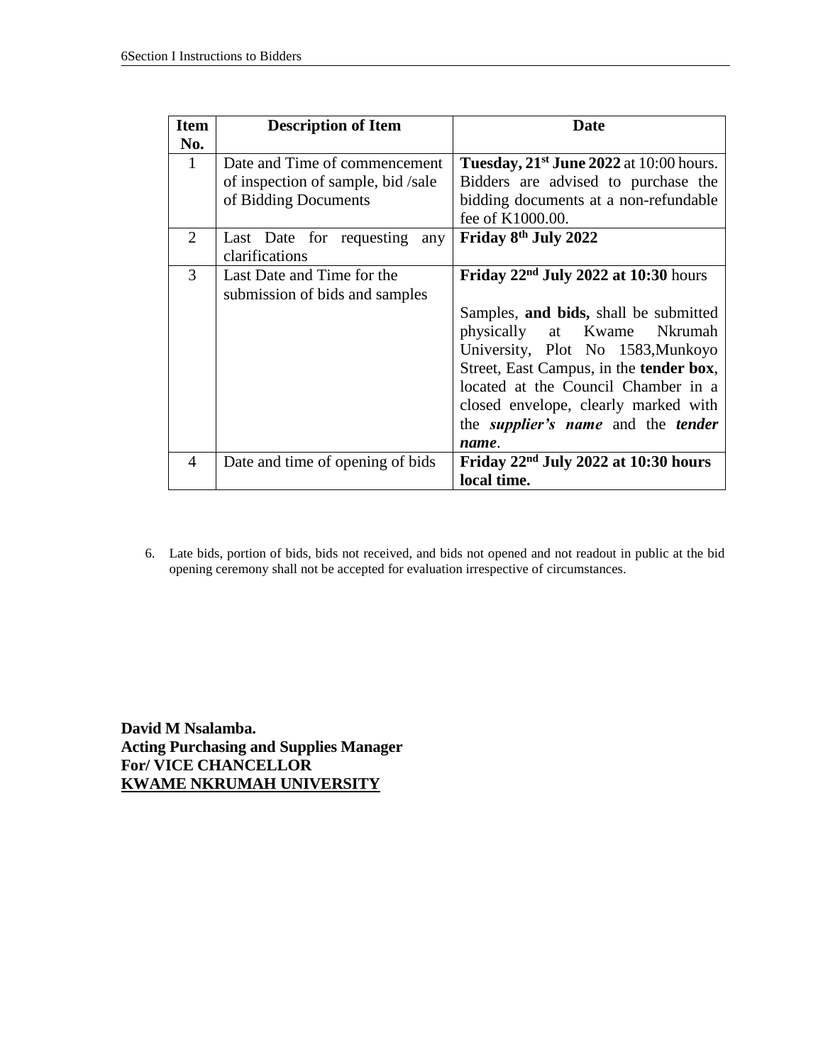| Item No. | Description of Item | Date |
|---|---|---|
| 1 | Date and Time of commencement of inspection of sample, bid /sale of Bidding Documents | **Tuesday, 21st June 2022** at 10:00 hours. Bidders are advised to purchase the bidding documents at a non-refundable fee of K1000.00. |
| 2 | Last Date for requesting any clarifications | **Friday 8th July 2022** |
| 3 | Last Date and Time for the submission of bids and samples | **Friday 22nd July 2022 at 10:30** hours<br><br>Samples, **and bids,** shall be submitted physically at Kwame Nkrumah University, Plot No 1583,Munkoyo Street, East Campus, in the **tender box**, located at the Council Chamber in a closed envelope, clearly marked with the ***supplier's name*** and the ***tender name***. |
| 4 | Date and time of opening of bids | **Friday 22nd July 2022 at 10:30 hours local time.** |

6. Late bids, portion of bids, bids not received, and bids not opened and not readout in public at the bid opening ceremony shall not be accepted for evaluation irrespective of circumstances.

**David M Nsalamba.**
**Acting Purchasing and Supplies Manager**
**For/ VICE CHANCELLOR**
**KWAME NKRUMAH UNIVERSITY**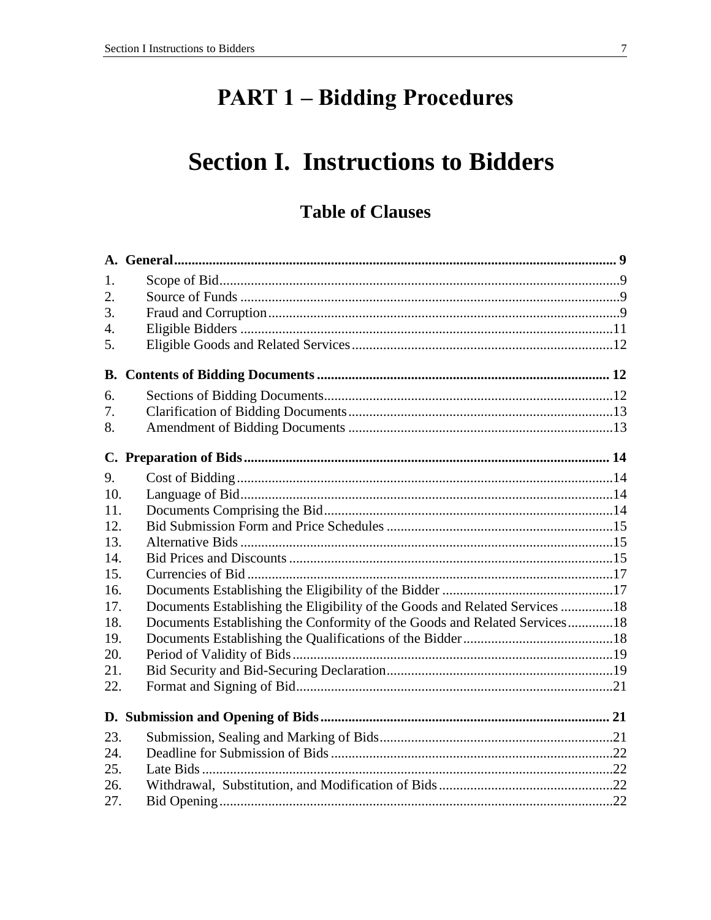# PART 1 – Bidding Procedures

# Section I. Instructions to Bidders

## Table of Clauses

**A. General** .......... **9**

1. Scope of Bid .......... 9
2. Source of Funds .......... 9
3. Fraud and Corruption .......... 9
4. Eligible Bidders .......... 11
5. Eligible Goods and Related Services .......... 12

**B. Contents of Bidding Documents** .......... **12**

6. Sections of Bidding Documents .......... 12
7. Clarification of Bidding Documents .......... 13
8. Amendment of Bidding Documents .......... 13

**C. Preparation of Bids** .......... **14**

9. Cost of Bidding .......... 14
10. Language of Bid .......... 14
11. Documents Comprising the Bid .......... 14
12. Bid Submission Form and Price Schedules .......... 15
13. Alternative Bids .......... 15
14. Bid Prices and Discounts .......... 15
15. Currencies of Bid .......... 17
16. Documents Establishing the Eligibility of the Bidder .......... 17
17. Documents Establishing the Eligibility of the Goods and Related Services .......... 18
18. Documents Establishing the Conformity of the Goods and Related Services .......... 18
19. Documents Establishing the Qualifications of the Bidder .......... 18
20. Period of Validity of Bids .......... 19
21. Bid Security and Bid-Securing Declaration .......... 19
22. Format and Signing of Bid .......... 21

**D. Submission and Opening of Bids** .......... **21**

23. Submission, Sealing and Marking of Bids .......... 21
24. Deadline for Submission of Bids .......... 22
25. Late Bids .......... 22
26. Withdrawal, Substitution, and Modification of Bids .......... 22
27. Bid Opening .......... 22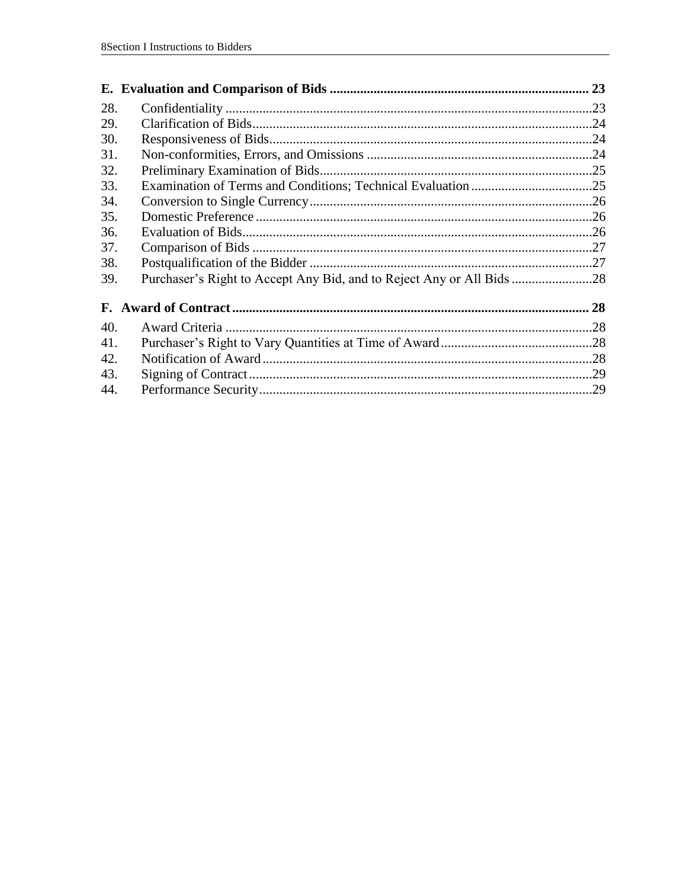**E. Evaluation and Comparison of Bids ........................................................................... 23**

28. Confidentiality ..........................................................................................................23
29. Clarification of Bids...................................................................................................24
30. Responsiveness of Bids..............................................................................................24
31. Non-conformities, Errors, and Omissions ..................................................................24
32. Preliminary Examination of Bids................................................................................25
33. Examination of Terms and Conditions; Technical Evaluation ...................................25
34. Conversion to Single Currency...................................................................................26
35. Domestic Preference ..................................................................................................26
36. Evaluation of Bids......................................................................................................26
37. Comparison of Bids ...................................................................................................27
38. Postqualification of the Bidder ..................................................................................27
39. Purchaser's Right to Accept Any Bid, and to Reject Any or All Bids .......................28

**F. Award of Contract ........................................................................................................ 28**

40. Award Criteria ...........................................................................................................28
41. Purchaser's Right to Vary Quantities at Time of Award............................................28
42. Notification of Award ................................................................................................28
43. Signing of Contract ....................................................................................................29
44. Performance Security.................................................................................................29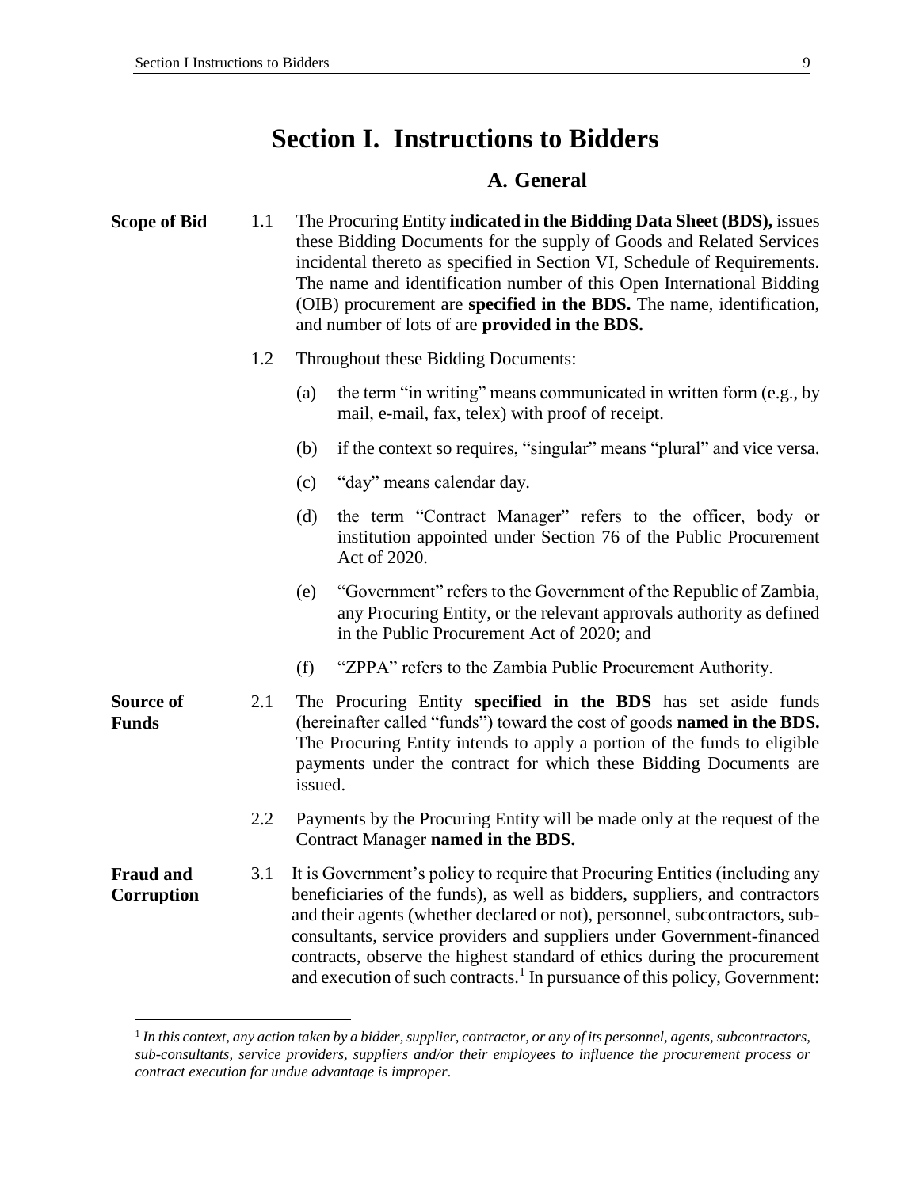# Section I. Instructions to Bidders

## A. General

**Scope of Bid**

1.1 The Procuring Entity **indicated in the Bidding Data Sheet (BDS),** issues these Bidding Documents for the supply of Goods and Related Services incidental thereto as specified in Section VI, Schedule of Requirements. The name and identification number of this Open International Bidding (OIB) procurement are **specified in the BDS.** The name, identification, and number of lots of are **provided in the BDS.**

1.2 Throughout these Bidding Documents:

(a) the term "in writing" means communicated in written form (e.g., by mail, e-mail, fax, telex) with proof of receipt.

(b) if the context so requires, "singular" means "plural" and vice versa.

(c) "day" means calendar day.

(d) the term "Contract Manager" refers to the officer, body or institution appointed under Section 76 of the Public Procurement Act of 2020.

(e) "Government" refers to the Government of the Republic of Zambia, any Procuring Entity, or the relevant approvals authority as defined in the Public Procurement Act of 2020; and

(f) "ZPPA" refers to the Zambia Public Procurement Authority.

**Source of Funds**

2.1 The Procuring Entity **specified in the BDS** has set aside funds (hereinafter called "funds") toward the cost of goods **named in the BDS.** The Procuring Entity intends to apply a portion of the funds to eligible payments under the contract for which these Bidding Documents are issued.

2.2 Payments by the Procuring Entity will be made only at the request of the Contract Manager **named in the BDS.**

**Fraud and Corruption**

3.1 It is Government's policy to require that Procuring Entities (including any beneficiaries of the funds), as well as bidders, suppliers, and contractors and their agents (whether declared or not), personnel, subcontractors, sub-consultants, service providers and suppliers under Government-financed contracts, observe the highest standard of ethics during the procurement and execution of such contracts.[1] In pursuance of this policy, Government:

---

[1] *In this context, any action taken by a bidder, supplier, contractor, or any of its personnel, agents, subcontractors, sub-consultants, service providers, suppliers and/or their employees to influence the procurement process or contract execution for undue advantage is improper.*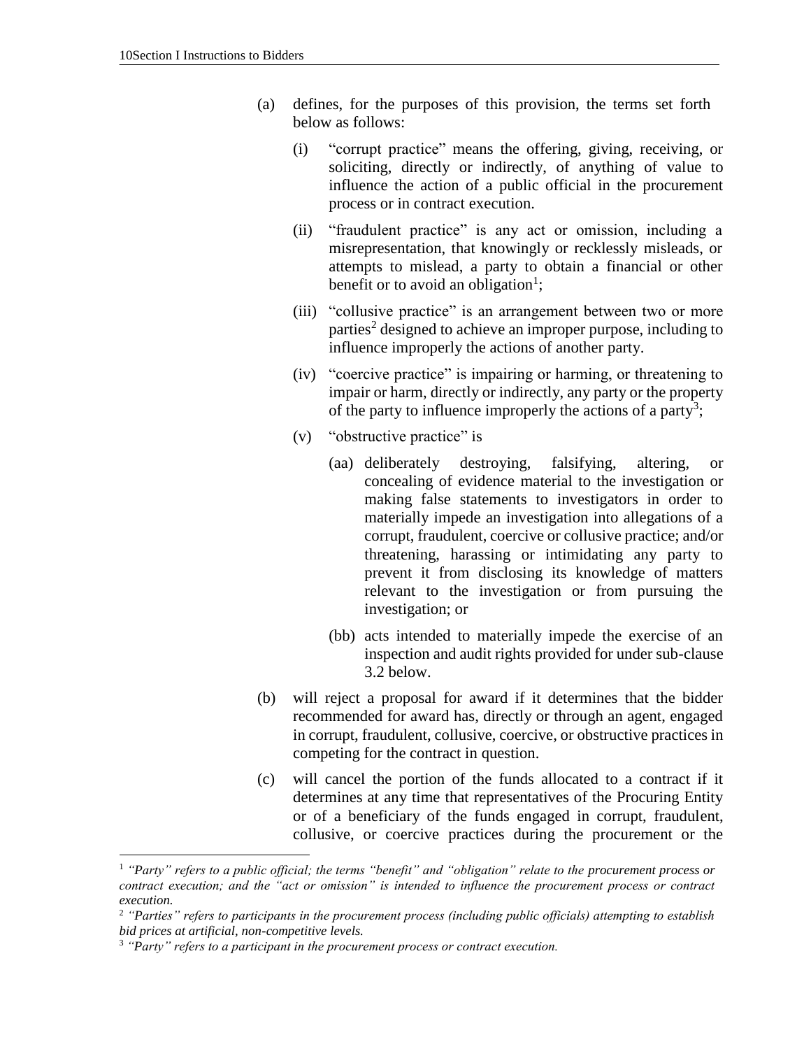(a) defines, for the purposes of this provision, the terms set forth below as follows:

   (i) "corrupt practice" means the offering, giving, receiving, or soliciting, directly or indirectly, of anything of value to influence the action of a public official in the procurement process or in contract execution.

   (ii) "fraudulent practice" is any act or omission, including a misrepresentation, that knowingly or recklessly misleads, or attempts to mislead, a party to obtain a financial or other benefit or to avoid an obligation[1];

   (iii) "collusive practice" is an arrangement between two or more parties[2] designed to achieve an improper purpose, including to influence improperly the actions of another party.

   (iv) "coercive practice" is impairing or harming, or threatening to impair or harm, directly or indirectly, any party or the property of the party to influence improperly the actions of a party[3];

   (v) "obstructive practice" is

      (aa) deliberately destroying, falsifying, altering, or concealing of evidence material to the investigation or making false statements to investigators in order to materially impede an investigation into allegations of a corrupt, fraudulent, coercive or collusive practice; and/or threatening, harassing or intimidating any party to prevent it from disclosing its knowledge of matters relevant to the investigation or from pursuing the investigation; or

      (bb) acts intended to materially impede the exercise of an inspection and audit rights provided for under sub-clause 3.2 below.

(b) will reject a proposal for award if it determines that the bidder recommended for award has, directly or through an agent, engaged in corrupt, fraudulent, collusive, coercive, or obstructive practices in competing for the contract in question.

(c) will cancel the portion of the funds allocated to a contract if it determines at any time that representatives of the Procuring Entity or of a beneficiary of the funds engaged in corrupt, fraudulent, collusive, or coercive practices during the procurement or the

---

[1] *"Party" refers to a public official; the terms "benefit" and "obligation" relate to the procurement process or contract execution; and the "act or omission" is intended to influence the procurement process or contract execution.*

[2] *"Parties" refers to participants in the procurement process (including public officials) attempting to establish bid prices at artificial, non-competitive levels.*

[3] *"Party" refers to a participant in the procurement process or contract execution.*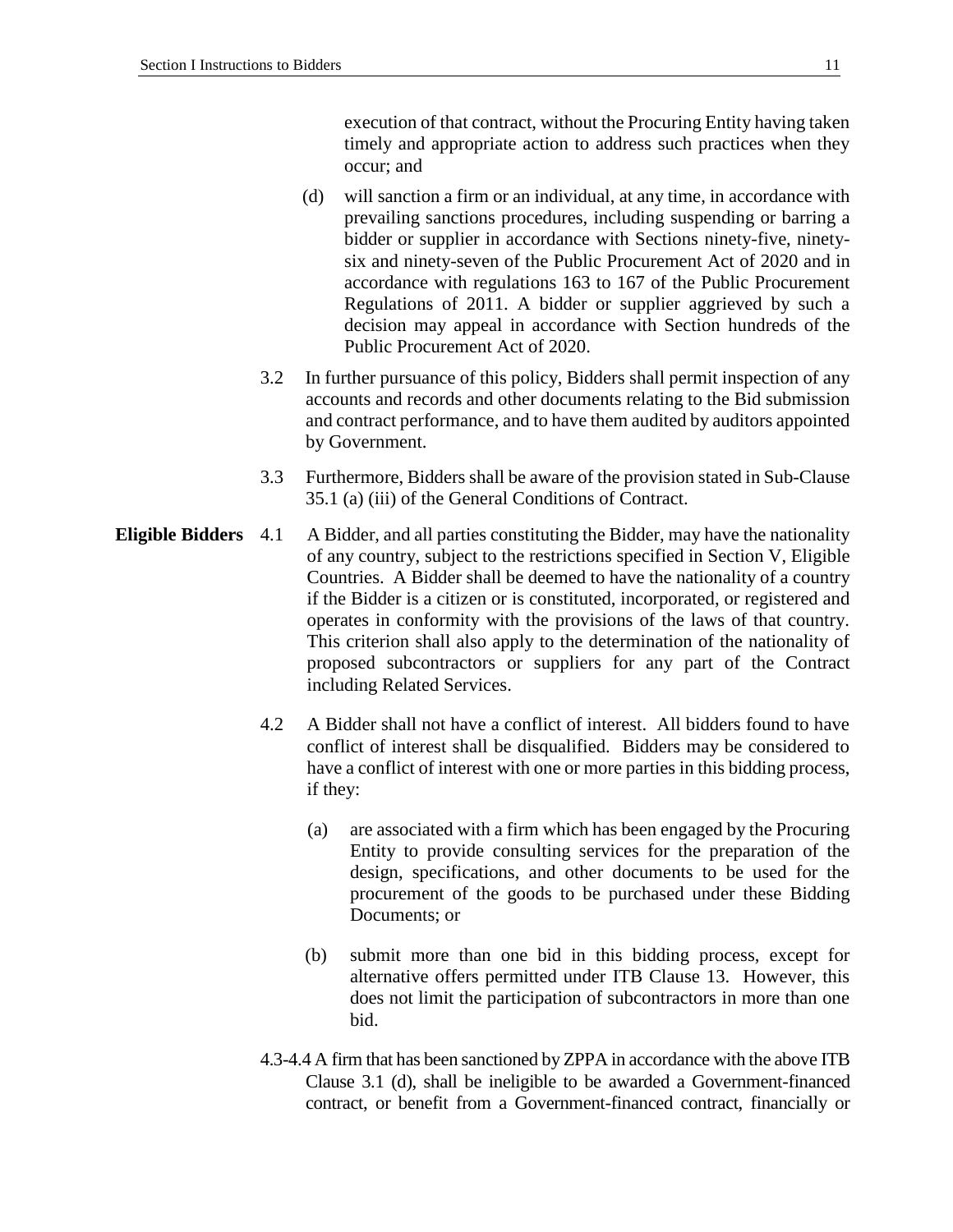execution of that contract, without the Procuring Entity having taken timely and appropriate action to address such practices when they occur; and

(d) will sanction a firm or an individual, at any time, in accordance with prevailing sanctions procedures, including suspending or barring a bidder or supplier in accordance with Sections ninety-five, ninety-six and ninety-seven of the Public Procurement Act of 2020 and in accordance with regulations 163 to 167 of the Public Procurement Regulations of 2011. A bidder or supplier aggrieved by such a decision may appeal in accordance with Section hundreds of the Public Procurement Act of 2020.

3.2 In further pursuance of this policy, Bidders shall permit inspection of any accounts and records and other documents relating to the Bid submission and contract performance, and to have them audited by auditors appointed by Government.

3.3 Furthermore, Bidders shall be aware of the provision stated in Sub-Clause 35.1 (a) (iii) of the General Conditions of Contract.

**Eligible Bidders**

4.1 A Bidder, and all parties constituting the Bidder, may have the nationality of any country, subject to the restrictions specified in Section V, Eligible Countries. A Bidder shall be deemed to have the nationality of a country if the Bidder is a citizen or is constituted, incorporated, or registered and operates in conformity with the provisions of the laws of that country. This criterion shall also apply to the determination of the nationality of proposed subcontractors or suppliers for any part of the Contract including Related Services.

4.2 A Bidder shall not have a conflict of interest. All bidders found to have conflict of interest shall be disqualified. Bidders may be considered to have a conflict of interest with one or more parties in this bidding process, if they:

(a) are associated with a firm which has been engaged by the Procuring Entity to provide consulting services for the preparation of the design, specifications, and other documents to be used for the procurement of the goods to be purchased under these Bidding Documents; or

(b) submit more than one bid in this bidding process, except for alternative offers permitted under ITB Clause 13. However, this does not limit the participation of subcontractors in more than one bid.

4.3-4.4 A firm that has been sanctioned by ZPPA in accordance with the above ITB Clause 3.1 (d), shall be ineligible to be awarded a Government-financed contract, or benefit from a Government-financed contract, financially or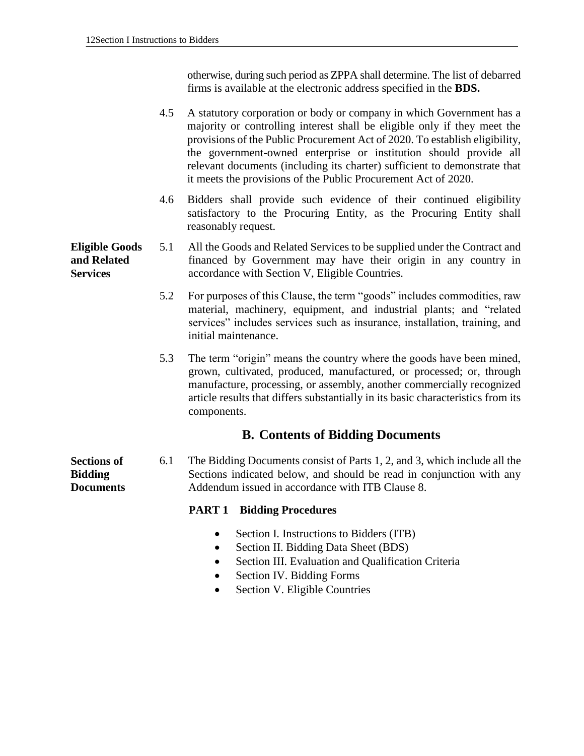otherwise, during such period as ZPPA shall determine. The list of debarred firms is available at the electronic address specified in the **BDS.**

4.5 A statutory corporation or body or company in which Government has a majority or controlling interest shall be eligible only if they meet the provisions of the Public Procurement Act of 2020. To establish eligibility, the government-owned enterprise or institution should provide all relevant documents (including its charter) sufficient to demonstrate that it meets the provisions of the Public Procurement Act of 2020.

4.6 Bidders shall provide such evidence of their continued eligibility satisfactory to the Procuring Entity, as the Procuring Entity shall reasonably request.

**Eligible Goods and Related Services**

5.1 All the Goods and Related Services to be supplied under the Contract and financed by Government may have their origin in any country in accordance with Section V, Eligible Countries.

5.2 For purposes of this Clause, the term "goods" includes commodities, raw material, machinery, equipment, and industrial plants; and "related services" includes services such as insurance, installation, training, and initial maintenance.

5.3 The term "origin" means the country where the goods have been mined, grown, cultivated, produced, manufactured, or processed; or, through manufacture, processing, or assembly, another commercially recognized article results that differs substantially in its basic characteristics from its components.

## B. Contents of Bidding Documents

**Sections of Bidding Documents**

6.1 The Bidding Documents consist of Parts 1, 2, and 3, which include all the Sections indicated below, and should be read in conjunction with any Addendum issued in accordance with ITB Clause 8.

**PART 1 Bidding Procedures**

- Section I. Instructions to Bidders (ITB)
- Section II. Bidding Data Sheet (BDS)
- Section III. Evaluation and Qualification Criteria
- Section IV. Bidding Forms
- Section V. Eligible Countries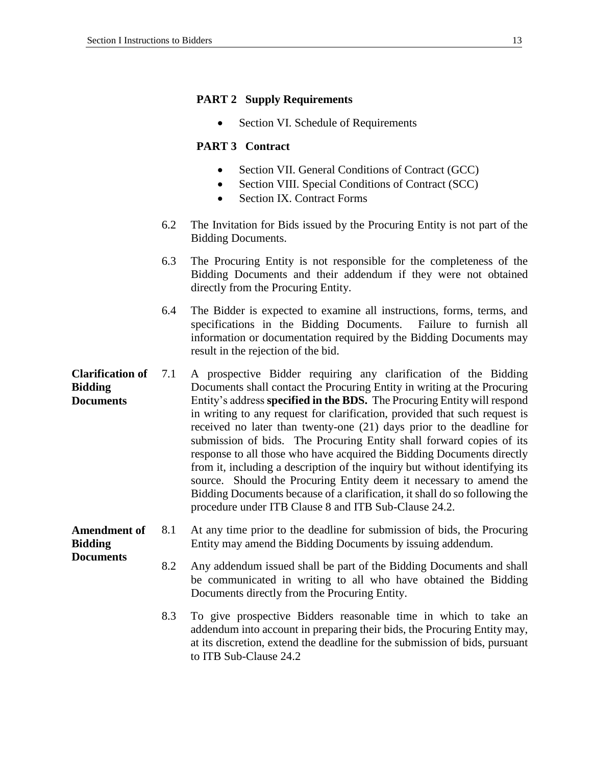**PART 2 Supply Requirements**

- Section VI. Schedule of Requirements

**PART 3 Contract**

- Section VII. General Conditions of Contract (GCC)
- Section VIII. Special Conditions of Contract (SCC)
- Section IX. Contract Forms

6.2 The Invitation for Bids issued by the Procuring Entity is not part of the Bidding Documents.

6.3 The Procuring Entity is not responsible for the completeness of the Bidding Documents and their addendum if they were not obtained directly from the Procuring Entity.

6.4 The Bidder is expected to examine all instructions, forms, terms, and specifications in the Bidding Documents. Failure to furnish all information or documentation required by the Bidding Documents may result in the rejection of the bid.

**Clarification of Bidding Documents**

7.1 A prospective Bidder requiring any clarification of the Bidding Documents shall contact the Procuring Entity in writing at the Procuring Entity's address **specified in the BDS.** The Procuring Entity will respond in writing to any request for clarification, provided that such request is received no later than twenty-one (21) days prior to the deadline for submission of bids. The Procuring Entity shall forward copies of its response to all those who have acquired the Bidding Documents directly from it, including a description of the inquiry but without identifying its source. Should the Procuring Entity deem it necessary to amend the Bidding Documents because of a clarification, it shall do so following the procedure under ITB Clause 8 and ITB Sub-Clause 24.2.

**Amendment of Bidding Documents**

8.1 At any time prior to the deadline for submission of bids, the Procuring Entity may amend the Bidding Documents by issuing addendum.

8.2 Any addendum issued shall be part of the Bidding Documents and shall be communicated in writing to all who have obtained the Bidding Documents directly from the Procuring Entity.

8.3 To give prospective Bidders reasonable time in which to take an addendum into account in preparing their bids, the Procuring Entity may, at its discretion, extend the deadline for the submission of bids, pursuant to ITB Sub-Clause 24.2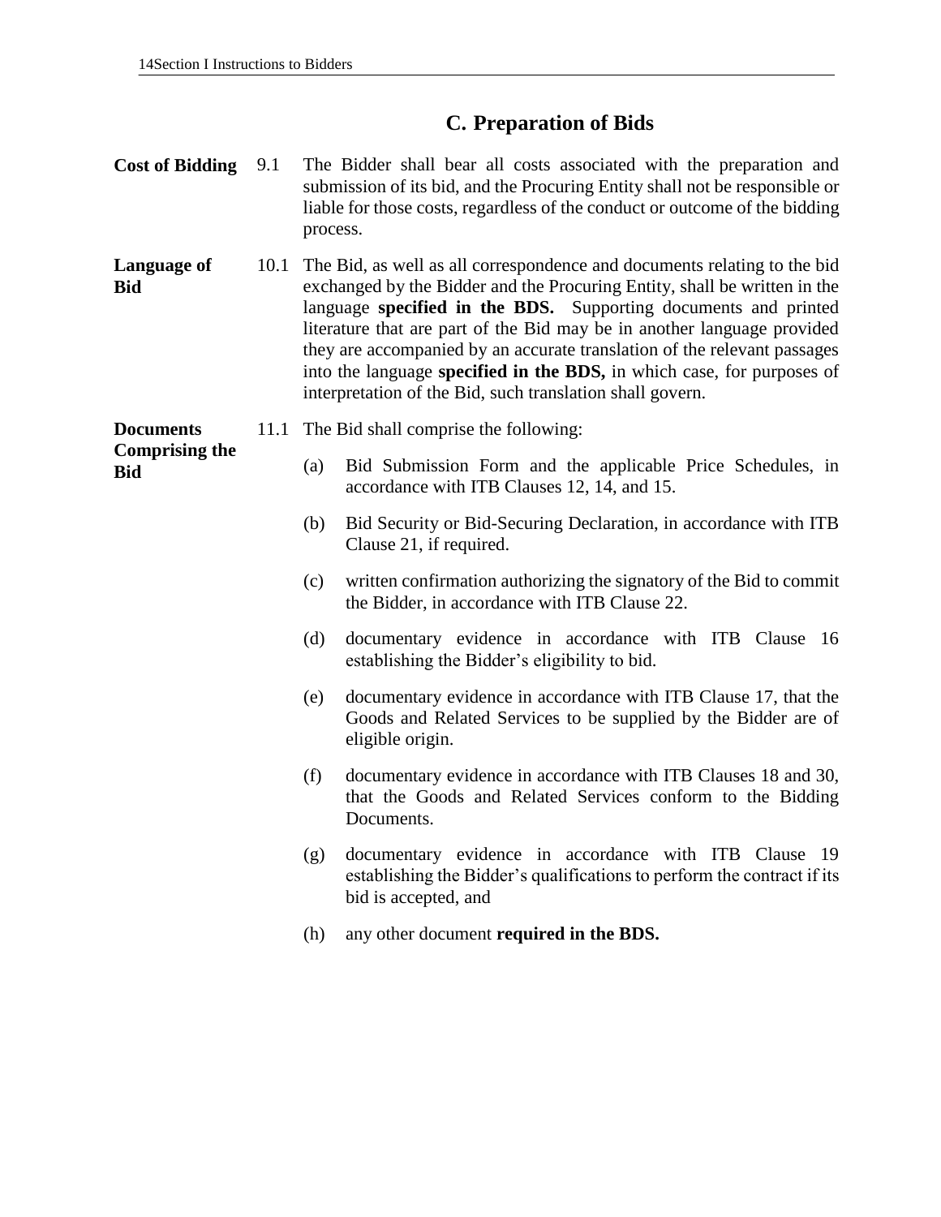## C. Preparation of Bids

**Cost of Bidding**

9.1 The Bidder shall bear all costs associated with the preparation and submission of its bid, and the Procuring Entity shall not be responsible or liable for those costs, regardless of the conduct or outcome of the bidding process.

**Language of Bid**

10.1 The Bid, as well as all correspondence and documents relating to the bid exchanged by the Bidder and the Procuring Entity, shall be written in the language **specified in the BDS.** Supporting documents and printed literature that are part of the Bid may be in another language provided they are accompanied by an accurate translation of the relevant passages into the language **specified in the BDS,** in which case, for purposes of interpretation of the Bid, such translation shall govern.

**Documents Comprising the Bid**

11.1 The Bid shall comprise the following:

(a) Bid Submission Form and the applicable Price Schedules, in accordance with ITB Clauses 12, 14, and 15.

(b) Bid Security or Bid-Securing Declaration, in accordance with ITB Clause 21, if required.

(c) written confirmation authorizing the signatory of the Bid to commit the Bidder, in accordance with ITB Clause 22.

(d) documentary evidence in accordance with ITB Clause 16 establishing the Bidder's eligibility to bid.

(e) documentary evidence in accordance with ITB Clause 17, that the Goods and Related Services to be supplied by the Bidder are of eligible origin.

(f) documentary evidence in accordance with ITB Clauses 18 and 30, that the Goods and Related Services conform to the Bidding Documents.

(g) documentary evidence in accordance with ITB Clause 19 establishing the Bidder's qualifications to perform the contract if its bid is accepted, and

(h) any other document **required in the BDS.**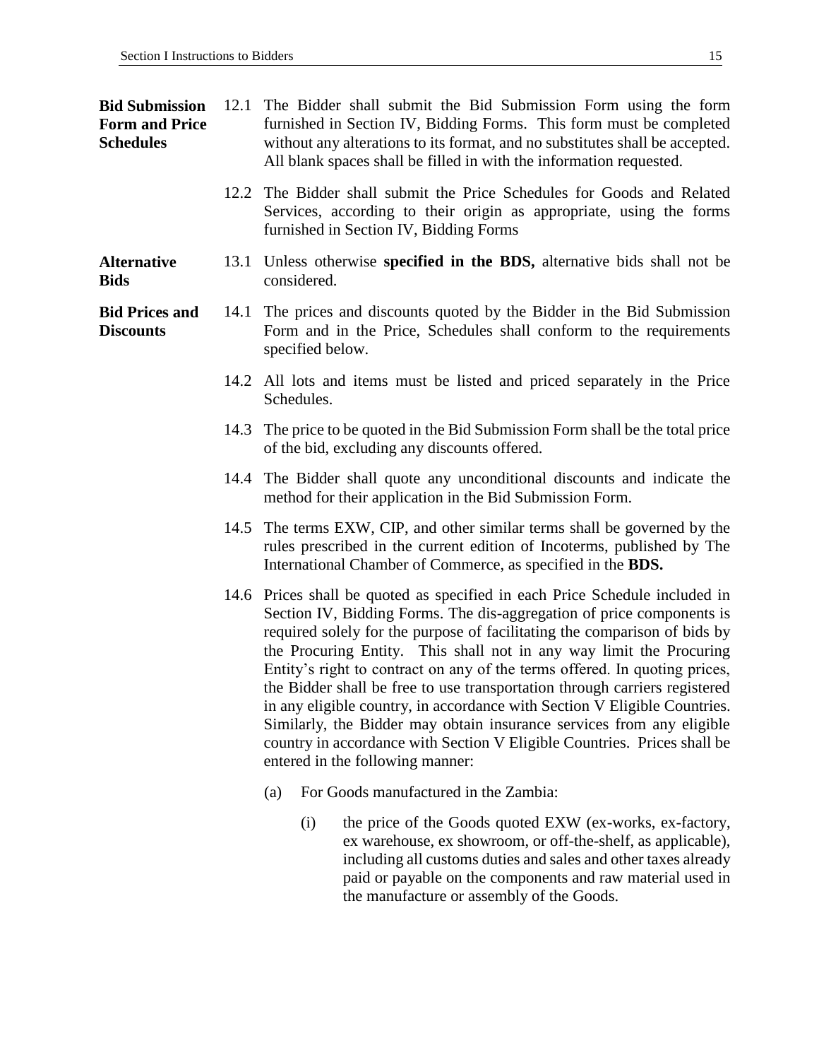**Bid Submission Form and Price Schedules**

12.1 The Bidder shall submit the Bid Submission Form using the form furnished in Section IV, Bidding Forms. This form must be completed without any alterations to its format, and no substitutes shall be accepted. All blank spaces shall be filled in with the information requested.

12.2 The Bidder shall submit the Price Schedules for Goods and Related Services, according to their origin as appropriate, using the forms furnished in Section IV, Bidding Forms

**Alternative Bids**

13.1 Unless otherwise **specified in the BDS,** alternative bids shall not be considered.

**Bid Prices and Discounts**

14.1 The prices and discounts quoted by the Bidder in the Bid Submission Form and in the Price, Schedules shall conform to the requirements specified below.

14.2 All lots and items must be listed and priced separately in the Price Schedules.

14.3 The price to be quoted in the Bid Submission Form shall be the total price of the bid, excluding any discounts offered.

14.4 The Bidder shall quote any unconditional discounts and indicate the method for their application in the Bid Submission Form.

14.5 The terms EXW, CIP, and other similar terms shall be governed by the rules prescribed in the current edition of Incoterms, published by The International Chamber of Commerce, as specified in the **BDS.**

14.6 Prices shall be quoted as specified in each Price Schedule included in Section IV, Bidding Forms. The dis-aggregation of price components is required solely for the purpose of facilitating the comparison of bids by the Procuring Entity. This shall not in any way limit the Procuring Entity's right to contract on any of the terms offered. In quoting prices, the Bidder shall be free to use transportation through carriers registered in any eligible country, in accordance with Section V Eligible Countries. Similarly, the Bidder may obtain insurance services from any eligible country in accordance with Section V Eligible Countries. Prices shall be entered in the following manner:

(a) For Goods manufactured in the Zambia:

(i) the price of the Goods quoted EXW (ex-works, ex-factory, ex warehouse, ex showroom, or off-the-shelf, as applicable), including all customs duties and sales and other taxes already paid or payable on the components and raw material used in the manufacture or assembly of the Goods.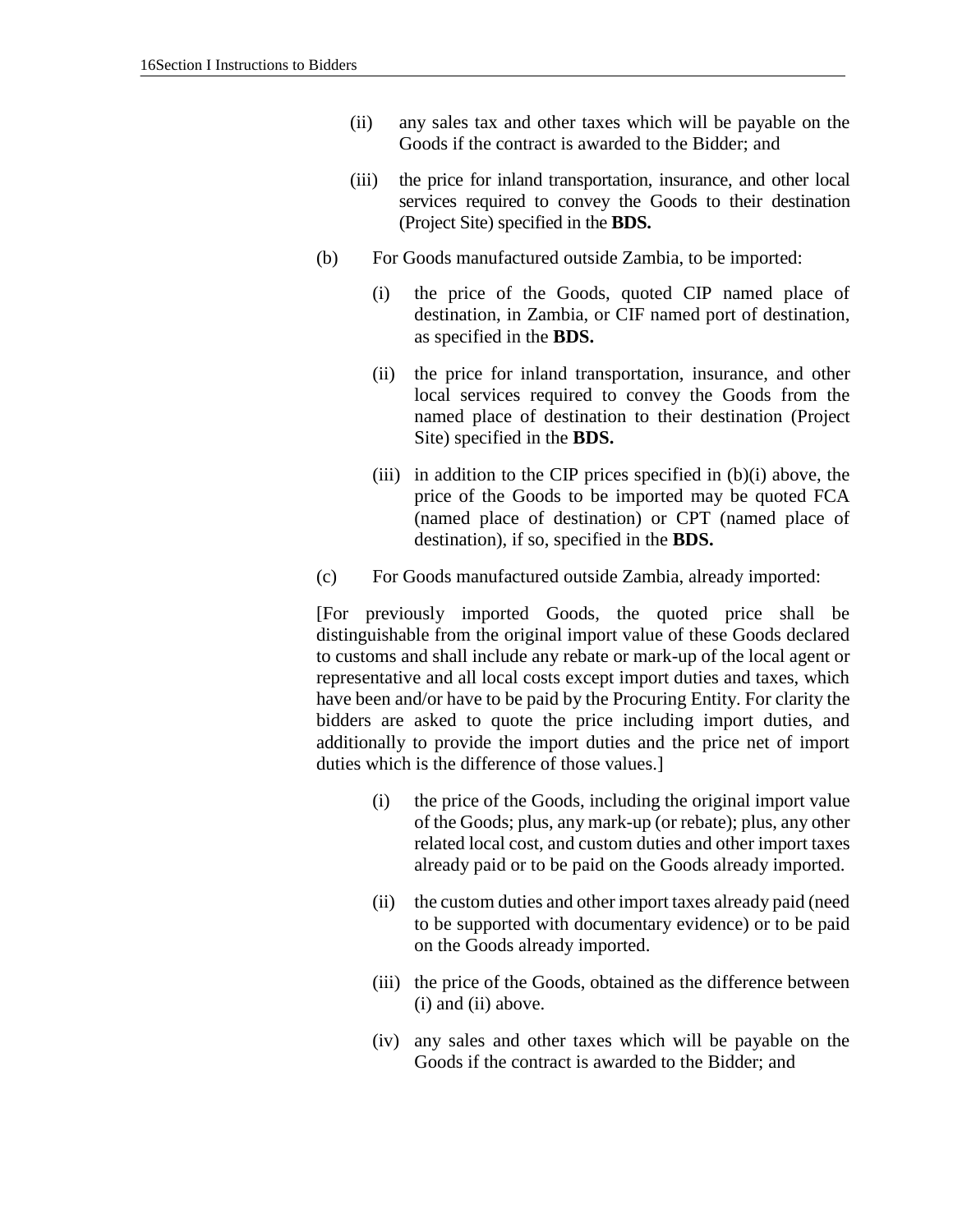(ii) any sales tax and other taxes which will be payable on the Goods if the contract is awarded to the Bidder; and

(iii) the price for inland transportation, insurance, and other local services required to convey the Goods to their destination (Project Site) specified in the **BDS.**

(b) For Goods manufactured outside Zambia, to be imported:

(i) the price of the Goods, quoted CIP named place of destination, in Zambia, or CIF named port of destination, as specified in the **BDS.**

(ii) the price for inland transportation, insurance, and other local services required to convey the Goods from the named place of destination to their destination (Project Site) specified in the **BDS.**

(iii) in addition to the CIP prices specified in (b)(i) above, the price of the Goods to be imported may be quoted FCA (named place of destination) or CPT (named place of destination), if so, specified in the **BDS.**

(c) For Goods manufactured outside Zambia, already imported:

[For previously imported Goods, the quoted price shall be distinguishable from the original import value of these Goods declared to customs and shall include any rebate or mark-up of the local agent or representative and all local costs except import duties and taxes, which have been and/or have to be paid by the Procuring Entity. For clarity the bidders are asked to quote the price including import duties, and additionally to provide the import duties and the price net of import duties which is the difference of those values.]

(i) the price of the Goods, including the original import value of the Goods; plus, any mark-up (or rebate); plus, any other related local cost, and custom duties and other import taxes already paid or to be paid on the Goods already imported.

(ii) the custom duties and other import taxes already paid (need to be supported with documentary evidence) or to be paid on the Goods already imported.

(iii) the price of the Goods, obtained as the difference between (i) and (ii) above.

(iv) any sales and other taxes which will be payable on the Goods if the contract is awarded to the Bidder; and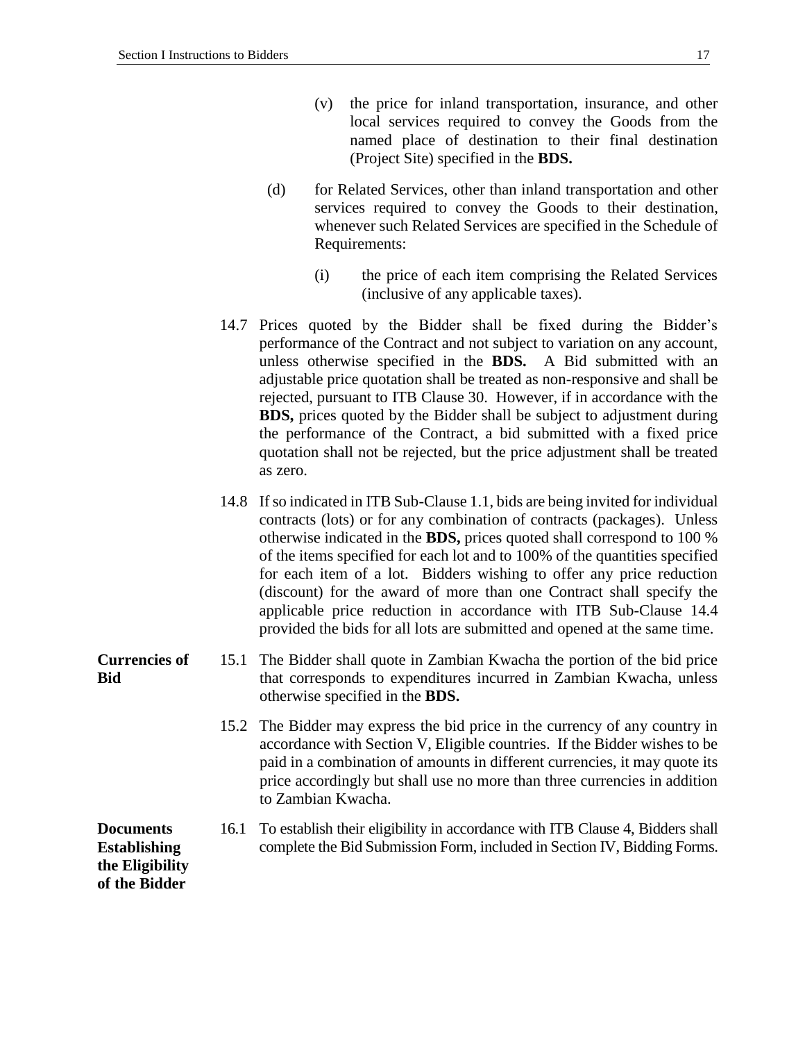(v) the price for inland transportation, insurance, and other local services required to convey the Goods from the named place of destination to their final destination (Project Site) specified in the **BDS.**

(d) for Related Services, other than inland transportation and other services required to convey the Goods to their destination, whenever such Related Services are specified in the Schedule of Requirements:

(i) the price of each item comprising the Related Services (inclusive of any applicable taxes).

14.7 Prices quoted by the Bidder shall be fixed during the Bidder's performance of the Contract and not subject to variation on any account, unless otherwise specified in the **BDS.** A Bid submitted with an adjustable price quotation shall be treated as non-responsive and shall be rejected, pursuant to ITB Clause 30. However, if in accordance with the **BDS,** prices quoted by the Bidder shall be subject to adjustment during the performance of the Contract, a bid submitted with a fixed price quotation shall not be rejected, but the price adjustment shall be treated as zero.

14.8 If so indicated in ITB Sub-Clause 1.1, bids are being invited for individual contracts (lots) or for any combination of contracts (packages). Unless otherwise indicated in the **BDS,** prices quoted shall correspond to 100 % of the items specified for each lot and to 100% of the quantities specified for each item of a lot. Bidders wishing to offer any price reduction (discount) for the award of more than one Contract shall specify the applicable price reduction in accordance with ITB Sub-Clause 14.4 provided the bids for all lots are submitted and opened at the same time.

**Currencies of Bid**

15.1 The Bidder shall quote in Zambian Kwacha the portion of the bid price that corresponds to expenditures incurred in Zambian Kwacha, unless otherwise specified in the **BDS.**

15.2 The Bidder may express the bid price in the currency of any country in accordance with Section V, Eligible countries. If the Bidder wishes to be paid in a combination of amounts in different currencies, it may quote its price accordingly but shall use no more than three currencies in addition to Zambian Kwacha.

**Documents Establishing the Eligibility of the Bidder**

16.1 To establish their eligibility in accordance with ITB Clause 4, Bidders shall complete the Bid Submission Form, included in Section IV, Bidding Forms.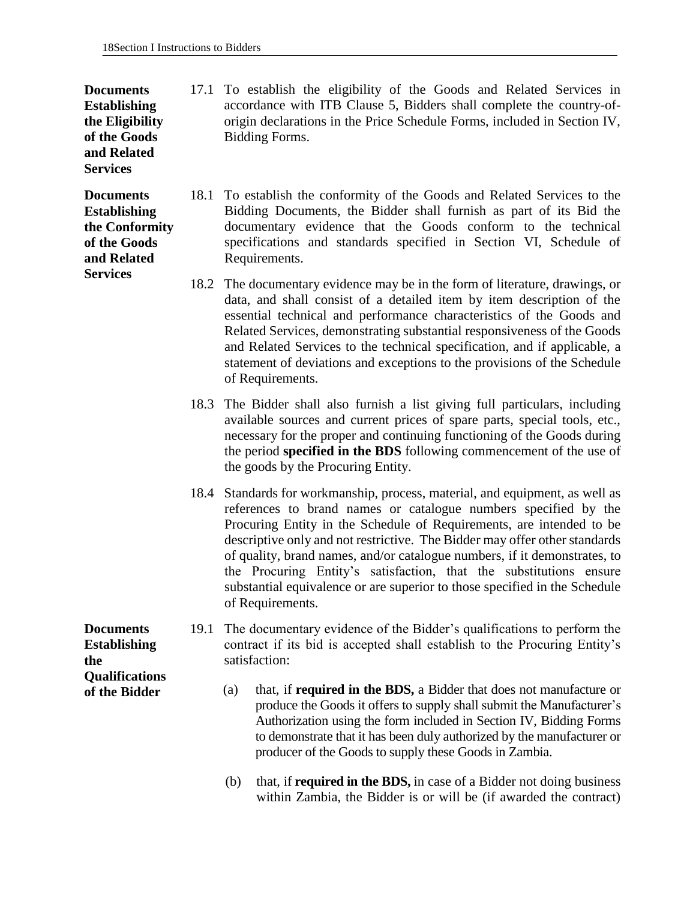**Documents Establishing the Eligibility of the Goods and Related Services**

17.1 To establish the eligibility of the Goods and Related Services in accordance with ITB Clause 5, Bidders shall complete the country-of-origin declarations in the Price Schedule Forms, included in Section IV, Bidding Forms.

**Documents Establishing the Conformity of the Goods and Related Services**

18.1 To establish the conformity of the Goods and Related Services to the Bidding Documents, the Bidder shall furnish as part of its Bid the documentary evidence that the Goods conform to the technical specifications and standards specified in Section VI, Schedule of Requirements.

18.2 The documentary evidence may be in the form of literature, drawings, or data, and shall consist of a detailed item by item description of the essential technical and performance characteristics of the Goods and Related Services, demonstrating substantial responsiveness of the Goods and Related Services to the technical specification, and if applicable, a statement of deviations and exceptions to the provisions of the Schedule of Requirements.

18.3 The Bidder shall also furnish a list giving full particulars, including available sources and current prices of spare parts, special tools, etc., necessary for the proper and continuing functioning of the Goods during the period **specified in the BDS** following commencement of the use of the goods by the Procuring Entity.

18.4 Standards for workmanship, process, material, and equipment, as well as references to brand names or catalogue numbers specified by the Procuring Entity in the Schedule of Requirements, are intended to be descriptive only and not restrictive. The Bidder may offer other standards of quality, brand names, and/or catalogue numbers, if it demonstrates, to the Procuring Entity's satisfaction, that the substitutions ensure substantial equivalence or are superior to those specified in the Schedule of Requirements.

**Documents Establishing the Qualifications of the Bidder**

19.1 The documentary evidence of the Bidder's qualifications to perform the contract if its bid is accepted shall establish to the Procuring Entity's satisfaction:

(a) that, if **required in the BDS,** a Bidder that does not manufacture or produce the Goods it offers to supply shall submit the Manufacturer's Authorization using the form included in Section IV, Bidding Forms to demonstrate that it has been duly authorized by the manufacturer or producer of the Goods to supply these Goods in Zambia.

(b) that, if **required in the BDS,** in case of a Bidder not doing business within Zambia, the Bidder is or will be (if awarded the contract)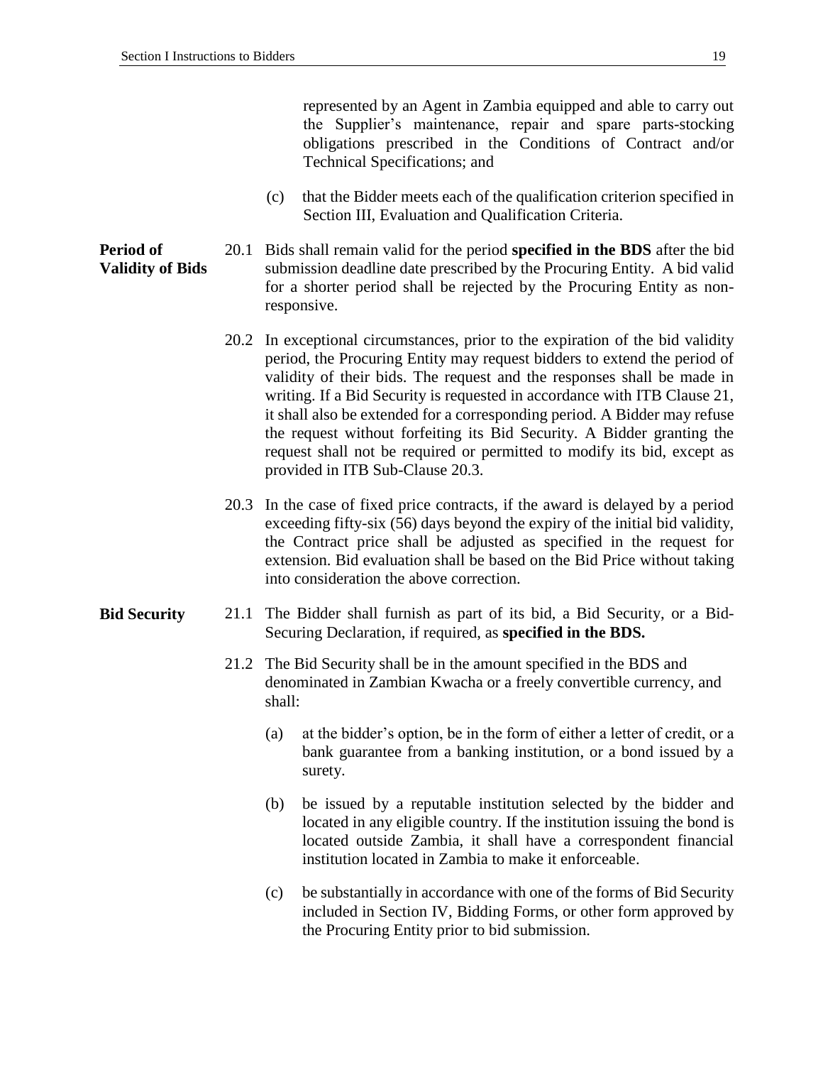represented by an Agent in Zambia equipped and able to carry out the Supplier's maintenance, repair and spare parts-stocking obligations prescribed in the Conditions of Contract and/or Technical Specifications; and

(c) that the Bidder meets each of the qualification criterion specified in Section III, Evaluation and Qualification Criteria.

**Period of Validity of Bids**

20.1 Bids shall remain valid for the period **specified in the BDS** after the bid submission deadline date prescribed by the Procuring Entity. A bid valid for a shorter period shall be rejected by the Procuring Entity as non-responsive.

20.2 In exceptional circumstances, prior to the expiration of the bid validity period, the Procuring Entity may request bidders to extend the period of validity of their bids. The request and the responses shall be made in writing. If a Bid Security is requested in accordance with ITB Clause 21, it shall also be extended for a corresponding period. A Bidder may refuse the request without forfeiting its Bid Security. A Bidder granting the request shall not be required or permitted to modify its bid, except as provided in ITB Sub-Clause 20.3.

20.3 In the case of fixed price contracts, if the award is delayed by a period exceeding fifty-six (56) days beyond the expiry of the initial bid validity, the Contract price shall be adjusted as specified in the request for extension. Bid evaluation shall be based on the Bid Price without taking into consideration the above correction.

**Bid Security**

21.1 The Bidder shall furnish as part of its bid, a Bid Security, or a Bid-Securing Declaration, if required, as **specified in the BDS.**

21.2 The Bid Security shall be in the amount specified in the BDS and denominated in Zambian Kwacha or a freely convertible currency, and shall:

(a) at the bidder's option, be in the form of either a letter of credit, or a bank guarantee from a banking institution, or a bond issued by a surety.

(b) be issued by a reputable institution selected by the bidder and located in any eligible country. If the institution issuing the bond is located outside Zambia, it shall have a correspondent financial institution located in Zambia to make it enforceable.

(c) be substantially in accordance with one of the forms of Bid Security included in Section IV, Bidding Forms, or other form approved by the Procuring Entity prior to bid submission.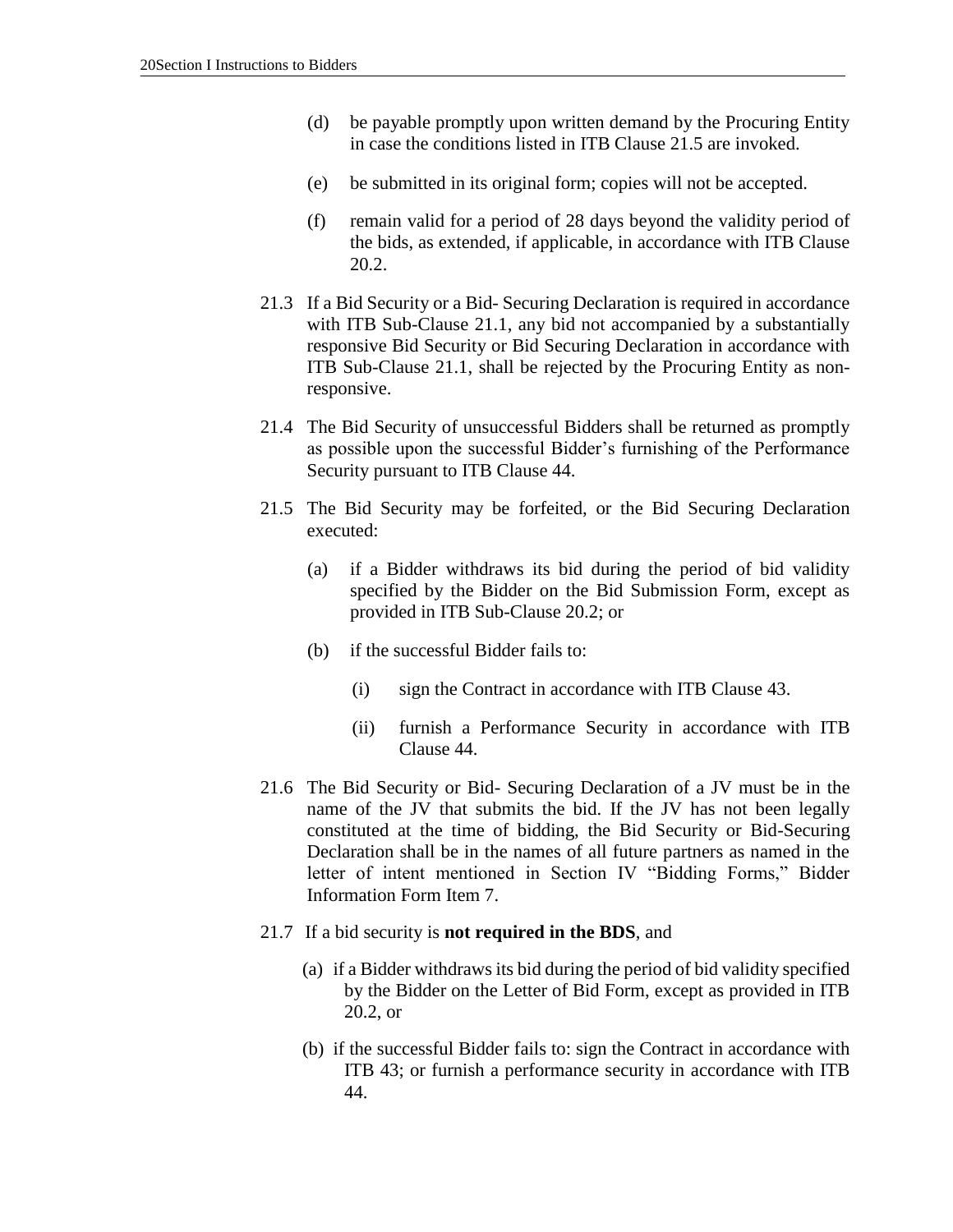(d) be payable promptly upon written demand by the Procuring Entity in case the conditions listed in ITB Clause 21.5 are invoked.

(e) be submitted in its original form; copies will not be accepted.

(f) remain valid for a period of 28 days beyond the validity period of the bids, as extended, if applicable, in accordance with ITB Clause 20.2.

21.3 If a Bid Security or a Bid- Securing Declaration is required in accordance with ITB Sub-Clause 21.1, any bid not accompanied by a substantially responsive Bid Security or Bid Securing Declaration in accordance with ITB Sub-Clause 21.1, shall be rejected by the Procuring Entity as non-responsive.

21.4 The Bid Security of unsuccessful Bidders shall be returned as promptly as possible upon the successful Bidder's furnishing of the Performance Security pursuant to ITB Clause 44.

21.5 The Bid Security may be forfeited, or the Bid Securing Declaration executed:

(a) if a Bidder withdraws its bid during the period of bid validity specified by the Bidder on the Bid Submission Form, except as provided in ITB Sub-Clause 20.2; or

(b) if the successful Bidder fails to:

(i) sign the Contract in accordance with ITB Clause 43.

(ii) furnish a Performance Security in accordance with ITB Clause 44.

21.6 The Bid Security or Bid- Securing Declaration of a JV must be in the name of the JV that submits the bid. If the JV has not been legally constituted at the time of bidding, the Bid Security or Bid-Securing Declaration shall be in the names of all future partners as named in the letter of intent mentioned in Section IV "Bidding Forms," Bidder Information Form Item 7.

21.7 If a bid security is **not required in the BDS**, and

(a) if a Bidder withdraws its bid during the period of bid validity specified by the Bidder on the Letter of Bid Form, except as provided in ITB 20.2, or

(b) if the successful Bidder fails to: sign the Contract in accordance with ITB 43; or furnish a performance security in accordance with ITB 44.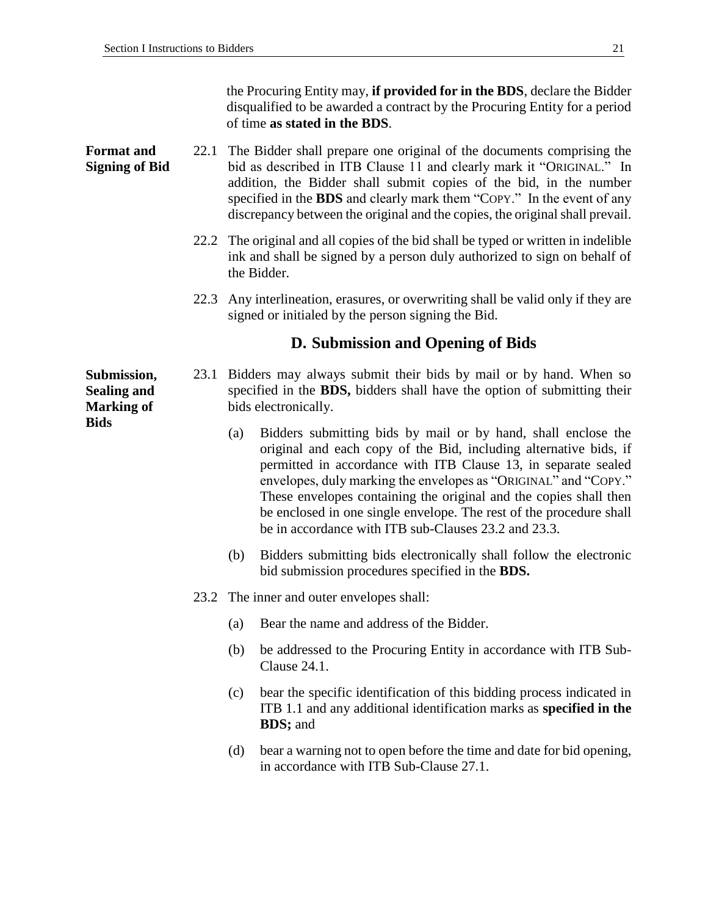the Procuring Entity may, **if provided for in the BDS**, declare the Bidder disqualified to be awarded a contract by the Procuring Entity for a period of time **as stated in the BDS**.

**Format and Signing of Bid**

22.1 The Bidder shall prepare one original of the documents comprising the bid as described in ITB Clause 11 and clearly mark it "ORIGINAL." In addition, the Bidder shall submit copies of the bid, in the number specified in the **BDS** and clearly mark them "COPY." In the event of any discrepancy between the original and the copies, the original shall prevail.

22.2 The original and all copies of the bid shall be typed or written in indelible ink and shall be signed by a person duly authorized to sign on behalf of the Bidder.

22.3 Any interlineation, erasures, or overwriting shall be valid only if they are signed or initialed by the person signing the Bid.

## D. Submission and Opening of Bids

**Submission, Sealing and Marking of Bids**

23.1 Bidders may always submit their bids by mail or by hand. When so specified in the **BDS,** bidders shall have the option of submitting their bids electronically.

(a) Bidders submitting bids by mail or by hand, shall enclose the original and each copy of the Bid, including alternative bids, if permitted in accordance with ITB Clause 13, in separate sealed envelopes, duly marking the envelopes as "ORIGINAL" and "COPY." These envelopes containing the original and the copies shall then be enclosed in one single envelope. The rest of the procedure shall be in accordance with ITB sub-Clauses 23.2 and 23.3.

(b) Bidders submitting bids electronically shall follow the electronic bid submission procedures specified in the **BDS.**

23.2 The inner and outer envelopes shall:

(a) Bear the name and address of the Bidder.

(b) be addressed to the Procuring Entity in accordance with ITB Sub-Clause 24.1.

(c) bear the specific identification of this bidding process indicated in ITB 1.1 and any additional identification marks as **specified in the BDS;** and

(d) bear a warning not to open before the time and date for bid opening, in accordance with ITB Sub-Clause 27.1.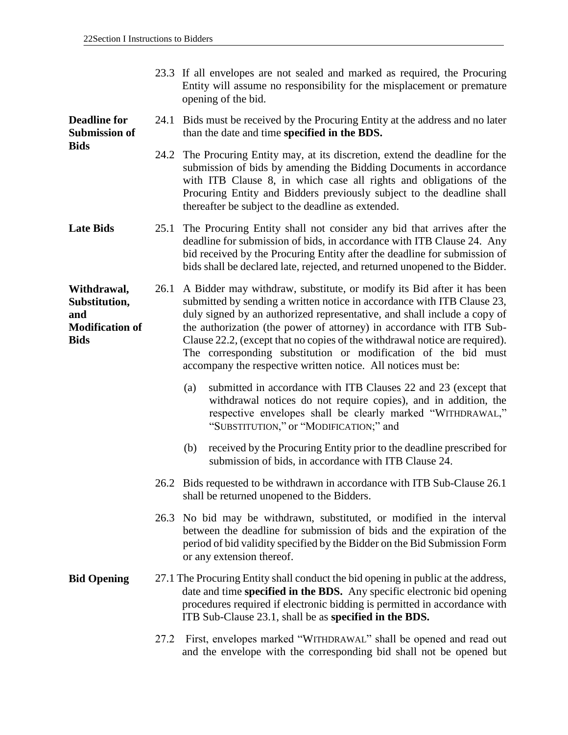23.3 If all envelopes are not sealed and marked as required, the Procuring Entity will assume no responsibility for the misplacement or premature opening of the bid.

**Deadline for Submission of Bids**

24.1 Bids must be received by the Procuring Entity at the address and no later than the date and time **specified in the BDS.**

24.2 The Procuring Entity may, at its discretion, extend the deadline for the submission of bids by amending the Bidding Documents in accordance with ITB Clause 8, in which case all rights and obligations of the Procuring Entity and Bidders previously subject to the deadline shall thereafter be subject to the deadline as extended.

**Late Bids**

25.1 The Procuring Entity shall not consider any bid that arrives after the deadline for submission of bids, in accordance with ITB Clause 24. Any bid received by the Procuring Entity after the deadline for submission of bids shall be declared late, rejected, and returned unopened to the Bidder.

**Withdrawal, Substitution, and Modification of Bids**

26.1 A Bidder may withdraw, substitute, or modify its Bid after it has been submitted by sending a written notice in accordance with ITB Clause 23, duly signed by an authorized representative, and shall include a copy of the authorization (the power of attorney) in accordance with ITB Sub-Clause 22.2, (except that no copies of the withdrawal notice are required). The corresponding substitution or modification of the bid must accompany the respective written notice. All notices must be:

(a) submitted in accordance with ITB Clauses 22 and 23 (except that withdrawal notices do not require copies), and in addition, the respective envelopes shall be clearly marked "WITHDRAWAL," "SUBSTITUTION," or "MODIFICATION;" and

(b) received by the Procuring Entity prior to the deadline prescribed for submission of bids, in accordance with ITB Clause 24.

26.2 Bids requested to be withdrawn in accordance with ITB Sub-Clause 26.1 shall be returned unopened to the Bidders.

26.3 No bid may be withdrawn, substituted, or modified in the interval between the deadline for submission of bids and the expiration of the period of bid validity specified by the Bidder on the Bid Submission Form or any extension thereof.

**Bid Opening**

27.1 The Procuring Entity shall conduct the bid opening in public at the address, date and time **specified in the BDS.** Any specific electronic bid opening procedures required if electronic bidding is permitted in accordance with ITB Sub-Clause 23.1, shall be as **specified in the BDS.**

27.2 First, envelopes marked "WITHDRAWAL" shall be opened and read out and the envelope with the corresponding bid shall not be opened but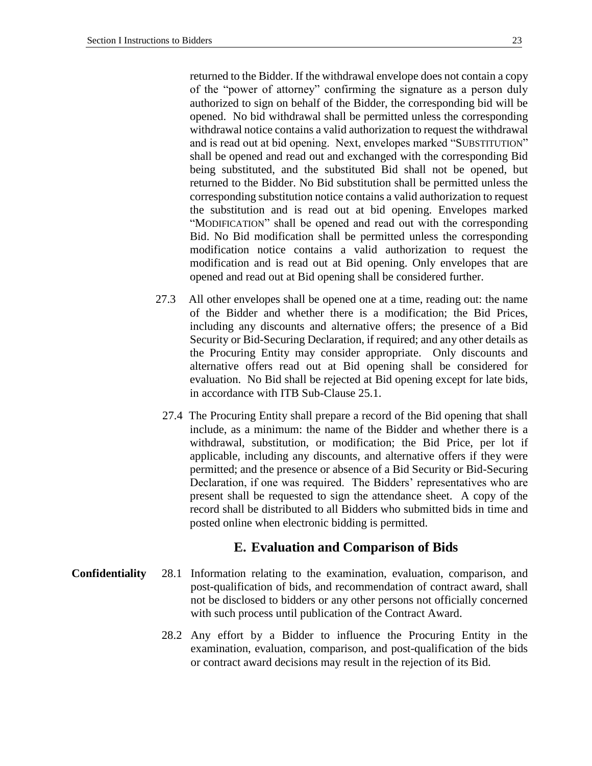returned to the Bidder. If the withdrawal envelope does not contain a copy of the "power of attorney" confirming the signature as a person duly authorized to sign on behalf of the Bidder, the corresponding bid will be opened. No bid withdrawal shall be permitted unless the corresponding withdrawal notice contains a valid authorization to request the withdrawal and is read out at bid opening. Next, envelopes marked "SUBSTITUTION" shall be opened and read out and exchanged with the corresponding Bid being substituted, and the substituted Bid shall not be opened, but returned to the Bidder. No Bid substitution shall be permitted unless the corresponding substitution notice contains a valid authorization to request the substitution and is read out at bid opening. Envelopes marked "MODIFICATION" shall be opened and read out with the corresponding Bid. No Bid modification shall be permitted unless the corresponding modification notice contains a valid authorization to request the modification and is read out at Bid opening. Only envelopes that are opened and read out at Bid opening shall be considered further.

27.3 All other envelopes shall be opened one at a time, reading out: the name of the Bidder and whether there is a modification; the Bid Prices, including any discounts and alternative offers; the presence of a Bid Security or Bid-Securing Declaration, if required; and any other details as the Procuring Entity may consider appropriate. Only discounts and alternative offers read out at Bid opening shall be considered for evaluation. No Bid shall be rejected at Bid opening except for late bids, in accordance with ITB Sub-Clause 25.1.

27.4 The Procuring Entity shall prepare a record of the Bid opening that shall include, as a minimum: the name of the Bidder and whether there is a withdrawal, substitution, or modification; the Bid Price, per lot if applicable, including any discounts, and alternative offers if they were permitted; and the presence or absence of a Bid Security or Bid-Securing Declaration, if one was required. The Bidders' representatives who are present shall be requested to sign the attendance sheet. A copy of the record shall be distributed to all Bidders who submitted bids in time and posted online when electronic bidding is permitted.

## E. Evaluation and Comparison of Bids

**Confidentiality**

28.1 Information relating to the examination, evaluation, comparison, and post-qualification of bids, and recommendation of contract award, shall not be disclosed to bidders or any other persons not officially concerned with such process until publication of the Contract Award.

28.2 Any effort by a Bidder to influence the Procuring Entity in the examination, evaluation, comparison, and post-qualification of the bids or contract award decisions may result in the rejection of its Bid.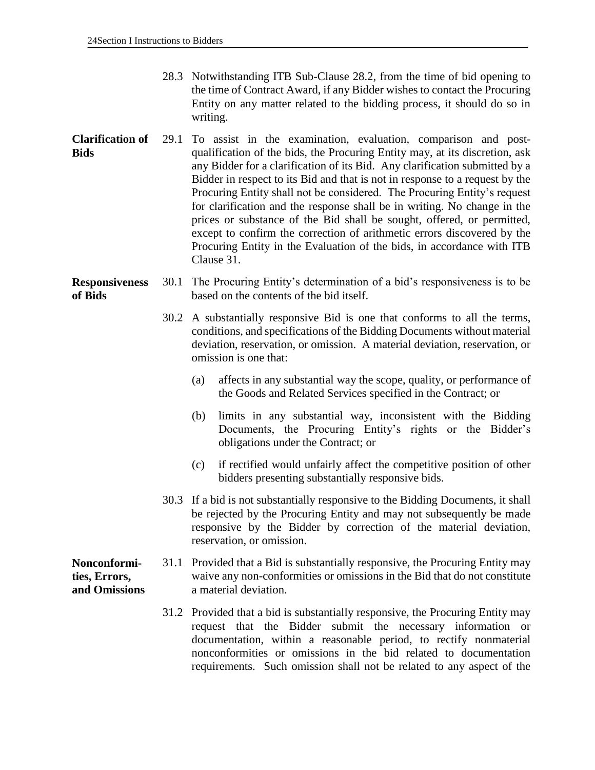28.3 Notwithstanding ITB Sub-Clause 28.2, from the time of bid opening to the time of Contract Award, if any Bidder wishes to contact the Procuring Entity on any matter related to the bidding process, it should do so in writing.

**Clarification of Bids**

29.1 To assist in the examination, evaluation, comparison and post-qualification of the bids, the Procuring Entity may, at its discretion, ask any Bidder for a clarification of its Bid. Any clarification submitted by a Bidder in respect to its Bid and that is not in response to a request by the Procuring Entity shall not be considered. The Procuring Entity's request for clarification and the response shall be in writing. No change in the prices or substance of the Bid shall be sought, offered, or permitted, except to confirm the correction of arithmetic errors discovered by the Procuring Entity in the Evaluation of the bids, in accordance with ITB Clause 31.

**Responsiveness of Bids**

30.1 The Procuring Entity's determination of a bid's responsiveness is to be based on the contents of the bid itself.

30.2 A substantially responsive Bid is one that conforms to all the terms, conditions, and specifications of the Bidding Documents without material deviation, reservation, or omission. A material deviation, reservation, or omission is one that:

(a) affects in any substantial way the scope, quality, or performance of the Goods and Related Services specified in the Contract; or

(b) limits in any substantial way, inconsistent with the Bidding Documents, the Procuring Entity's rights or the Bidder's obligations under the Contract; or

(c) if rectified would unfairly affect the competitive position of other bidders presenting substantially responsive bids.

30.3 If a bid is not substantially responsive to the Bidding Documents, it shall be rejected by the Procuring Entity and may not subsequently be made responsive by the Bidder by correction of the material deviation, reservation, or omission.

**Nonconformities, Errors, and Omissions**

31.1 Provided that a Bid is substantially responsive, the Procuring Entity may waive any non-conformities or omissions in the Bid that do not constitute a material deviation.

31.2 Provided that a bid is substantially responsive, the Procuring Entity may request that the Bidder submit the necessary information or documentation, within a reasonable period, to rectify nonmaterial nonconformities or omissions in the bid related to documentation requirements. Such omission shall not be related to any aspect of the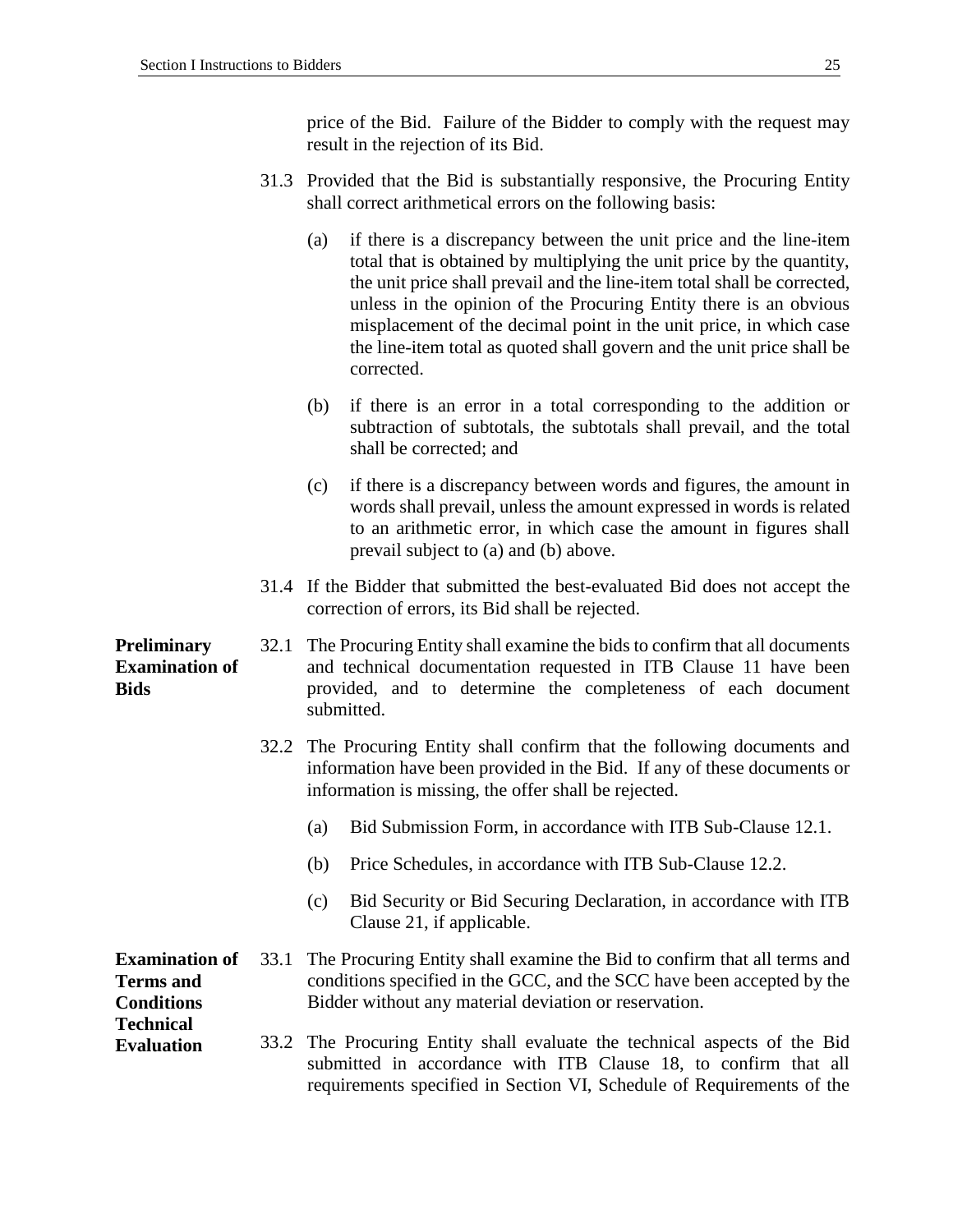price of the Bid. Failure of the Bidder to comply with the request may result in the rejection of its Bid.

31.3 Provided that the Bid is substantially responsive, the Procuring Entity shall correct arithmetical errors on the following basis:

(a) if there is a discrepancy between the unit price and the line-item total that is obtained by multiplying the unit price by the quantity, the unit price shall prevail and the line-item total shall be corrected, unless in the opinion of the Procuring Entity there is an obvious misplacement of the decimal point in the unit price, in which case the line-item total as quoted shall govern and the unit price shall be corrected.

(b) if there is an error in a total corresponding to the addition or subtraction of subtotals, the subtotals shall prevail, and the total shall be corrected; and

(c) if there is a discrepancy between words and figures, the amount in words shall prevail, unless the amount expressed in words is related to an arithmetic error, in which case the amount in figures shall prevail subject to (a) and (b) above.

31.4 If the Bidder that submitted the best-evaluated Bid does not accept the correction of errors, its Bid shall be rejected.

**Preliminary Examination of Bids**

32.1 The Procuring Entity shall examine the bids to confirm that all documents and technical documentation requested in ITB Clause 11 have been provided, and to determine the completeness of each document submitted.

32.2 The Procuring Entity shall confirm that the following documents and information have been provided in the Bid. If any of these documents or information is missing, the offer shall be rejected.

(a) Bid Submission Form, in accordance with ITB Sub-Clause 12.1.

(b) Price Schedules, in accordance with ITB Sub-Clause 12.2.

(c) Bid Security or Bid Securing Declaration, in accordance with ITB Clause 21, if applicable.

**Examination of Terms and Conditions Technical Evaluation**

33.1 The Procuring Entity shall examine the Bid to confirm that all terms and conditions specified in the GCC, and the SCC have been accepted by the Bidder without any material deviation or reservation.

33.2 The Procuring Entity shall evaluate the technical aspects of the Bid submitted in accordance with ITB Clause 18, to confirm that all requirements specified in Section VI, Schedule of Requirements of the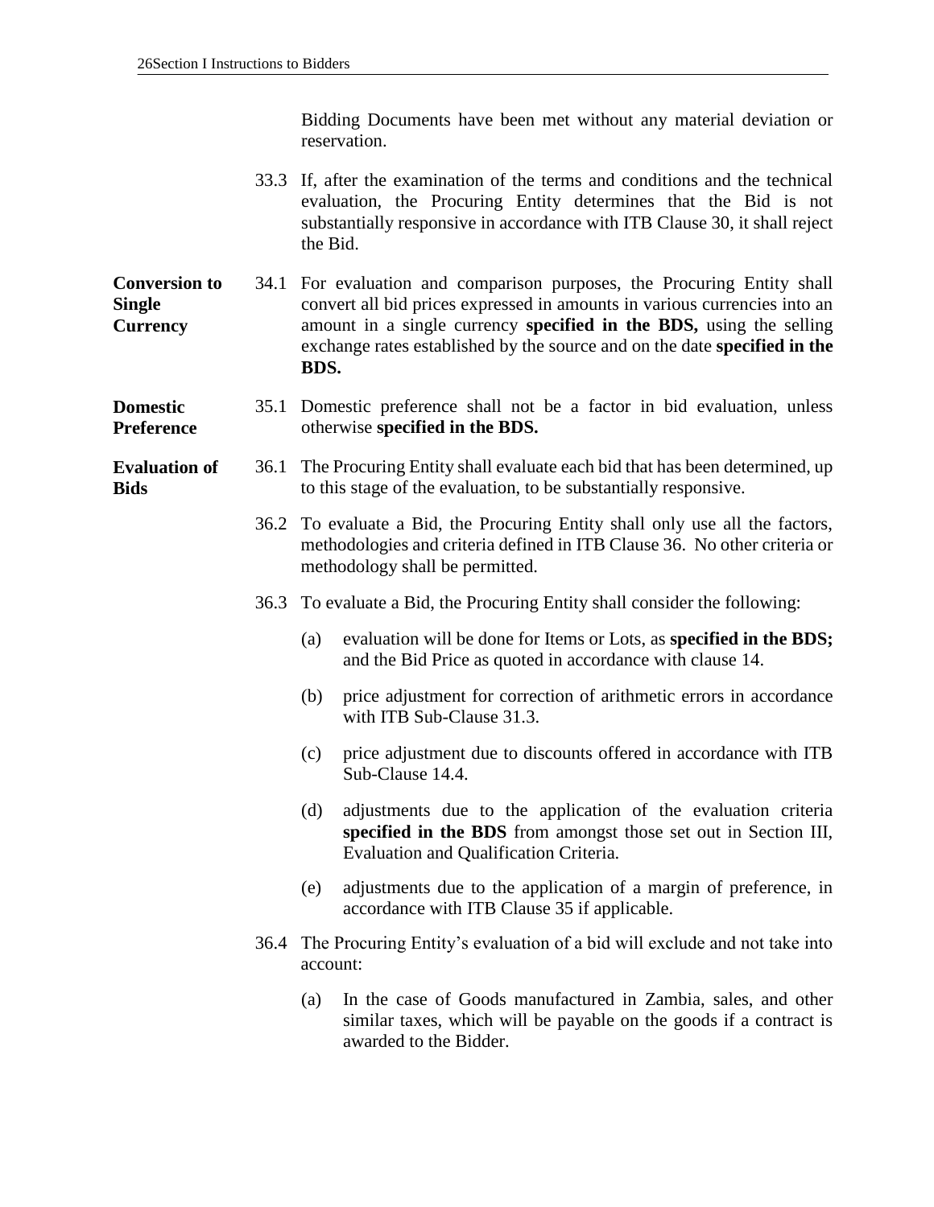Bidding Documents have been met without any material deviation or reservation.

33.3 If, after the examination of the terms and conditions and the technical evaluation, the Procuring Entity determines that the Bid is not substantially responsive in accordance with ITB Clause 30, it shall reject the Bid.

**Conversion to Single Currency**

34.1 For evaluation and comparison purposes, the Procuring Entity shall convert all bid prices expressed in amounts in various currencies into an amount in a single currency **specified in the BDS,** using the selling exchange rates established by the source and on the date **specified in the BDS.**

**Domestic Preference**

35.1 Domestic preference shall not be a factor in bid evaluation, unless otherwise **specified in the BDS.**

**Evaluation of Bids**

36.1 The Procuring Entity shall evaluate each bid that has been determined, up to this stage of the evaluation, to be substantially responsive.

36.2 To evaluate a Bid, the Procuring Entity shall only use all the factors, methodologies and criteria defined in ITB Clause 36. No other criteria or methodology shall be permitted.

36.3 To evaluate a Bid, the Procuring Entity shall consider the following:

(a) evaluation will be done for Items or Lots, as **specified in the BDS;** and the Bid Price as quoted in accordance with clause 14.

(b) price adjustment for correction of arithmetic errors in accordance with ITB Sub-Clause 31.3.

(c) price adjustment due to discounts offered in accordance with ITB Sub-Clause 14.4.

(d) adjustments due to the application of the evaluation criteria **specified in the BDS** from amongst those set out in Section III, Evaluation and Qualification Criteria.

(e) adjustments due to the application of a margin of preference, in accordance with ITB Clause 35 if applicable.

36.4 The Procuring Entity's evaluation of a bid will exclude and not take into account:

(a) In the case of Goods manufactured in Zambia, sales, and other similar taxes, which will be payable on the goods if a contract is awarded to the Bidder.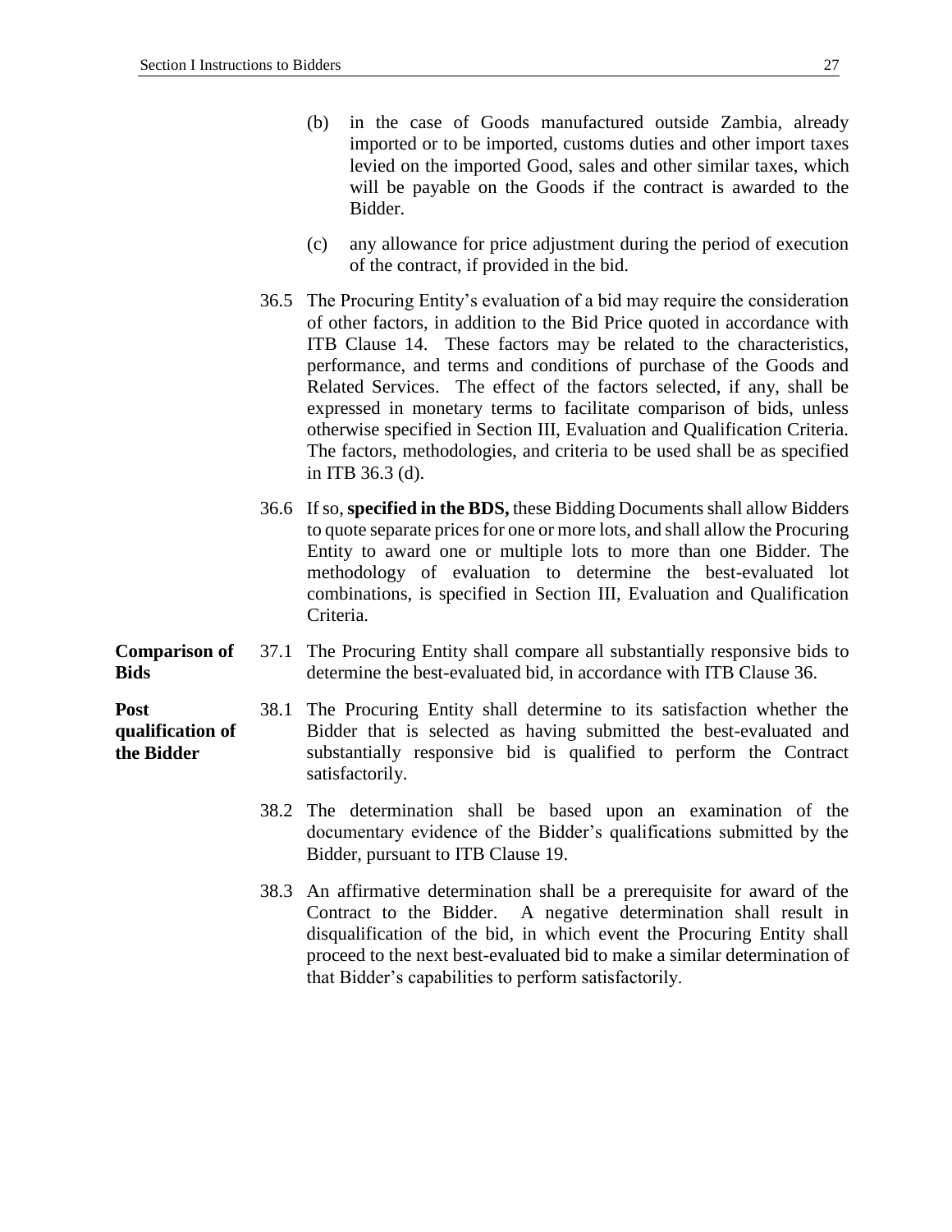(b) in the case of Goods manufactured outside Zambia, already imported or to be imported, customs duties and other import taxes levied on the imported Good, sales and other similar taxes, which will be payable on the Goods if the contract is awarded to the Bidder.

(c) any allowance for price adjustment during the period of execution of the contract, if provided in the bid.

36.5 The Procuring Entity's evaluation of a bid may require the consideration of other factors, in addition to the Bid Price quoted in accordance with ITB Clause 14. These factors may be related to the characteristics, performance, and terms and conditions of purchase of the Goods and Related Services. The effect of the factors selected, if any, shall be expressed in monetary terms to facilitate comparison of bids, unless otherwise specified in Section III, Evaluation and Qualification Criteria. The factors, methodologies, and criteria to be used shall be as specified in ITB 36.3 (d).

36.6 If so, **specified in the BDS,** these Bidding Documents shall allow Bidders to quote separate prices for one or more lots, and shall allow the Procuring Entity to award one or multiple lots to more than one Bidder. The methodology of evaluation to determine the best-evaluated lot combinations, is specified in Section III, Evaluation and Qualification Criteria.

**Comparison of Bids**

37.1 The Procuring Entity shall compare all substantially responsive bids to determine the best-evaluated bid, in accordance with ITB Clause 36.

**Post qualification of the Bidder**

38.1 The Procuring Entity shall determine to its satisfaction whether the Bidder that is selected as having submitted the best-evaluated and substantially responsive bid is qualified to perform the Contract satisfactorily.

38.2 The determination shall be based upon an examination of the documentary evidence of the Bidder's qualifications submitted by the Bidder, pursuant to ITB Clause 19.

38.3 An affirmative determination shall be a prerequisite for award of the Contract to the Bidder. A negative determination shall result in disqualification of the bid, in which event the Procuring Entity shall proceed to the next best-evaluated bid to make a similar determination of that Bidder's capabilities to perform satisfactorily.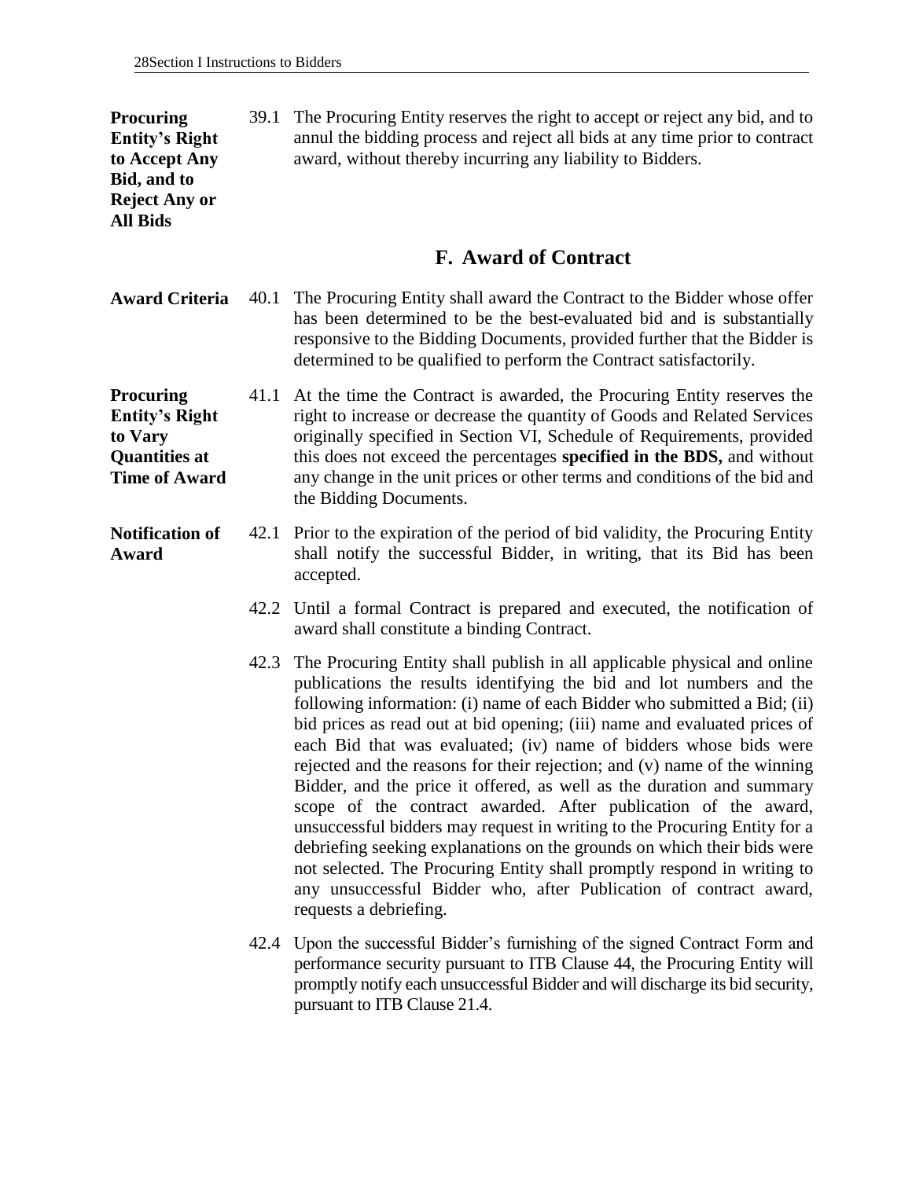**Procuring Entity's Right to Accept Any Bid, and to Reject Any or All Bids**

39.1 The Procuring Entity reserves the right to accept or reject any bid, and to annul the bidding process and reject all bids at any time prior to contract award, without thereby incurring any liability to Bidders.

## F. Award of Contract

**Award Criteria**

40.1 The Procuring Entity shall award the Contract to the Bidder whose offer has been determined to be the best-evaluated bid and is substantially responsive to the Bidding Documents, provided further that the Bidder is determined to be qualified to perform the Contract satisfactorily.

**Procuring Entity's Right to Vary Quantities at Time of Award**

41.1 At the time the Contract is awarded, the Procuring Entity reserves the right to increase or decrease the quantity of Goods and Related Services originally specified in Section VI, Schedule of Requirements, provided this does not exceed the percentages **specified in the BDS,** and without any change in the unit prices or other terms and conditions of the bid and the Bidding Documents.

**Notification of Award**

42.1 Prior to the expiration of the period of bid validity, the Procuring Entity shall notify the successful Bidder, in writing, that its Bid has been accepted.

42.2 Until a formal Contract is prepared and executed, the notification of award shall constitute a binding Contract.

42.3 The Procuring Entity shall publish in all applicable physical and online publications the results identifying the bid and lot numbers and the following information: (i) name of each Bidder who submitted a Bid; (ii) bid prices as read out at bid opening; (iii) name and evaluated prices of each Bid that was evaluated; (iv) name of bidders whose bids were rejected and the reasons for their rejection; and (v) name of the winning Bidder, and the price it offered, as well as the duration and summary scope of the contract awarded. After publication of the award, unsuccessful bidders may request in writing to the Procuring Entity for a debriefing seeking explanations on the grounds on which their bids were not selected. The Procuring Entity shall promptly respond in writing to any unsuccessful Bidder who, after Publication of contract award, requests a debriefing.

42.4 Upon the successful Bidder's furnishing of the signed Contract Form and performance security pursuant to ITB Clause 44, the Procuring Entity will promptly notify each unsuccessful Bidder and will discharge its bid security, pursuant to ITB Clause 21.4.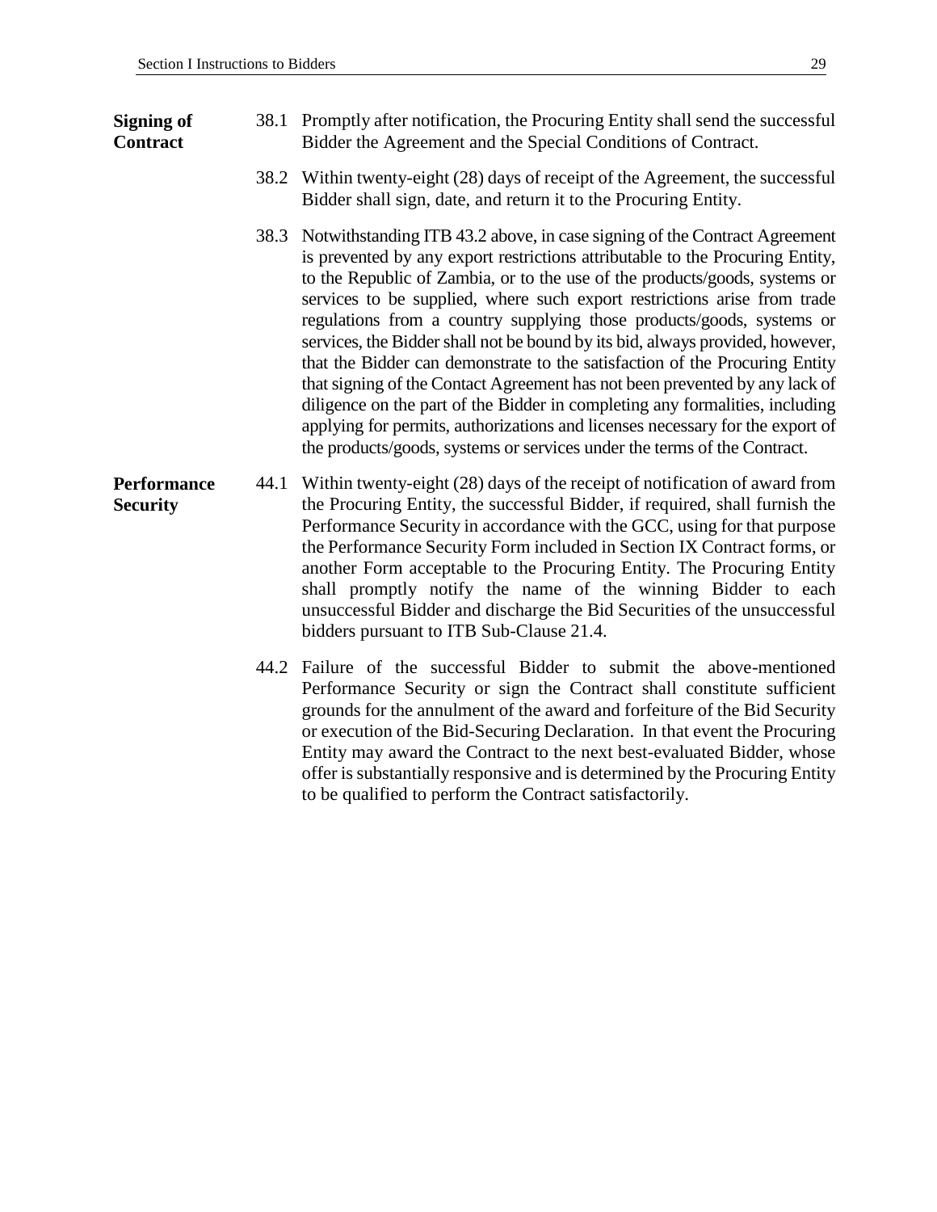**Signing of Contract**

38.1 Promptly after notification, the Procuring Entity shall send the successful Bidder the Agreement and the Special Conditions of Contract.

38.2 Within twenty-eight (28) days of receipt of the Agreement, the successful Bidder shall sign, date, and return it to the Procuring Entity.

38.3 Notwithstanding ITB 43.2 above, in case signing of the Contract Agreement is prevented by any export restrictions attributable to the Procuring Entity, to the Republic of Zambia, or to the use of the products/goods, systems or services to be supplied, where such export restrictions arise from trade regulations from a country supplying those products/goods, systems or services, the Bidder shall not be bound by its bid, always provided, however, that the Bidder can demonstrate to the satisfaction of the Procuring Entity that signing of the Contact Agreement has not been prevented by any lack of diligence on the part of the Bidder in completing any formalities, including applying for permits, authorizations and licenses necessary for the export of the products/goods, systems or services under the terms of the Contract.

**Performance Security**

44.1 Within twenty-eight (28) days of the receipt of notification of award from the Procuring Entity, the successful Bidder, if required, shall furnish the Performance Security in accordance with the GCC, using for that purpose the Performance Security Form included in Section IX Contract forms, or another Form acceptable to the Procuring Entity. The Procuring Entity shall promptly notify the name of the winning Bidder to each unsuccessful Bidder and discharge the Bid Securities of the unsuccessful bidders pursuant to ITB Sub-Clause 21.4.

44.2 Failure of the successful Bidder to submit the above-mentioned Performance Security or sign the Contract shall constitute sufficient grounds for the annulment of the award and forfeiture of the Bid Security or execution of the Bid-Securing Declaration. In that event the Procuring Entity may award the Contract to the next best-evaluated Bidder, whose offer is substantially responsive and is determined by the Procuring Entity to be qualified to perform the Contract satisfactorily.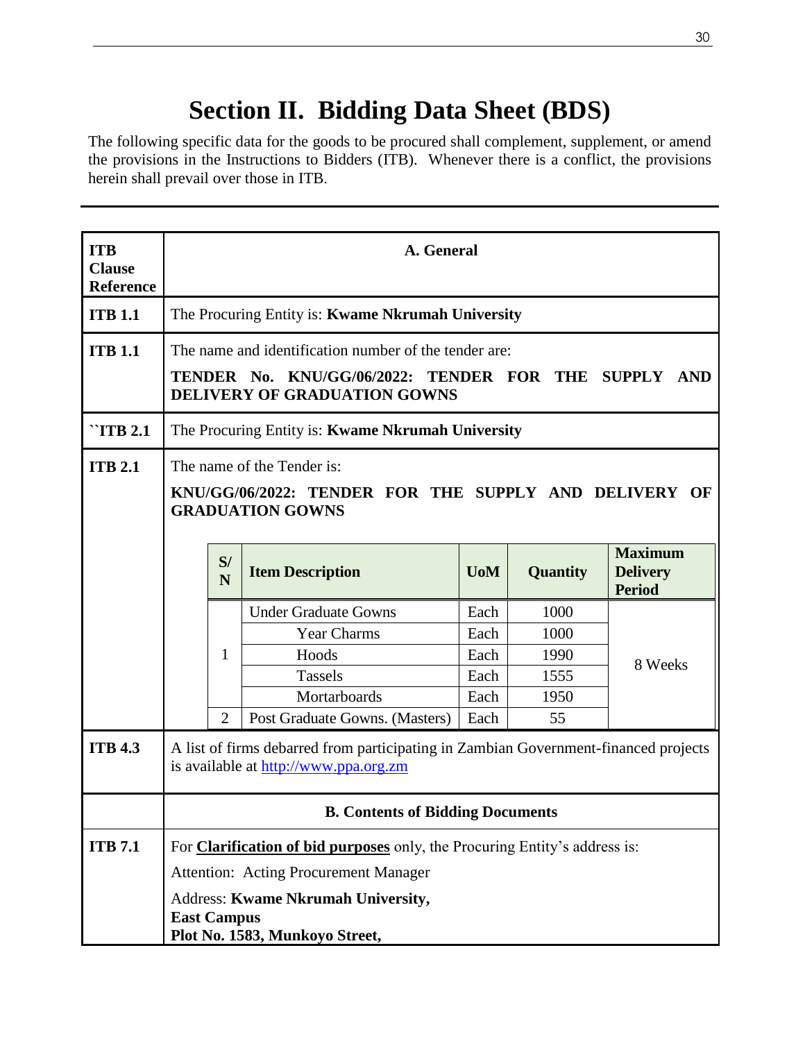# Section II. Bidding Data Sheet (BDS)

The following specific data for the goods to be procured shall complement, supplement, or amend the provisions in the Instructions to Bidders (ITB). Whenever there is a conflict, the provisions herein shall prevail over those in ITB.

| ITB Clause Reference | A. General |
|---|---|
| ITB 1.1 | The Procuring Entity is: **Kwame Nkrumah University** |
| ITB 1.1 | The name and identification number of the tender are:<br>**TENDER No. KNU/GG/06/2022: TENDER FOR THE SUPPLY AND DELIVERY OF GRADUATION GOWNS** |
| ``ITB 2.1 | The Procuring Entity is: **Kwame Nkrumah University** |
| ITB 2.1 | The name of the Tender is:<br>**KNU/GG/06/2022: TENDER FOR THE SUPPLY AND DELIVERY OF GRADUATION GOWNS** |

| S/N | Item Description | UoM | Quantity | Maximum Delivery Period |
|---|---|---|---|---|
| 1 | Under Graduate Gowns | Each | 1000 | 8 Weeks |
| | Year Charms | Each | 1000 | |
| | Hoods | Each | 1990 | |
| | Tassels | Each | 1555 | |
| | Mortarboards | Each | 1950 | |
| 2 | Post Graduate Gowns. (Masters) | Each | 55 | |

| ITB Clause Reference | |
|---|---|
| ITB 4.3 | A list of firms debarred from participating in Zambian Government-financed projects is available at http://www.ppa.org.zm |
| | **B. Contents of Bidding Documents** |
| ITB 7.1 | For **Clarification of bid purposes** only, the Procuring Entity's address is:<br>Attention: Acting Procurement Manager<br>Address: **Kwame Nkrumah University,**<br>**East Campus**<br>**Plot No. 1583, Munkoyo Street,** |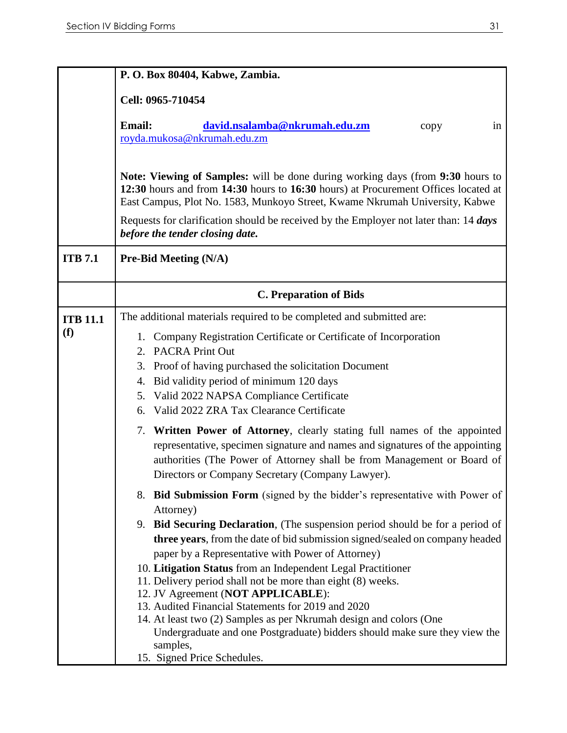| | |
|---|---|
| | **P. O. Box 80404, Kabwe, Zambia.**<br><br>**Cell: 0965-710454**<br><br>**Email:** **david.nsalamba@nkrumah.edu.zm** copy in royda.mukosa@nkrumah.edu.zm<br><br>**Note: Viewing of Samples:** will be done during working days (from **9:30** hours to **12:30** hours and from **14:30** hours to **16:30** hours) at Procurement Offices located at East Campus, Plot No. 1583, Munkoyo Street, Kwame Nkrumah University, Kabwe<br><br>Requests for clarification should be received by the Employer not later than: 14 ***days before the tender closing date.*** |
| **ITB 7.1** | **Pre-Bid Meeting (N/A)** |
| | **C. Preparation of Bids** |
| **ITB 11.1 (f)** | The additional materials required to be completed and submitted are:<br><br>1. Company Registration Certificate or Certificate of Incorporation<br>2. PACRA Print Out<br>3. Proof of having purchased the solicitation Document<br>4. Bid validity period of minimum 120 days<br>5. Valid 2022 NAPSA Compliance Certificate<br>6. Valid 2022 ZRA Tax Clearance Certificate<br>7. **Written Power of Attorney**, clearly stating full names of the appointed representative, specimen signature and names and signatures of the appointing authorities (The Power of Attorney shall be from Management or Board of Directors or Company Secretary (Company Lawyer).<br>8. **Bid Submission Form** (signed by the bidder's representative with Power of Attorney)<br>9. **Bid Securing Declaration**, (The suspension period should be for a period of **three years**, from the date of bid submission signed/sealed on company headed paper by a Representative with Power of Attorney)<br>10. **Litigation Status** from an Independent Legal Practitioner<br>11. Delivery period shall not be more than eight (8) weeks.<br>12. JV Agreement (**NOT APPLICABLE**):<br>13. Audited Financial Statements for 2019 and 2020<br>14. At least two (2) Samples as per Nkrumah design and colors (One Undergraduate and one Postgraduate) bidders should make sure they view the samples,<br>15. Signed Price Schedules. |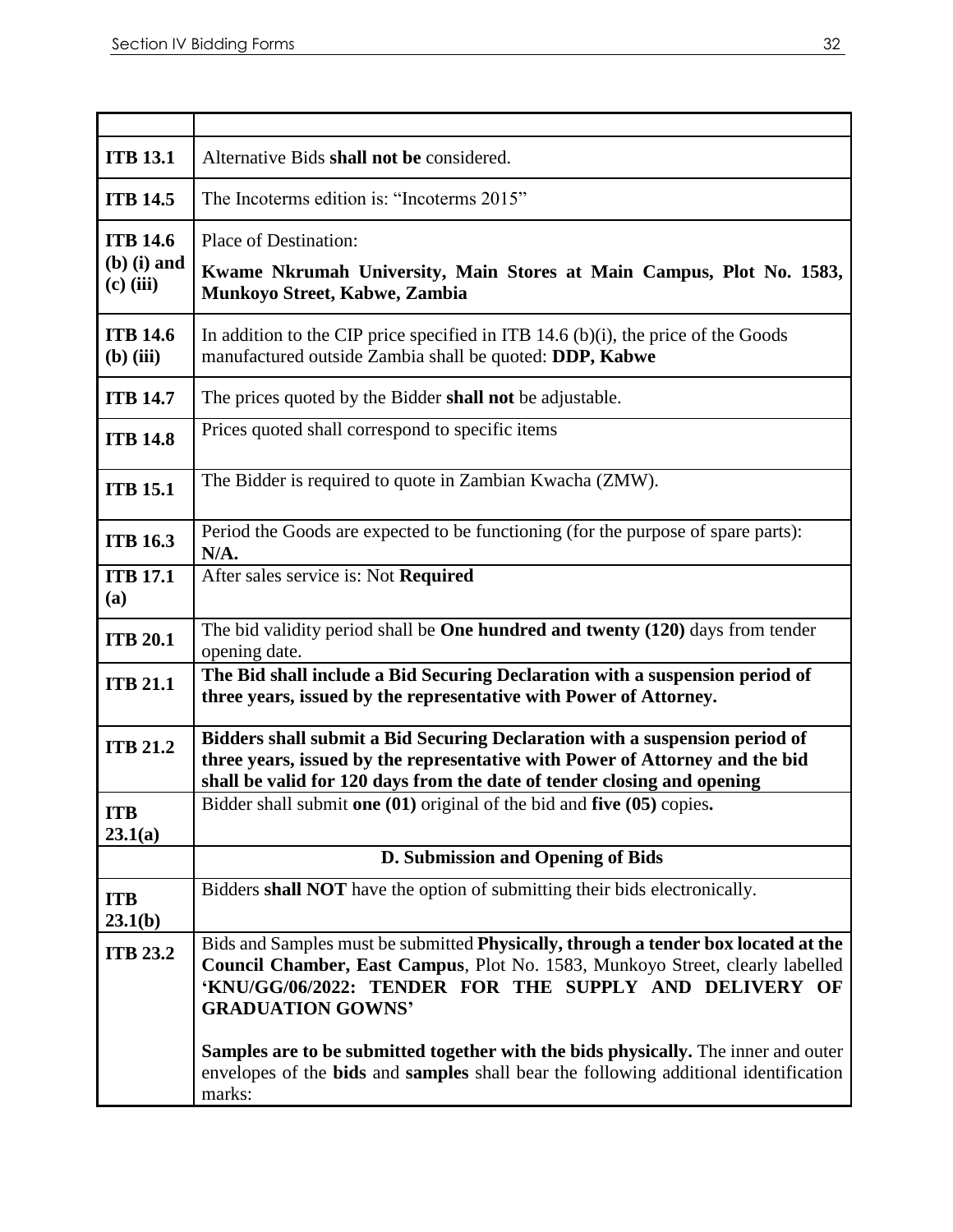| | |
|---|---|
| **ITB 13.1** | Alternative Bids **shall not be** considered. |
| **ITB 14.5** | The Incoterms edition is: "Incoterms 2015" |
| **ITB 14.6 (b) (i) and (c) (iii)** | Place of Destination:<br>**Kwame Nkrumah University, Main Stores at Main Campus, Plot No. 1583, Munkoyo Street, Kabwe, Zambia** |
| **ITB 14.6 (b) (iii)** | In addition to the CIP price specified in ITB 14.6 (b)(i), the price of the Goods manufactured outside Zambia shall be quoted: **DDP, Kabwe** |
| **ITB 14.7** | The prices quoted by the Bidder **shall not** be adjustable. |
| **ITB 14.8** | Prices quoted shall correspond to specific items |
| **ITB 15.1** | The Bidder is required to quote in Zambian Kwacha (ZMW). |
| **ITB 16.3** | Period the Goods are expected to be functioning (for the purpose of spare parts): **N/A.** |
| **ITB 17.1 (a)** | After sales service is: Not **Required** |
| **ITB 20.1** | The bid validity period shall be **One hundred and twenty (120)** days from tender opening date. |
| **ITB 21.1** | **The Bid shall include a Bid Securing Declaration with a suspension period of three years, issued by the representative with Power of Attorney.** |
| **ITB 21.2** | **Bidders shall submit a Bid Securing Declaration with a suspension period of three years, issued by the representative with Power of Attorney and the bid shall be valid for 120 days from the date of tender closing and opening** |
| **ITB 23.1(a)** | Bidder shall submit **one (01)** original of the bid and **five (05)** copies**.** |
| | **D. Submission and Opening of Bids** |
| **ITB 23.1(b)** | Bidders **shall NOT** have the option of submitting their bids electronically. |
| **ITB 23.2** | Bids and Samples must be submitted **Physically, through a tender box located at the Council Chamber, East Campus**, Plot No. 1583, Munkoyo Street, clearly labelled **'KNU/GG/06/2022: TENDER FOR THE SUPPLY AND DELIVERY OF GRADUATION GOWNS'**<br><br>**Samples are to be submitted together with the bids physically.** The inner and outer envelopes of the **bids** and **samples** shall bear the following additional identification marks: |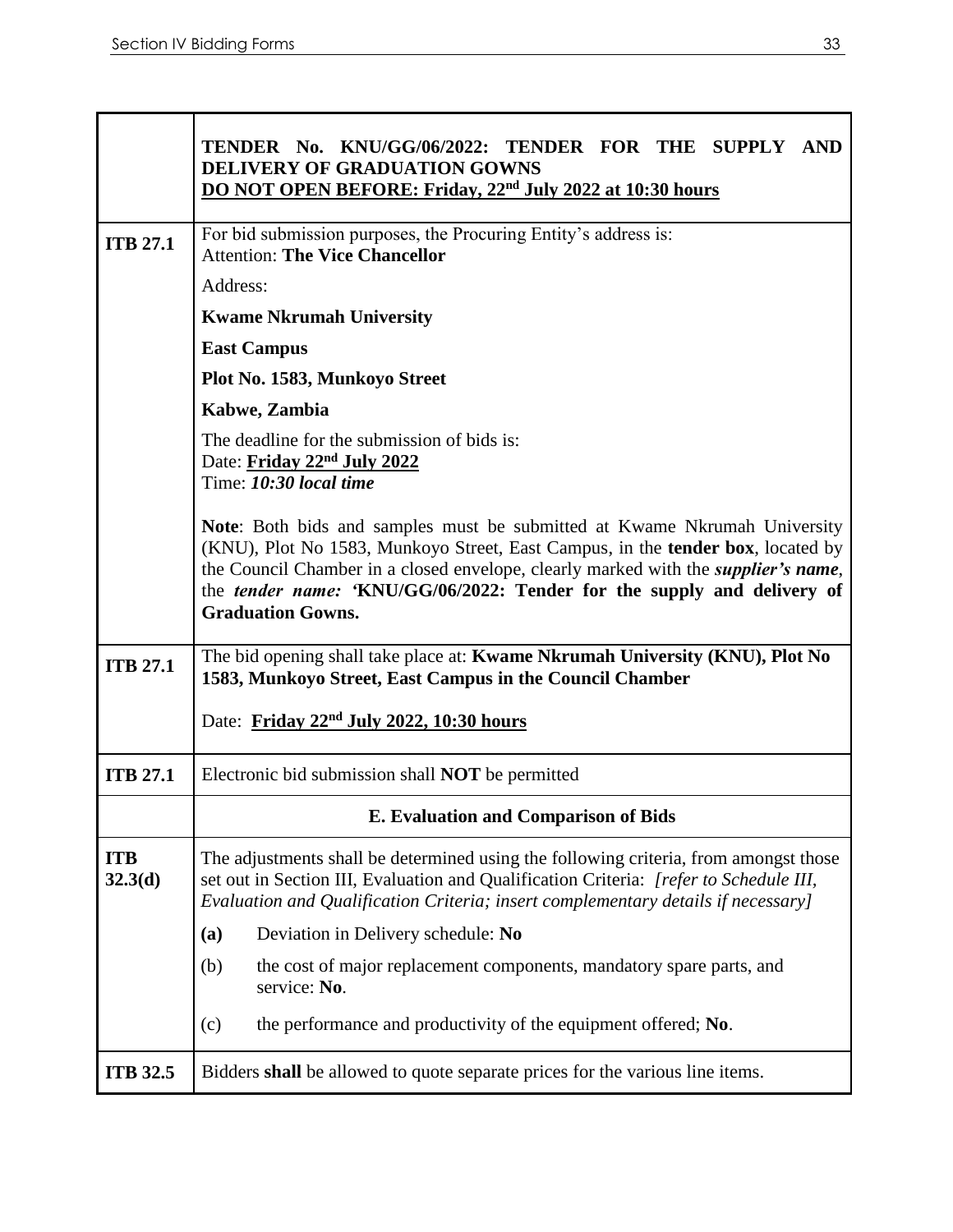| | **TENDER No. KNU/GG/06/2022: TENDER FOR THE SUPPLY AND DELIVERY OF GRADUATION GOWNS**<br>**DO NOT OPEN BEFORE: Friday, 22nd July 2022 at 10:30 hours** |
|---|---|
| **ITB 27.1** | For bid submission purposes, the Procuring Entity's address is:<br>Attention: **The Vice Chancellor**<br>Address:<br>**Kwame Nkrumah University**<br>**East Campus**<br>**Plot No. 1583, Munkoyo Street**<br>**Kabwe, Zambia**<br>The deadline for the submission of bids is:<br>Date: **Friday 22nd July 2022**<br>Time: ***10:30 local time***<br><br>**Note**: Both bids and samples must be submitted at Kwame Nkrumah University (KNU), Plot No 1583, Munkoyo Street, East Campus, in the **tender box**, located by the Council Chamber in a closed envelope, clearly marked with the ***supplier's name***, the ***tender name:*** **'KNU/GG/06/2022: Tender for the supply and delivery of Graduation Gowns.** |
| **ITB 27.1** | The bid opening shall take place at: **Kwame Nkrumah University (KNU), Plot No 1583, Munkoyo Street, East Campus in the Council Chamber**<br><br>Date: **Friday 22nd July 2022, 10:30 hours** |
| **ITB 27.1** | Electronic bid submission shall **NOT** be permitted |
| | **E. Evaluation and Comparison of Bids** |
| **ITB 32.3(d)** | The adjustments shall be determined using the following criteria, from amongst those set out in Section III, Evaluation and Qualification Criteria: *[refer to Schedule III, Evaluation and Qualification Criteria; insert complementary details if necessary]*<br>**(a)** Deviation in Delivery schedule: **No**<br>(b) the cost of major replacement components, mandatory spare parts, and service: **No**.<br>(c) the performance and productivity of the equipment offered; **No**. |
| **ITB 32.5** | Bidders **shall** be allowed to quote separate prices for the various line items. |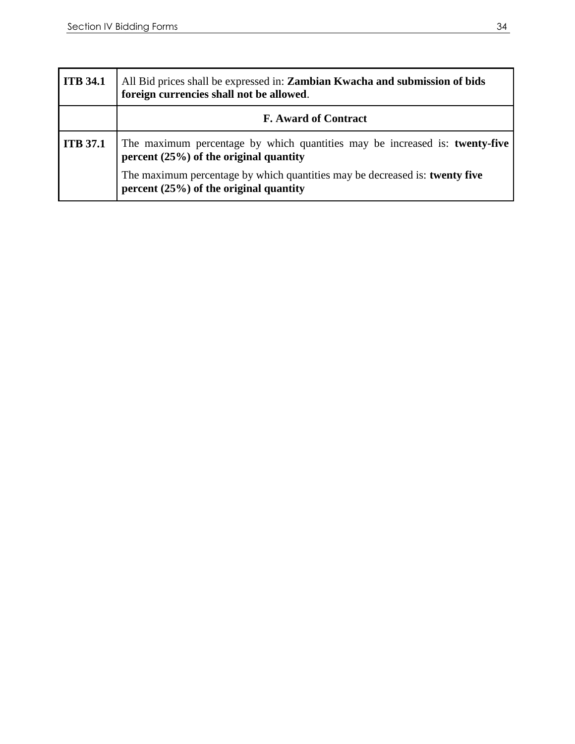| | |
|---|---|
| **ITB 34.1** | All Bid prices shall be expressed in: **Zambian Kwacha and submission of bids foreign currencies shall not be allowed**. |
| | **F. Award of Contract** |
| **ITB 37.1** | The maximum percentage by which quantities may be increased is: **twenty-five percent (25%) of the original quantity**<br><br>The maximum percentage by which quantities may be decreased is: **twenty five percent (25%) of the original quantity** |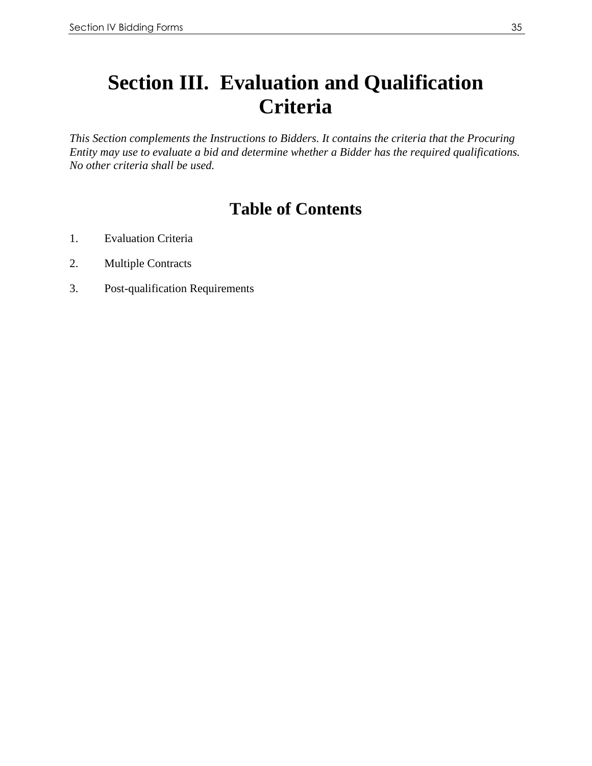# Section III. Evaluation and Qualification Criteria

*This Section complements the Instructions to Bidders. It contains the criteria that the Procuring Entity may use to evaluate a bid and determine whether a Bidder has the required qualifications. No other criteria shall be used.*

## Table of Contents

1. Evaluation Criteria
2. Multiple Contracts
3. Post-qualification Requirements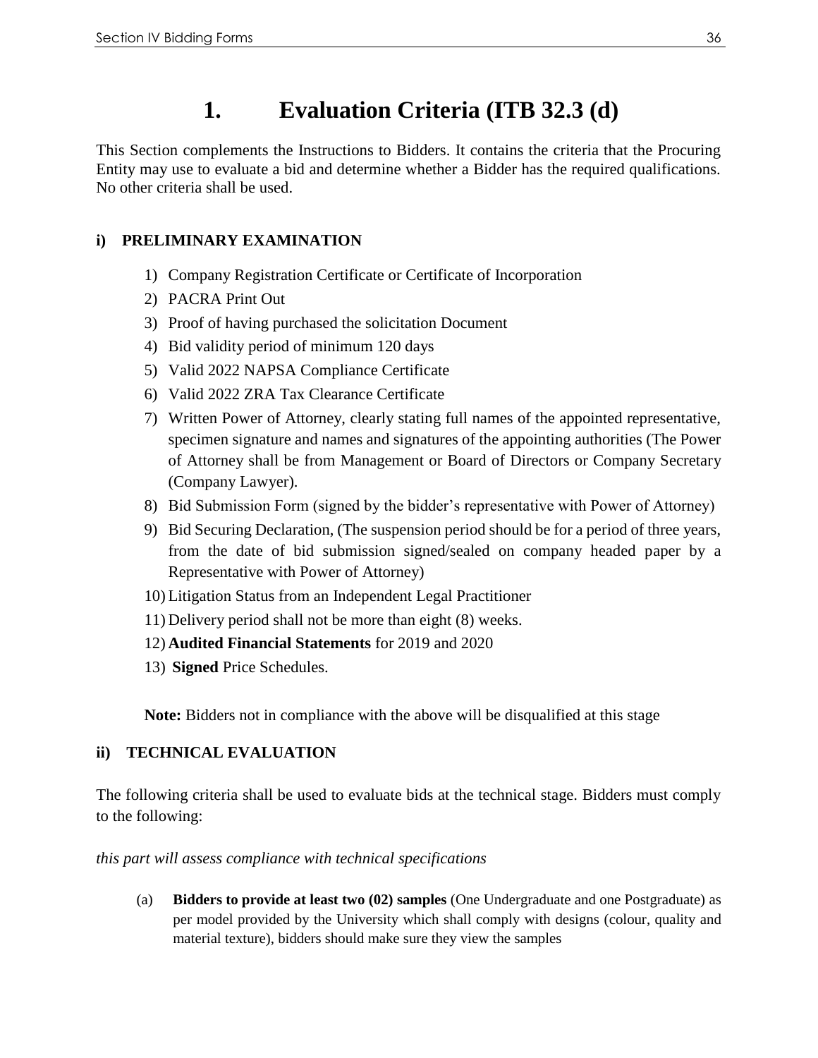# 1. Evaluation Criteria (ITB 32.3 (d)

This Section complements the Instructions to Bidders. It contains the criteria that the Procuring Entity may use to evaluate a bid and determine whether a Bidder has the required qualifications. No other criteria shall be used.

### i) PRELIMINARY EXAMINATION

1) Company Registration Certificate or Certificate of Incorporation
2) PACRA Print Out
3) Proof of having purchased the solicitation Document
4) Bid validity period of minimum 120 days
5) Valid 2022 NAPSA Compliance Certificate
6) Valid 2022 ZRA Tax Clearance Certificate
7) Written Power of Attorney, clearly stating full names of the appointed representative, specimen signature and names and signatures of the appointing authorities (The Power of Attorney shall be from Management or Board of Directors or Company Secretary (Company Lawyer).
8) Bid Submission Form (signed by the bidder's representative with Power of Attorney)
9) Bid Securing Declaration, (The suspension period should be for a period of three years, from the date of bid submission signed/sealed on company headed paper by a Representative with Power of Attorney)
10) Litigation Status from an Independent Legal Practitioner
11) Delivery period shall not be more than eight (8) weeks.
12) **Audited Financial Statements** for 2019 and 2020
13) **Signed** Price Schedules.

**Note:** Bidders not in compliance with the above will be disqualified at this stage

### ii) TECHNICAL EVALUATION

The following criteria shall be used to evaluate bids at the technical stage. Bidders must comply to the following:

*this part will assess compliance with technical specifications*

(a) **Bidders to provide at least two (02) samples** (One Undergraduate and one Postgraduate) as per model provided by the University which shall comply with designs (colour, quality and material texture), bidders should make sure they view the samples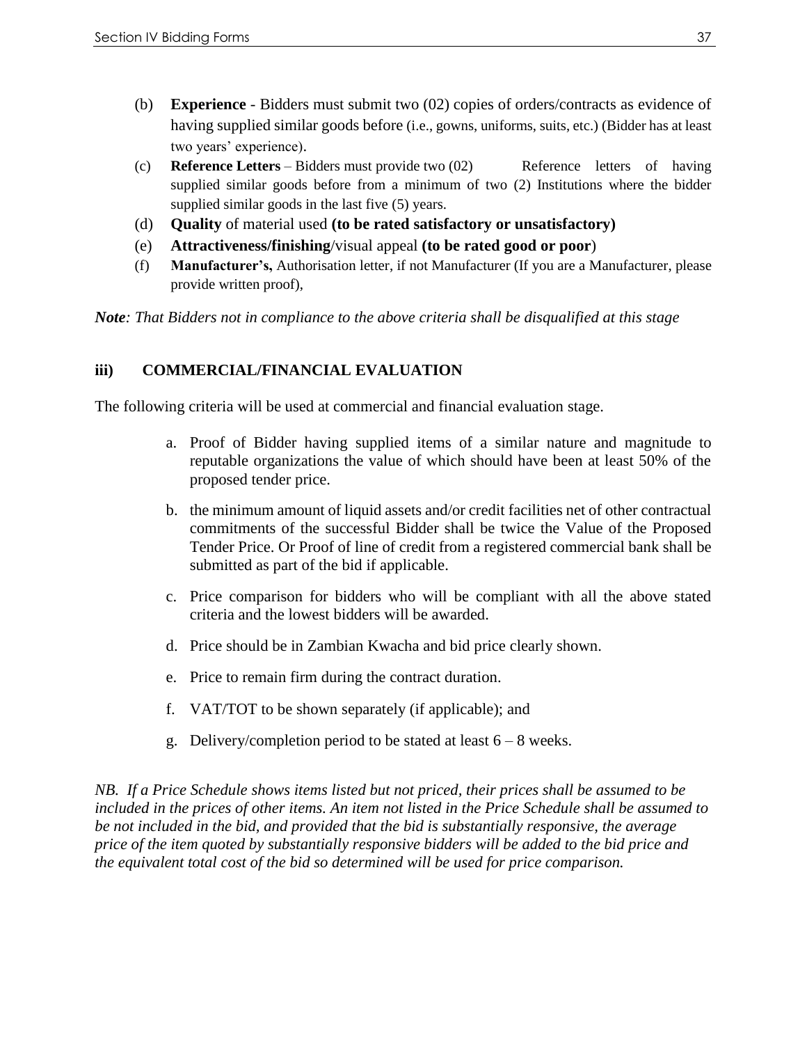(b) **Experience** - Bidders must submit two (02) copies of orders/contracts as evidence of having supplied similar goods before (i.e., gowns, uniforms, suits, etc.) (Bidder has at least two years' experience).

(c) **Reference Letters** – Bidders must provide two (02) Reference letters of having supplied similar goods before from a minimum of two (2) Institutions where the bidder supplied similar goods in the last five (5) years.

(d) **Quality** of material used **(to be rated satisfactory or unsatisfactory)**

(e) **Attractiveness/finishing**/visual appeal **(to be rated good or poor**)

(f) **Manufacturer's,** Authorisation letter, if not Manufacturer (If you are a Manufacturer, please provide written proof),

***Note**: That Bidders not in compliance to the above criteria shall be disqualified at this stage*

**iii) COMMERCIAL/FINANCIAL EVALUATION**

The following criteria will be used at commercial and financial evaluation stage.

a. Proof of Bidder having supplied items of a similar nature and magnitude to reputable organizations the value of which should have been at least 50% of the proposed tender price.

b. the minimum amount of liquid assets and/or credit facilities net of other contractual commitments of the successful Bidder shall be twice the Value of the Proposed Tender Price. Or Proof of line of credit from a registered commercial bank shall be submitted as part of the bid if applicable.

c. Price comparison for bidders who will be compliant with all the above stated criteria and the lowest bidders will be awarded.

d. Price should be in Zambian Kwacha and bid price clearly shown.

e. Price to remain firm during the contract duration.

f. VAT/TOT to be shown separately (if applicable); and

g. Delivery/completion period to be stated at least 6 – 8 weeks.

*NB. If a Price Schedule shows items listed but not priced, their prices shall be assumed to be included in the prices of other items. An item not listed in the Price Schedule shall be assumed to be not included in the bid, and provided that the bid is substantially responsive, the average price of the item quoted by substantially responsive bidders will be added to the bid price and the equivalent total cost of the bid so determined will be used for price comparison.*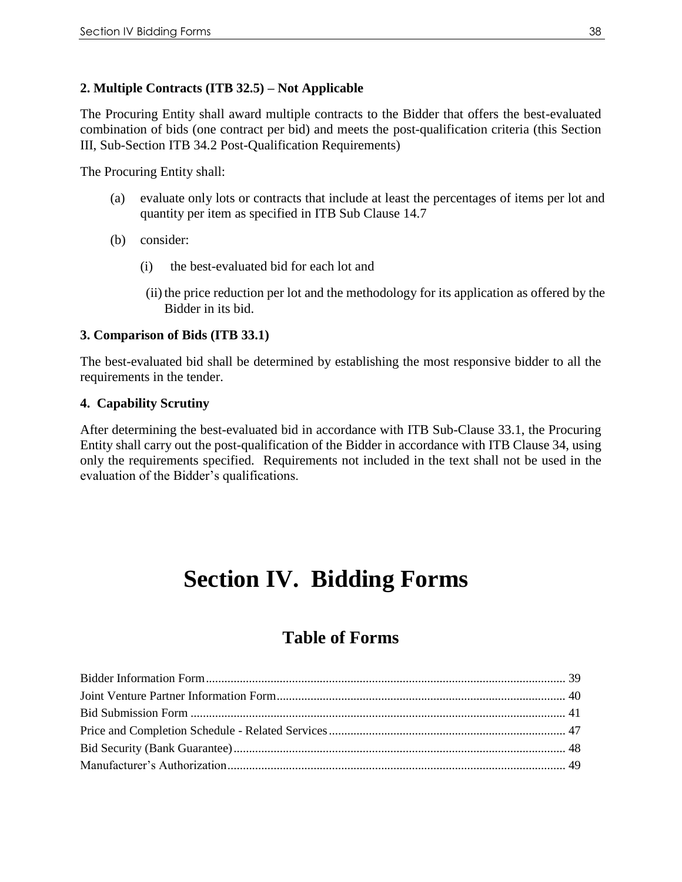**2. Multiple Contracts (ITB 32.5) – Not Applicable**

The Procuring Entity shall award multiple contracts to the Bidder that offers the best-evaluated combination of bids (one contract per bid) and meets the post-qualification criteria (this Section III, Sub-Section ITB 34.2 Post-Qualification Requirements)

The Procuring Entity shall:

(a) evaluate only lots or contracts that include at least the percentages of items per lot and quantity per item as specified in ITB Sub Clause 14.7

(b) consider:

 (i) the best-evaluated bid for each lot and

 (ii) the price reduction per lot and the methodology for its application as offered by the Bidder in its bid.

**3. Comparison of Bids (ITB 33.1)**

The best-evaluated bid shall be determined by establishing the most responsive bidder to all the requirements in the tender.

**4. Capability Scrutiny**

After determining the best-evaluated bid in accordance with ITB Sub-Clause 33.1, the Procuring Entity shall carry out the post-qualification of the Bidder in accordance with ITB Clause 34, using only the requirements specified. Requirements not included in the text shall not be used in the evaluation of the Bidder's qualifications.

# Section IV. Bidding Forms

## Table of Forms

Bidder Information Form ........ 39
Joint Venture Partner Information Form ........ 40
Bid Submission Form ........ 41
Price and Completion Schedule - Related Services ........ 47
Bid Security (Bank Guarantee) ........ 48
Manufacturer's Authorization ........ 49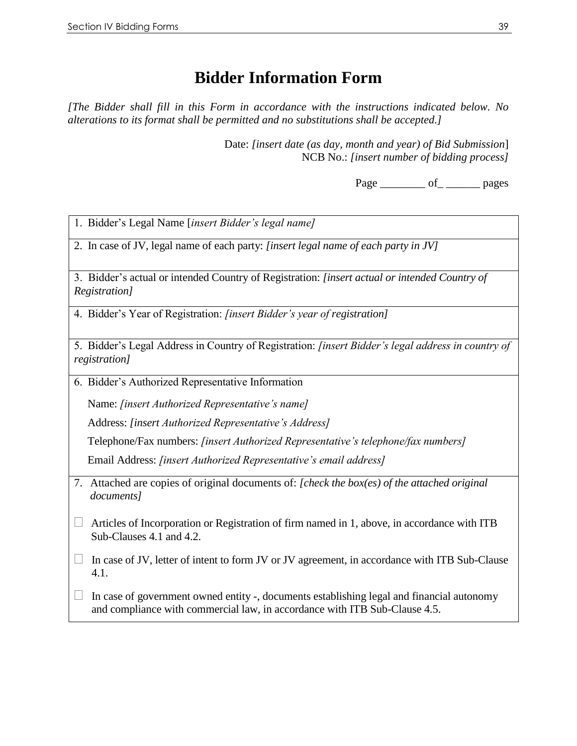# Bidder Information Form

*[The Bidder shall fill in this Form in accordance with the instructions indicated below. No alterations to its format shall be permitted and no substitutions shall be accepted.]*

Date: *[insert date (as day, month and year) of Bid Submission]*
NCB No.: *[insert number of bidding process]*

Page ________ of_ ______ pages

| |
|---|
| 1. Bidder's Legal Name [*insert Bidder's legal name]* |
| 2. In case of JV, legal name of each party: *[insert legal name of each party in JV]* |
| 3. Bidder's actual or intended Country of Registration: *[insert actual or intended Country of Registration]* |
| 4. Bidder's Year of Registration: *[insert Bidder's year of registration]* |
| 5. Bidder's Legal Address in Country of Registration: *[insert Bidder's legal address in country of registration]* |
| 6. Bidder's Authorized Representative Information<br><br>Name: *[insert Authorized Representative's name]*<br><br>Address: *[insert Authorized Representative's Address]*<br><br>Telephone/Fax numbers: *[insert Authorized Representative's telephone/fax numbers]*<br><br>Email Address: *[insert Authorized Representative's email address]* |
| 7. Attached are copies of original documents of: *[check the box(es) of the attached original documents]*<br><br>☐ Articles of Incorporation or Registration of firm named in 1, above, in accordance with ITB Sub-Clauses 4.1 and 4.2.<br><br>☐ In case of JV, letter of intent to form JV or JV agreement, in accordance with ITB Sub-Clause 4.1.<br><br>☐ In case of government owned entity -, documents establishing legal and financial autonomy and compliance with commercial law, in accordance with ITB Sub-Clause 4.5. |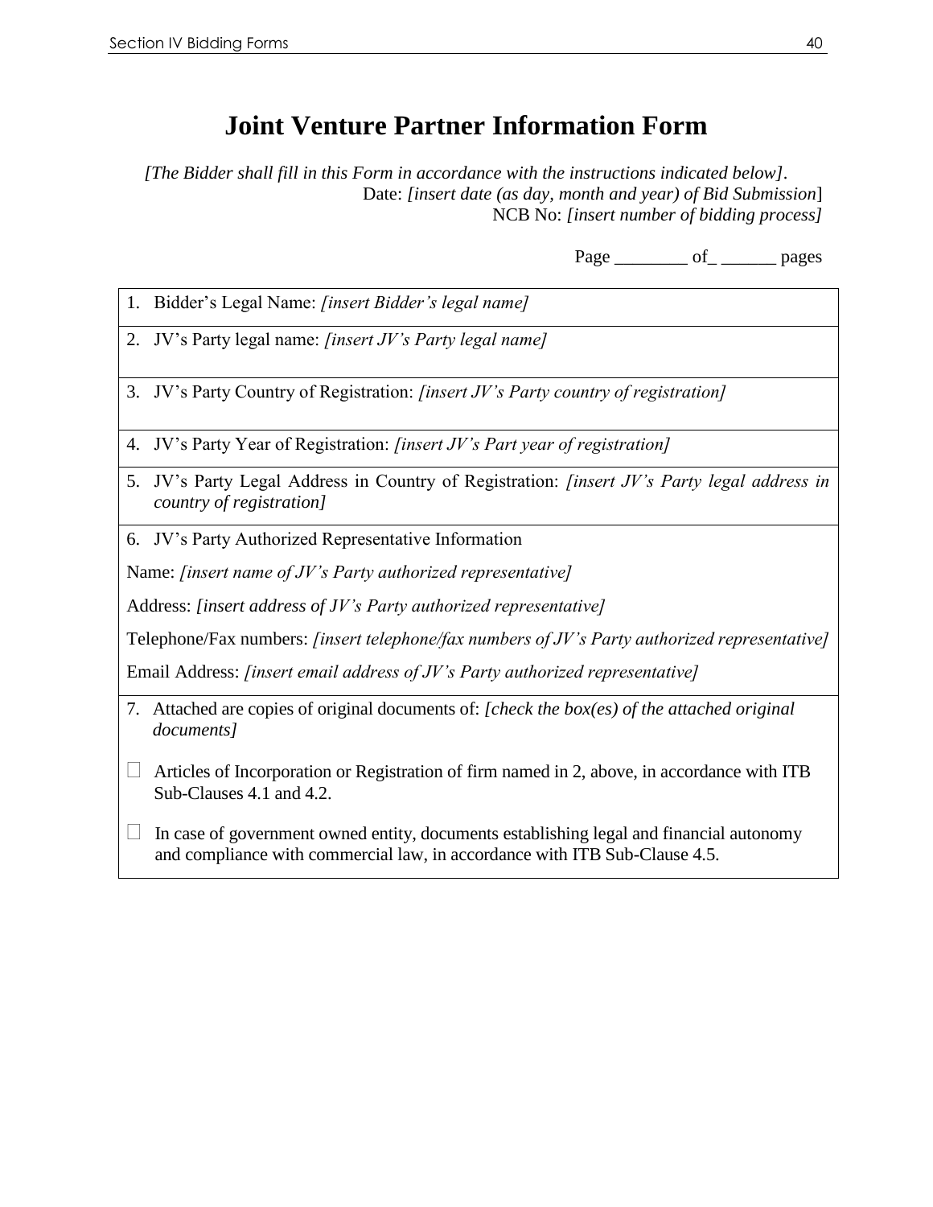# Joint Venture Partner Information Form

*[The Bidder shall fill in this Form in accordance with the instructions indicated below]*.

Date: *[insert date (as day, month and year) of Bid Submission*]

NCB No: *[insert number of bidding process]*

Page ________ of_ ______ pages

1. Bidder's Legal Name: *[insert Bidder's legal name]*

2. JV's Party legal name: *[insert JV's Party legal name]*

3. JV's Party Country of Registration: *[insert JV's Party country of registration]*

4. JV's Party Year of Registration: *[insert JV's Part year of registration]*

5. JV's Party Legal Address in Country of Registration: *[insert JV's Party legal address in country of registration]*

6. JV's Party Authorized Representative Information

Name: *[insert name of JV's Party authorized representative]*

Address: *[insert address of JV's Party authorized representative]*

Telephone/Fax numbers: *[insert telephone/fax numbers of JV's Party authorized representative]*

Email Address: *[insert email address of JV's Party authorized representative]*

7. Attached are copies of original documents of: *[check the box(es) of the attached original documents]*

☐ Articles of Incorporation or Registration of firm named in 2, above, in accordance with ITB Sub-Clauses 4.1 and 4.2.

☐ In case of government owned entity, documents establishing legal and financial autonomy and compliance with commercial law, in accordance with ITB Sub-Clause 4.5.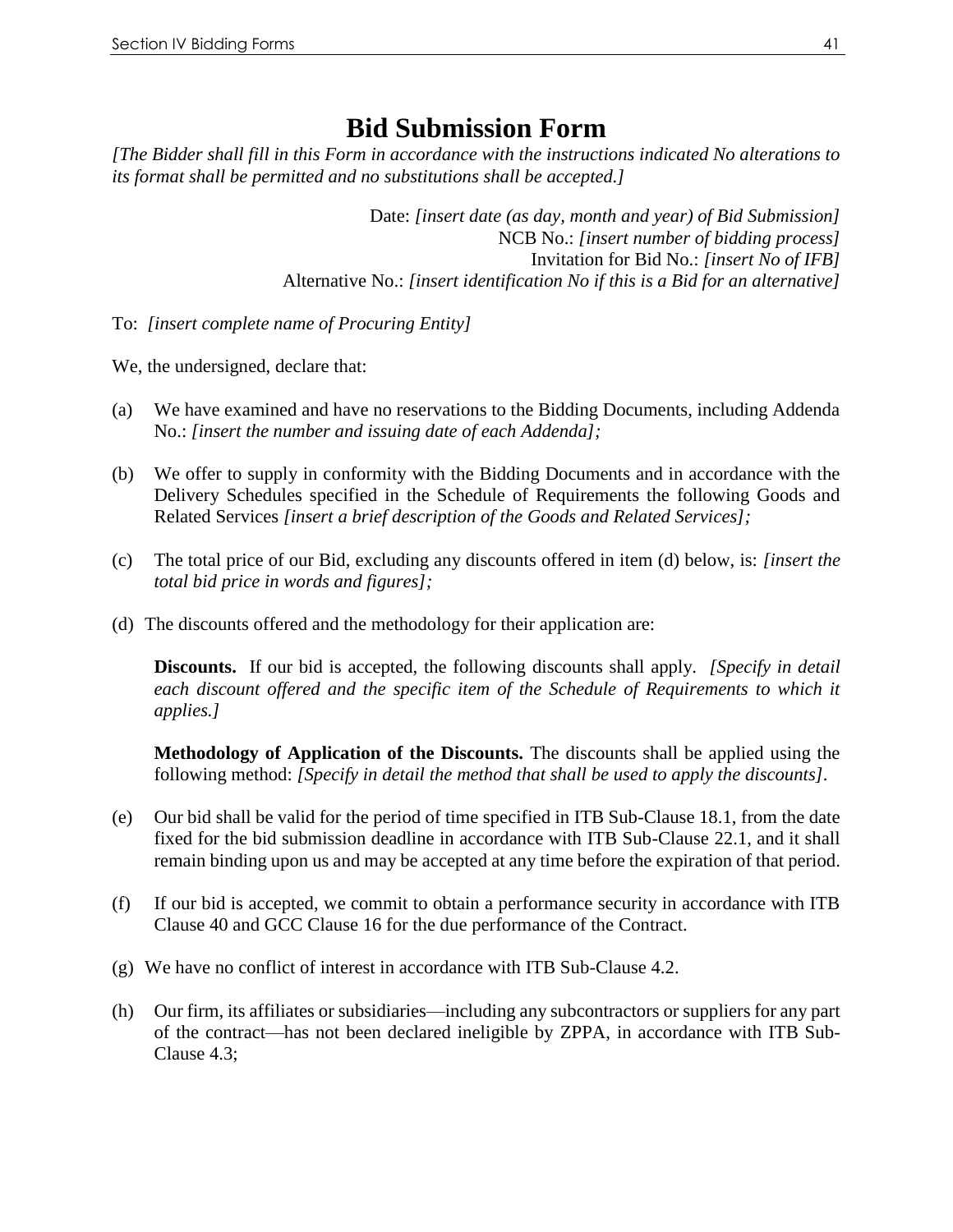# Bid Submission Form

*[The Bidder shall fill in this Form in accordance with the instructions indicated No alterations to its format shall be permitted and no substitutions shall be accepted.]*

Date: *[insert date (as day, month and year) of Bid Submission]*
NCB No.: *[insert number of bidding process]*
Invitation for Bid No.: *[insert No of IFB]*
Alternative No.: *[insert identification No if this is a Bid for an alternative]*

To: *[insert complete name of Procuring Entity]*

We, the undersigned, declare that:

(a) We have examined and have no reservations to the Bidding Documents, including Addenda No.: *[insert the number and issuing date of each Addenda];*

(b) We offer to supply in conformity with the Bidding Documents and in accordance with the Delivery Schedules specified in the Schedule of Requirements the following Goods and Related Services *[insert a brief description of the Goods and Related Services];*

(c) The total price of our Bid, excluding any discounts offered in item (d) below, is: *[insert the total bid price in words and figures];*

(d) The discounts offered and the methodology for their application are:

**Discounts.** If our bid is accepted, the following discounts shall apply. *[Specify in detail each discount offered and the specific item of the Schedule of Requirements to which it applies.]*

**Methodology of Application of the Discounts.** The discounts shall be applied using the following method: *[Specify in detail the method that shall be used to apply the discounts]*.

(e) Our bid shall be valid for the period of time specified in ITB Sub-Clause 18.1, from the date fixed for the bid submission deadline in accordance with ITB Sub-Clause 22.1, and it shall remain binding upon us and may be accepted at any time before the expiration of that period.

(f) If our bid is accepted, we commit to obtain a performance security in accordance with ITB Clause 40 and GCC Clause 16 for the due performance of the Contract.

(g) We have no conflict of interest in accordance with ITB Sub-Clause 4.2.

(h) Our firm, its affiliates or subsidiaries—including any subcontractors or suppliers for any part of the contract—has not been declared ineligible by ZPPA, in accordance with ITB Sub-Clause 4.3;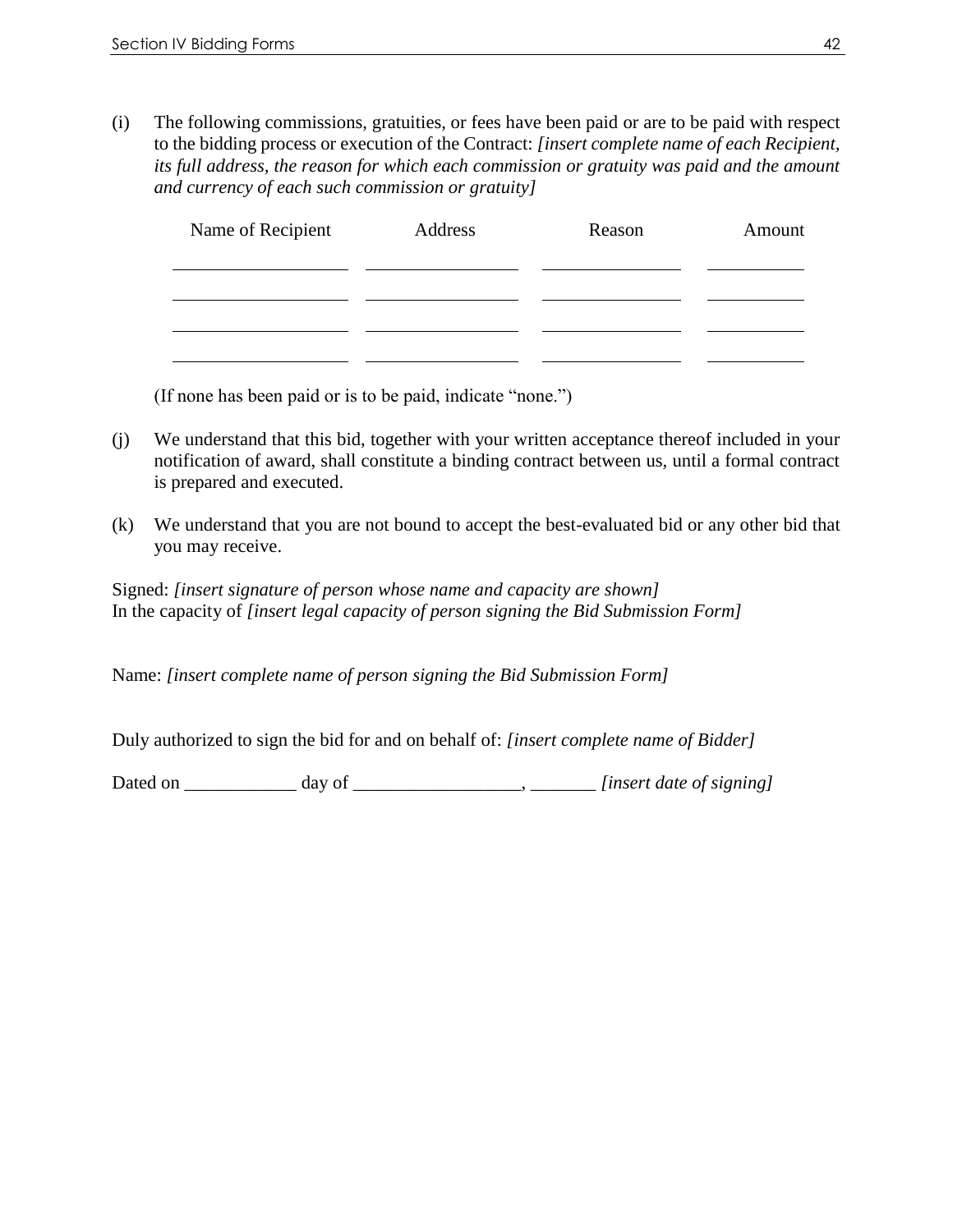(i) The following commissions, gratuities, or fees have been paid or are to be paid with respect to the bidding process or execution of the Contract: *[insert complete name of each Recipient, its full address, the reason for which each commission or gratuity was paid and the amount and currency of each such commission or gratuity]*

| Name of Recipient | Address | Reason | Amount |
|---|---|---|---|
| | | | |
| | | | |
| | | | |
| | | | |

(If none has been paid or is to be paid, indicate "none.")

(j) We understand that this bid, together with your written acceptance thereof included in your notification of award, shall constitute a binding contract between us, until a formal contract is prepared and executed.

(k) We understand that you are not bound to accept the best-evaluated bid or any other bid that you may receive.

Signed: *[insert signature of person whose name and capacity are shown]*
In the capacity of *[insert legal capacity of person signing the Bid Submission Form]*

Name: *[insert complete name of person signing the Bid Submission Form]*

Duly authorized to sign the bid for and on behalf of: *[insert complete name of Bidder]*

Dated on ____________ day of __________________, _______ *[insert date of signing]*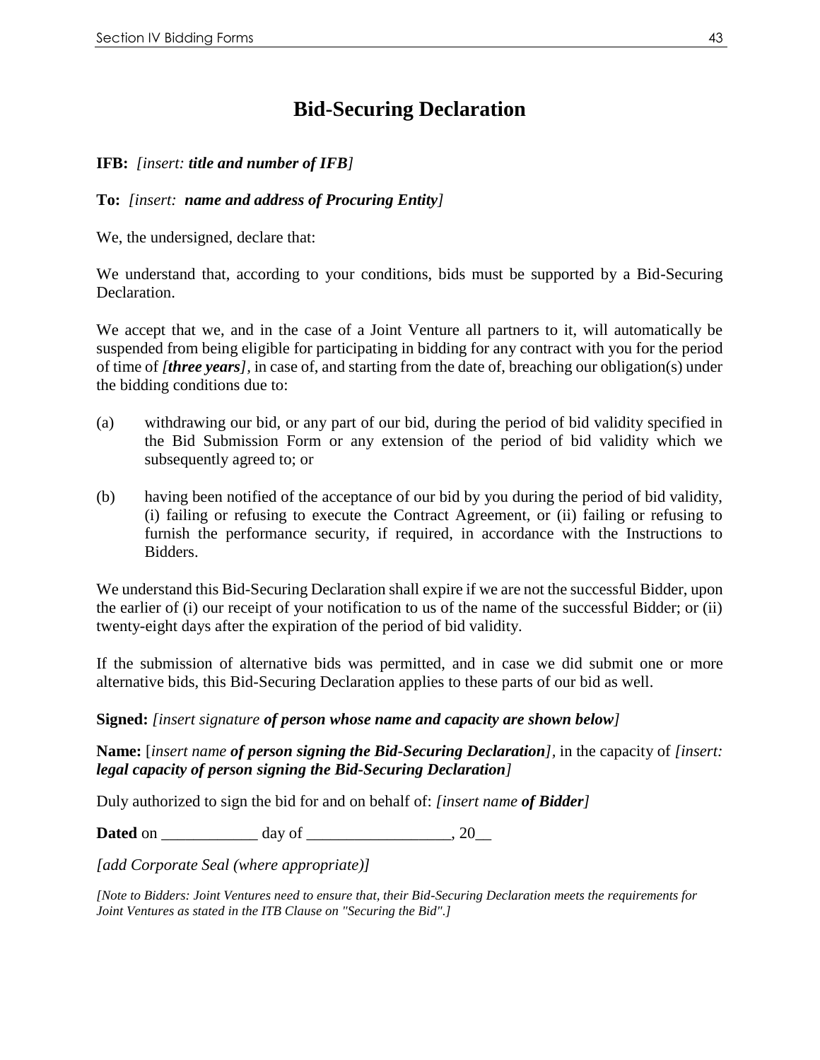# Bid-Securing Declaration

**IFB:** *[insert: **title and number of IFB**]*

**To:** *[insert: **name and address of Procuring Entity**]*

We, the undersigned, declare that:

We understand that, according to your conditions, bids must be supported by a Bid-Securing Declaration.

We accept that we, and in the case of a Joint Venture all partners to it, will automatically be suspended from being eligible for participating in bidding for any contract with you for the period of time of *[**three years**]*, in case of, and starting from the date of, breaching our obligation(s) under the bidding conditions due to:

(a) withdrawing our bid, or any part of our bid, during the period of bid validity specified in the Bid Submission Form or any extension of the period of bid validity which we subsequently agreed to; or

(b) having been notified of the acceptance of our bid by you during the period of bid validity, (i) failing or refusing to execute the Contract Agreement, or (ii) failing or refusing to furnish the performance security, if required, in accordance with the Instructions to Bidders.

We understand this Bid-Securing Declaration shall expire if we are not the successful Bidder, upon the earlier of (i) our receipt of your notification to us of the name of the successful Bidder; or (ii) twenty-eight days after the expiration of the period of bid validity.

If the submission of alternative bids was permitted, and in case we did submit one or more alternative bids, this Bid-Securing Declaration applies to these parts of our bid as well.

**Signed:** *[insert signature **of person whose name and capacity are shown below**]*

**Name:** [*insert name **of person signing the Bid-Securing Declaration**]*, in the capacity of *[insert: **legal capacity of person signing the Bid-Securing Declaration**]*

Duly authorized to sign the bid for and on behalf of: *[insert name **of Bidder**]*

**Dated** on ____________ day of __________________, 20__

*[add Corporate Seal (where appropriate)]*

*[Note to Bidders: Joint Ventures need to ensure that, their Bid-Securing Declaration meets the requirements for Joint Ventures as stated in the ITB Clause on "Securing the Bid".]*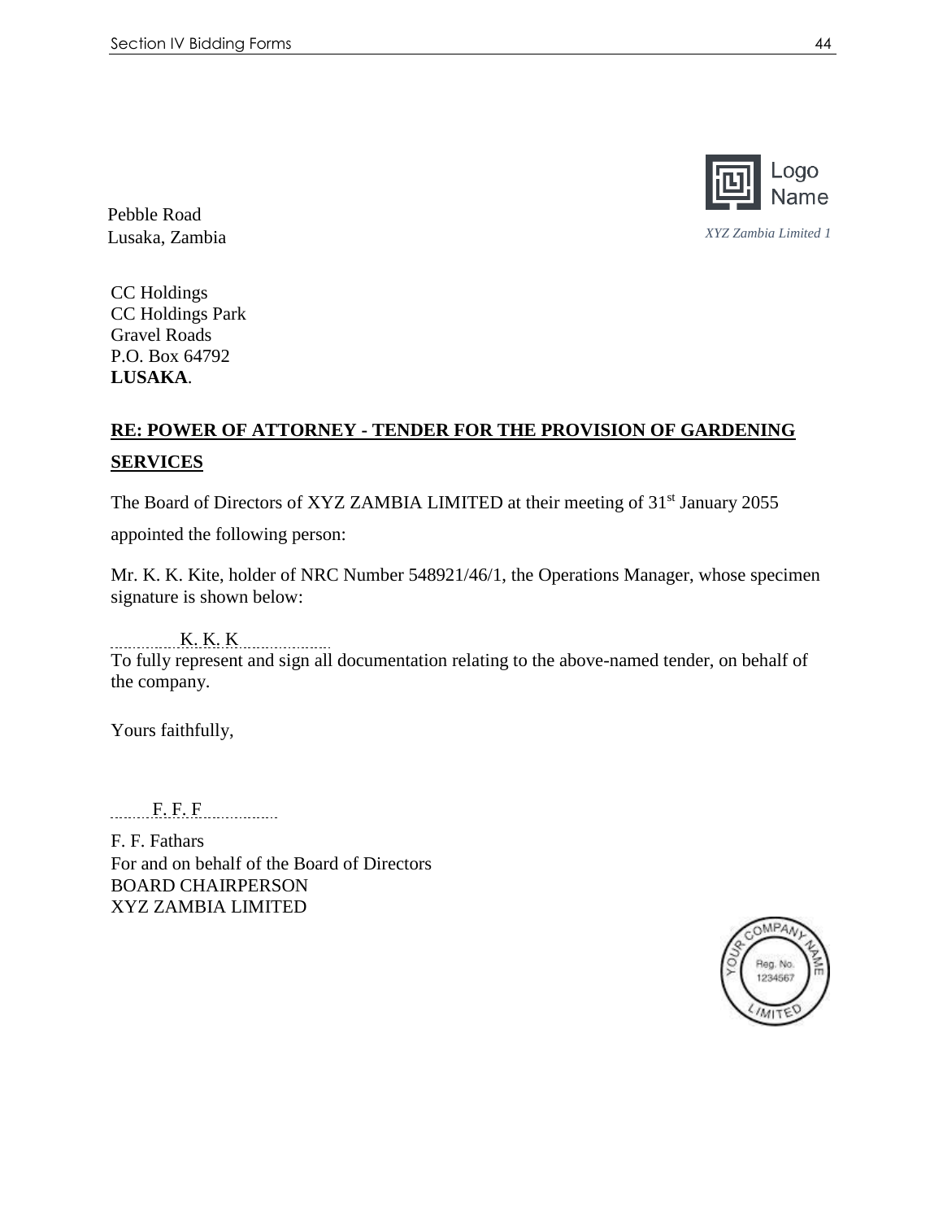Pebble Road
Lusaka, Zambia

Logo Name

*XYZ Zambia Limited 1*

CC Holdings
CC Holdings Park
Gravel Roads
P.O. Box 64792
**LUSAKA**.

**RE: POWER OF ATTORNEY - TENDER FOR THE PROVISION OF GARDENING SERVICES**

The Board of Directors of XYZ ZAMBIA LIMITED at their meeting of 31st January 2055 appointed the following person:

Mr. K. K. Kite, holder of NRC Number 548921/46/1, the Operations Manager, whose specimen signature is shown below:

K. K. K

To fully represent and sign all documentation relating to the above-named tender, on behalf of the company.

Yours faithfully,

F. F. F

F. F. Fathars
For and on behalf of the Board of Directors
BOARD CHAIRPERSON
XYZ ZAMBIA LIMITED

YOUR COMPANY NAME LIMITED
Reg. No. 1234567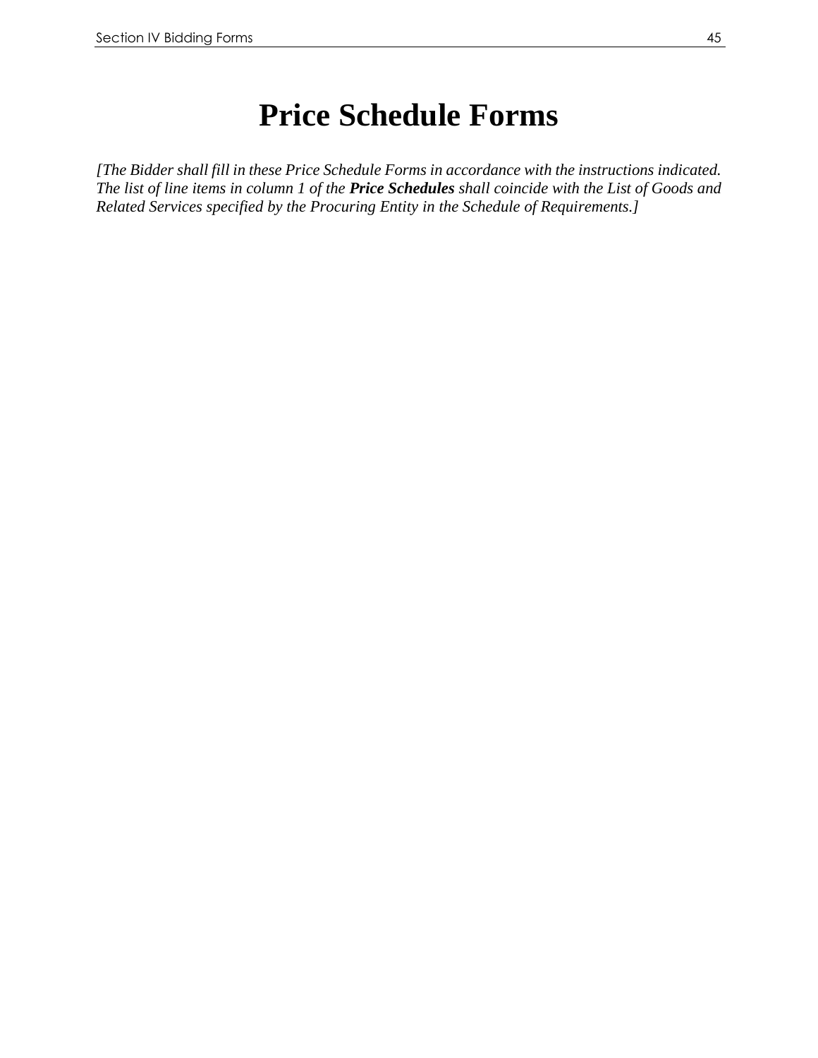# Price Schedule Forms

*[The Bidder shall fill in these Price Schedule Forms in accordance with the instructions indicated. The list of line items in column 1 of the* ***Price Schedules*** *shall coincide with the List of Goods and Related Services specified by the Procuring Entity in the Schedule of Requirements.]*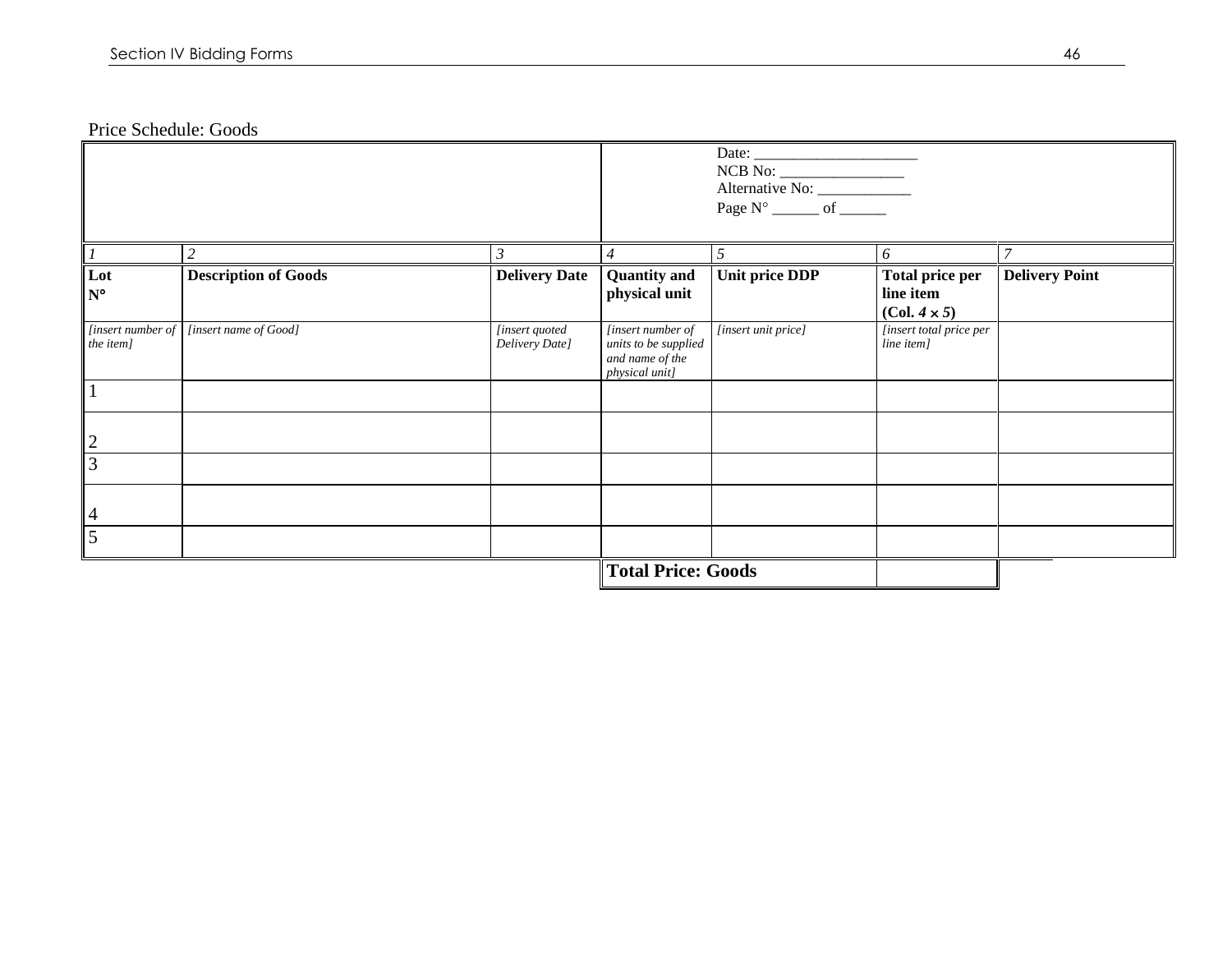Price Schedule: Goods

| | | | Date: _____________________ NCB No: ________________ Alternative No: ____________ Page N° ______ of ______ | | | |
|---|---|---|---|---|---|---|
| *1* | *2* | *3* | *4* | *5* | *6* | *7* |
| **Lot N°** | **Description of Goods** | **Delivery Date** | **Quantity and physical unit** | **Unit price DDP** | **Total price per line item (Col. $4 \times 5$)** | **Delivery Point** |
| *[insert number of the item]* | *[insert name of Good]* | *[insert quoted Delivery Date]* | *[insert number of units to be supplied and name of the physical unit]* | *[insert unit price]* | *[insert total price per line item]* | |
| 1 | | | | | | |
| 2 | | | | | | |
| 3 | | | | | | |
| 4 | | | | | | |
| 5 | | | | | | |
| | | | **Total Price: Goods** | | | |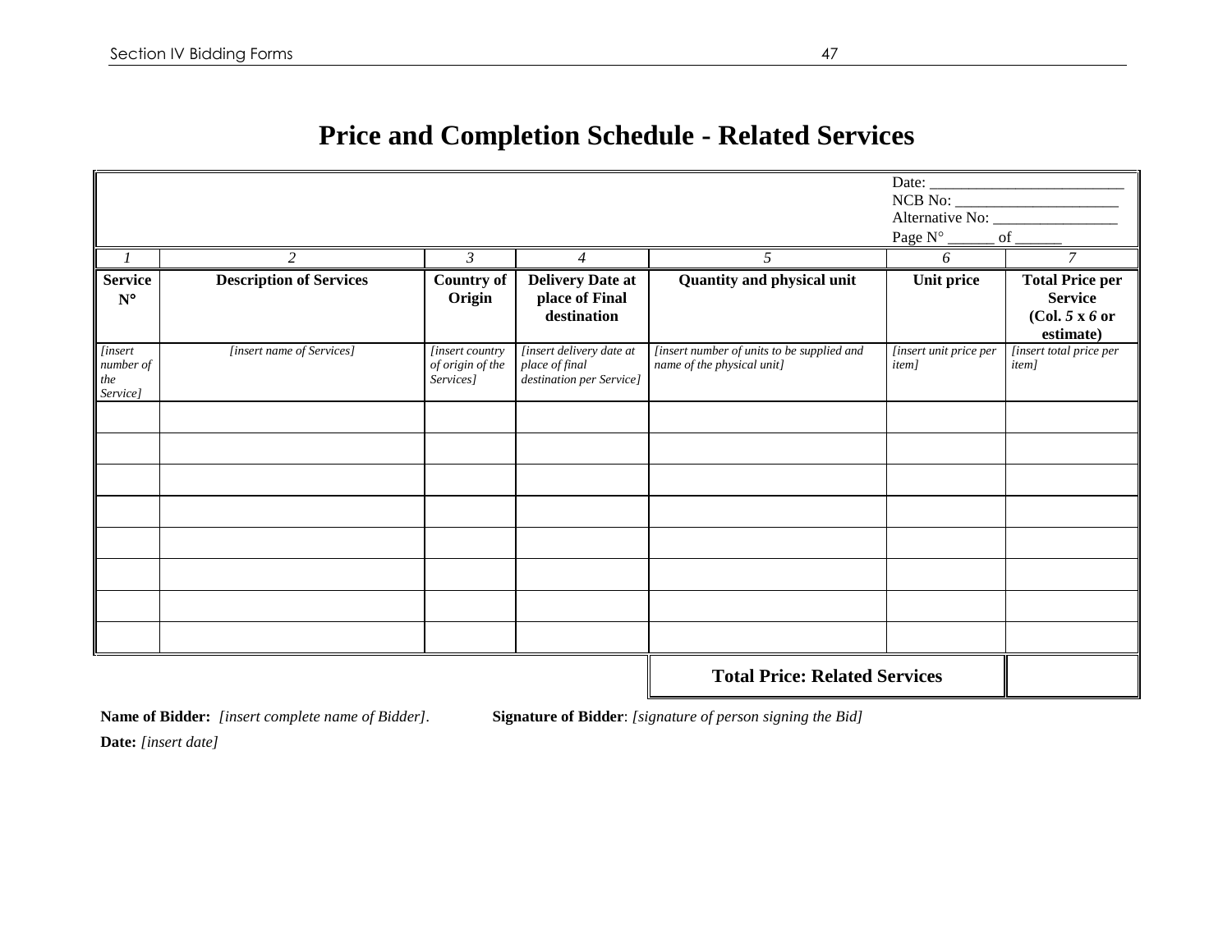# Price and Completion Schedule - Related Services

| | | | | | Date: _________________________<br>NCB No: _____________________<br>Alternative No: ________________<br>Page N° ______ of ______ | |
|---|---|---|---|---|---|---|
| *1* | *2* | *3* | *4* | *5* | *6* | *7* |
| **Service N°** | **Description of Services** | **Country of Origin** | **Delivery Date at place of Final destination** | **Quantity and physical unit** | **Unit price** | **Total Price per Service (Col.** ***5*** **x** ***6*** **or estimate)** |
| *[insert number of the Service]* | *[insert name of Services]* | *[insert country of origin of the Services]* | *[insert delivery date at place of final destination per Service]* | *[insert number of units to be supplied and name of the physical unit]* | *[insert unit price per item]* | *[insert total price per item]* |
| | | | | | | |
| | | | | | | |
| | | | | | | |
| | | | | | | |
| | | | | | | |
| | | | | | | |
| | | | | | | |
| | | | | | | |
| | | | | **Total Price: Related Services** | | |

**Name of Bidder:** *[insert complete name of Bidder]*. **Signature of Bidder**: *[signature of person signing the Bid]*

**Date:** *[insert date]*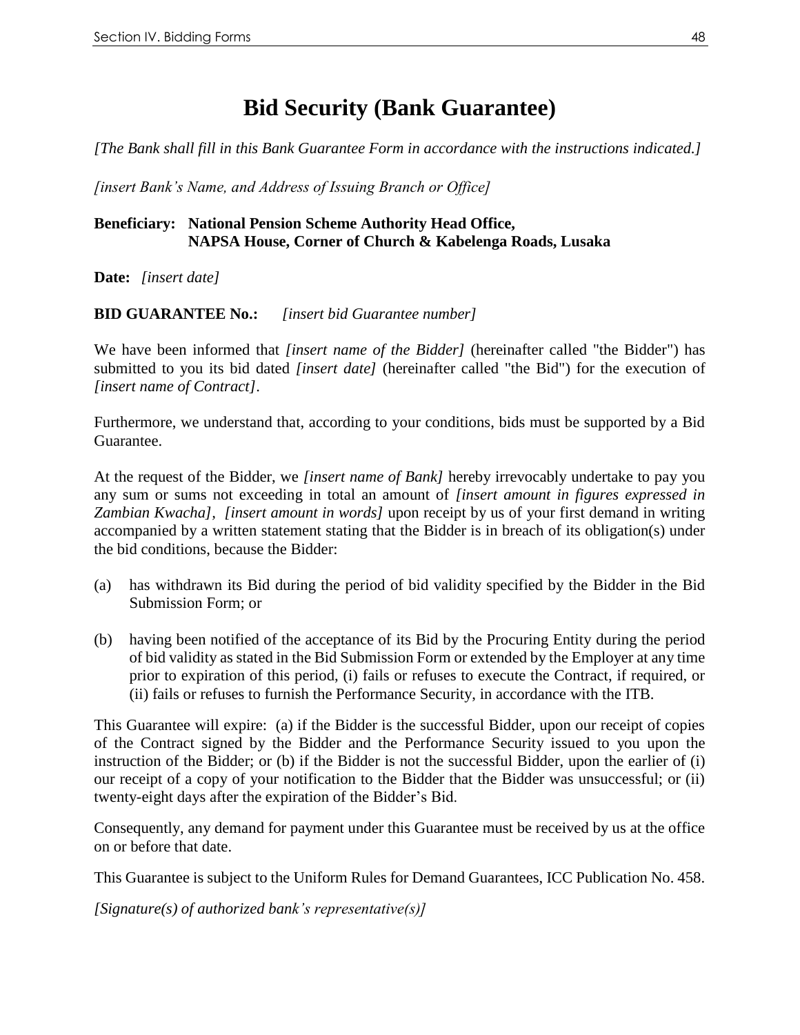# Bid Security (Bank Guarantee)

*[The Bank shall fill in this Bank Guarantee Form in accordance with the instructions indicated.]*

*[insert Bank's Name, and Address of Issuing Branch or Office]*

**Beneficiary: National Pension Scheme Authority Head Office, NAPSA House, Corner of Church & Kabelenga Roads, Lusaka**

**Date:** *[insert date]*

**BID GUARANTEE No.:** *[insert bid Guarantee number]*

We have been informed that *[insert name of the Bidder]* (hereinafter called "the Bidder") has submitted to you its bid dated *[insert date]* (hereinafter called "the Bid") for the execution of *[insert name of Contract]*.

Furthermore, we understand that, according to your conditions, bids must be supported by a Bid Guarantee.

At the request of the Bidder, we *[insert name of Bank]* hereby irrevocably undertake to pay you any sum or sums not exceeding in total an amount of *[insert amount in figures expressed in Zambian Kwacha]*, *[insert amount in words]* upon receipt by us of your first demand in writing accompanied by a written statement stating that the Bidder is in breach of its obligation(s) under the bid conditions, because the Bidder:

(a) has withdrawn its Bid during the period of bid validity specified by the Bidder in the Bid Submission Form; or

(b) having been notified of the acceptance of its Bid by the Procuring Entity during the period of bid validity as stated in the Bid Submission Form or extended by the Employer at any time prior to expiration of this period, (i) fails or refuses to execute the Contract, if required, or (ii) fails or refuses to furnish the Performance Security, in accordance with the ITB.

This Guarantee will expire: (a) if the Bidder is the successful Bidder, upon our receipt of copies of the Contract signed by the Bidder and the Performance Security issued to you upon the instruction of the Bidder; or (b) if the Bidder is not the successful Bidder, upon the earlier of (i) our receipt of a copy of your notification to the Bidder that the Bidder was unsuccessful; or (ii) twenty-eight days after the expiration of the Bidder's Bid.

Consequently, any demand for payment under this Guarantee must be received by us at the office on or before that date.

This Guarantee is subject to the Uniform Rules for Demand Guarantees, ICC Publication No. 458.

*[Signature(s) of authorized bank's representative(s)]*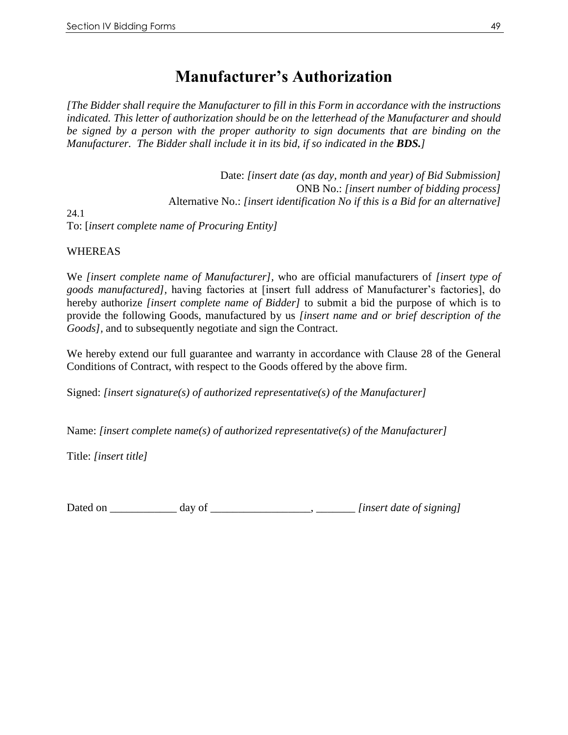# Manufacturer's Authorization

*[The Bidder shall require the Manufacturer to fill in this Form in accordance with the instructions indicated. This letter of authorization should be on the letterhead of the Manufacturer and should be signed by a person with the proper authority to sign documents that are binding on the Manufacturer. The Bidder shall include it in its bid, if so indicated in the* ***BDS.****]*

Date: *[insert date (as day, month and year) of Bid Submission]*
ONB No.: *[insert number of bidding process]*
Alternative No.: *[insert identification No if this is a Bid for an alternative]*

24.1
To: [*insert complete name of Procuring Entity]*

WHEREAS

We *[insert complete name of Manufacturer]*, who are official manufacturers of *[insert type of goods manufactured]*, having factories at [insert full address of Manufacturer's factories], do hereby authorize *[insert complete name of Bidder]* to submit a bid the purpose of which is to provide the following Goods, manufactured by us *[insert name and or brief description of the Goods]*, and to subsequently negotiate and sign the Contract.

We hereby extend our full guarantee and warranty in accordance with Clause 28 of the General Conditions of Contract, with respect to the Goods offered by the above firm.

Signed: *[insert signature(s) of authorized representative(s) of the Manufacturer]*

Name: *[insert complete name(s) of authorized representative(s) of the Manufacturer]*

Title: *[insert title]*

Dated on ____________ day of __________________, _______ *[insert date of signing]*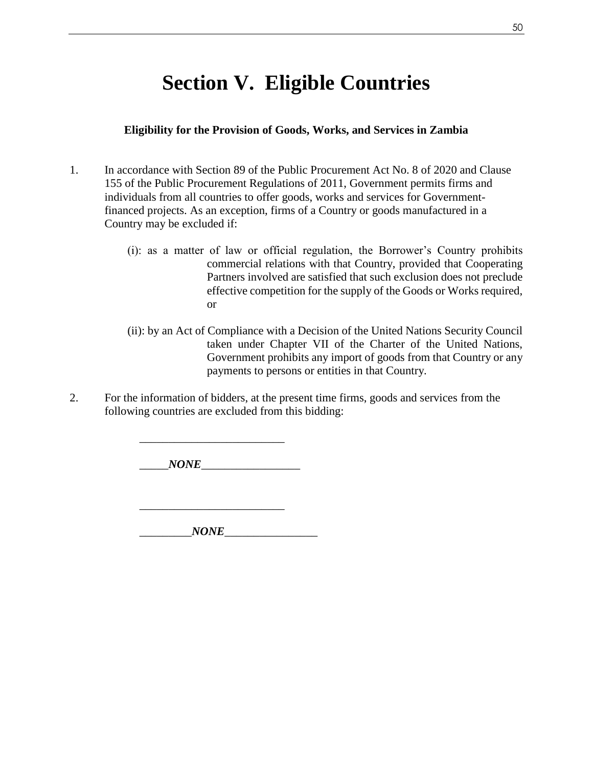# Section V. Eligible Countries

**Eligibility for the Provision of Goods, Works, and Services in Zambia**

1. In accordance with Section 89 of the Public Procurement Act No. 8 of 2020 and Clause 155 of the Public Procurement Regulations of 2011, Government permits firms and individuals from all countries to offer goods, works and services for Government-financed projects. As an exception, firms of a Country or goods manufactured in a Country may be excluded if:

   (i): as a matter of law or official regulation, the Borrower's Country prohibits commercial relations with that Country, provided that Cooperating Partners involved are satisfied that such exclusion does not preclude effective competition for the supply of the Goods or Works required, or

   (ii): by an Act of Compliance with a Decision of the United Nations Security Council taken under Chapter VII of the Charter of the United Nations, Government prohibits any import of goods from that Country or any payments to persons or entities in that Country.

2. For the information of bidders, at the present time firms, goods and services from the following countries are excluded from this bidding:

   _________________________

   _____***NONE***_________________

   _________________________

   _________***NONE***________________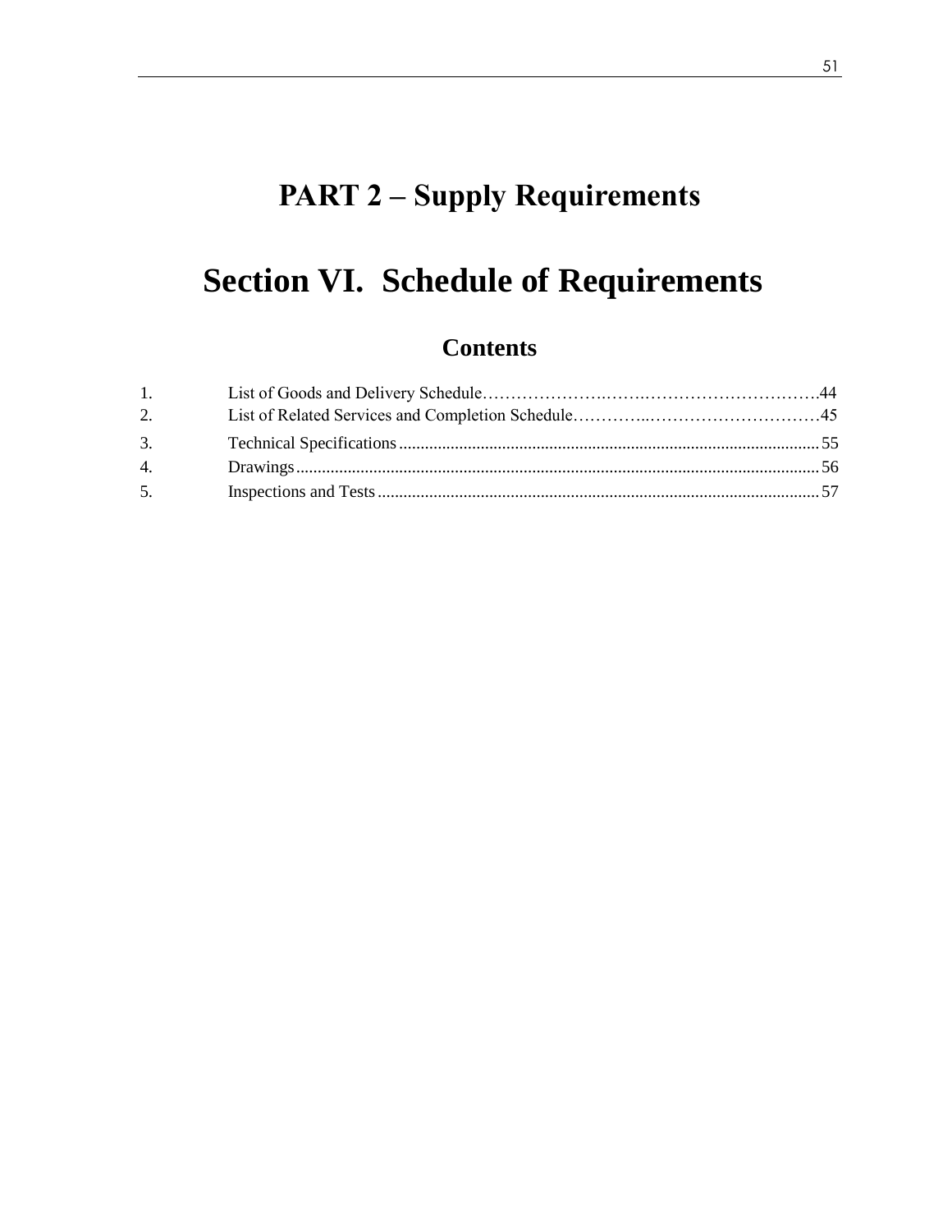# PART 2 – Supply Requirements

# Section VI. Schedule of Requirements

## Contents

1. List of Goods and Delivery Schedule……………………………………………………44
2. List of Related Services and Completion Schedule…………..…………………………45
3. Technical Specifications ........................................................................................................ 55
4. Drawings .................................................................................................................................... 56
5. Inspections and Tests ............................................................................................................ 57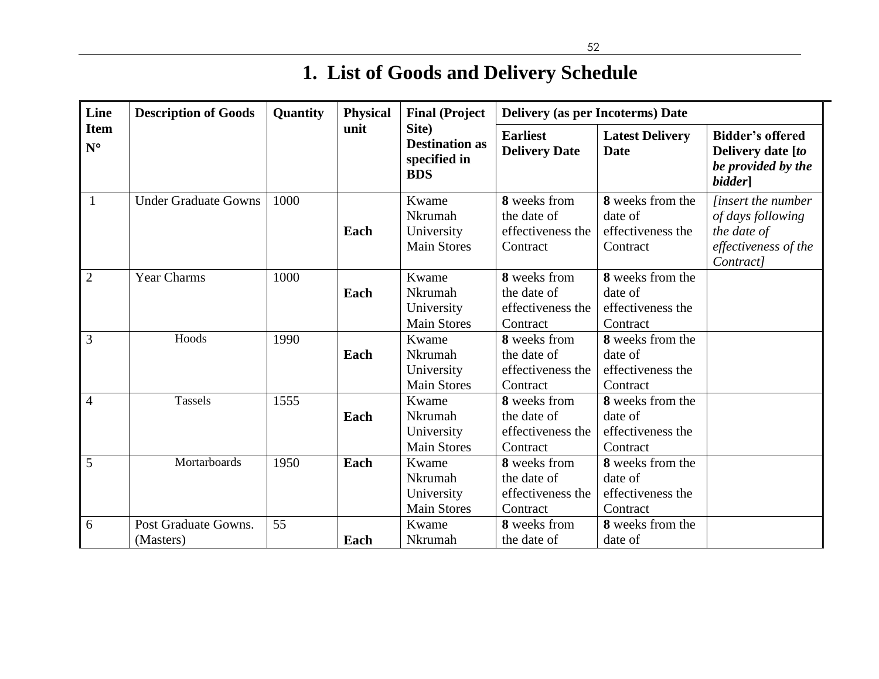# 1. List of Goods and Delivery Schedule

| Line Item N° | Description of Goods | Quantity | Physical unit | Final (Project Site) Destination as specified in BDS | Delivery (as per Incoterms) Date | | |
|---|---|---|---|---|---|---|---|
| | | | | | **Earliest Delivery Date** | **Latest Delivery Date** | **Bidder's offered Delivery date [*to be provided by the bidder*]** |
| 1 | Under Graduate Gowns | 1000 | **Each** | Kwame Nkrumah University Main Stores | **8** weeks from the date of effectiveness the Contract | **8** weeks from the date of effectiveness the Contract | *[insert the number of days following the date of effectiveness of the Contract]* |
| 2 | Year Charms | 1000 | **Each** | Kwame Nkrumah University Main Stores | **8** weeks from the date of effectiveness the Contract | **8** weeks from the date of effectiveness the Contract | |
| 3 | Hoods | 1990 | **Each** | Kwame Nkrumah University Main Stores | **8** weeks from the date of effectiveness the Contract | **8** weeks from the date of effectiveness the Contract | |
| 4 | Tassels | 1555 | **Each** | Kwame Nkrumah University Main Stores | **8** weeks from the date of effectiveness the Contract | **8** weeks from the date of effectiveness the Contract | |
| 5 | Mortarboards | 1950 | **Each** | Kwame Nkrumah University Main Stores | **8** weeks from the date of effectiveness the Contract | **8** weeks from the date of effectiveness the Contract | |
| 6 | Post Graduate Gowns. (Masters) | 55 | **Each** | Kwame Nkrumah | **8** weeks from the date of | **8** weeks from the date of | |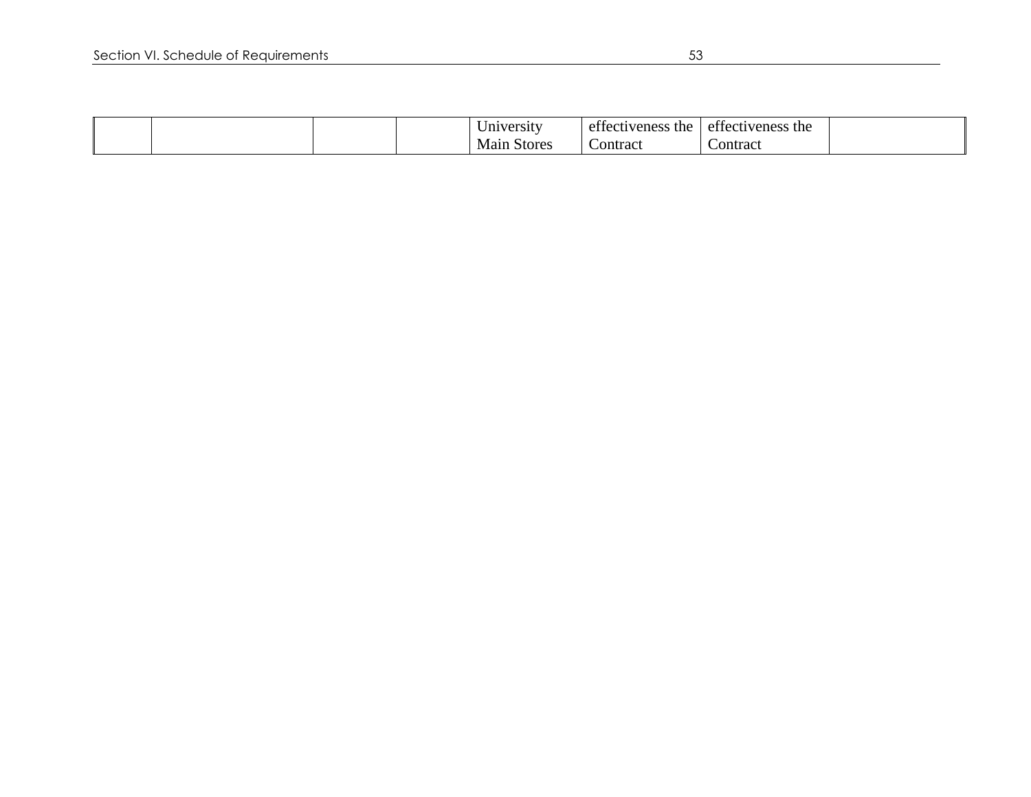|  |  |  |  | University Main Stores | effectiveness the Contract | effectiveness the Contract |  |
|---|---|---|---|---|---|---|---|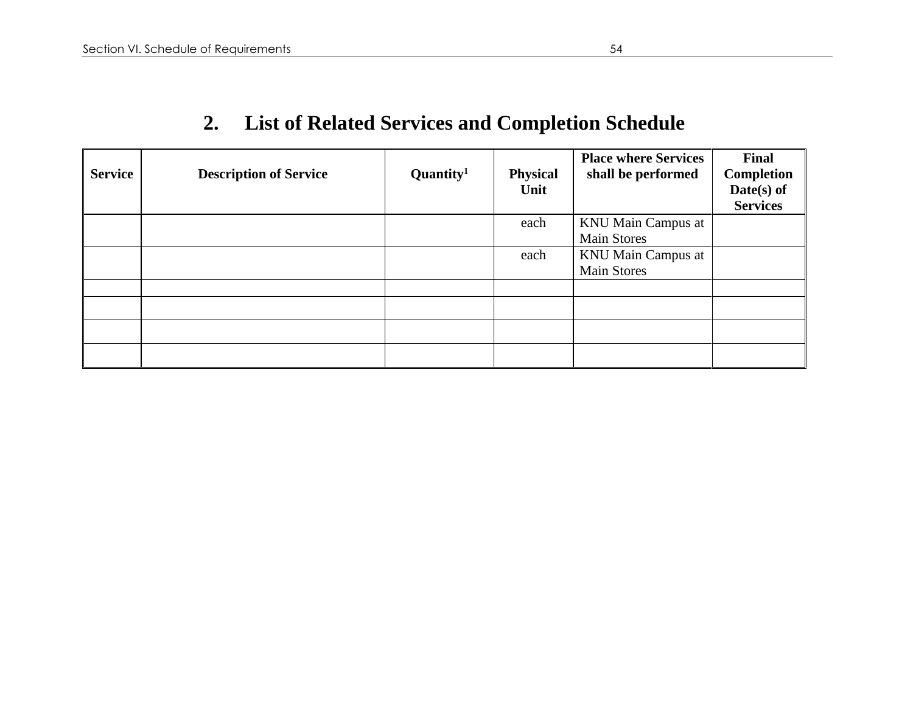## 2. List of Related Services and Completion Schedule

| Service | Description of Service | Quantity[1] | Physical Unit | Place where Services shall be performed | Final Completion Date(s) of Services |
|---|---|---|---|---|---|
| | | | each | KNU Main Campus at Main Stores | |
| | | | each | KNU Main Campus at Main Stores | |
| | | | | | |
| | | | | | |
| | | | | | |
| | | | | | |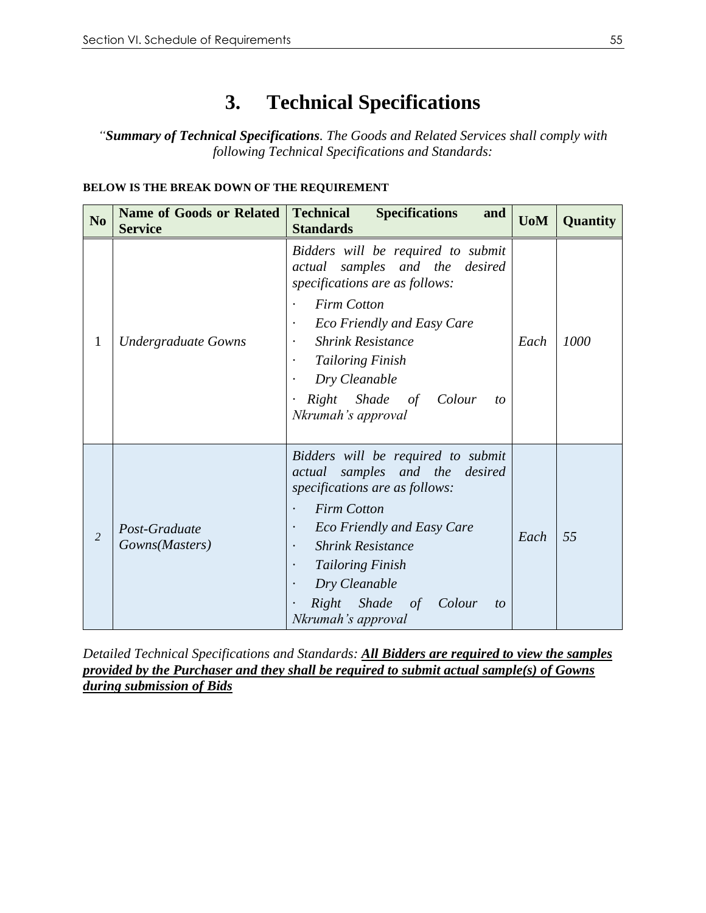# 3. Technical Specifications

*"**Summary of Technical Specifications**. The Goods and Related Services shall comply with following Technical Specifications and Standards:*

**BELOW IS THE BREAK DOWN OF THE REQUIREMENT**

| No | Name of Goods or Related Service | Technical Specifications and Standards | UoM | Quantity |
|---|---|---|---|---|
| 1 | *Undergraduate Gowns* | *Bidders will be required to submit actual samples and the desired specifications are as follows:*<br>· *Firm Cotton*<br>· *Eco Friendly and Easy Care*<br>· *Shrink Resistance*<br>· *Tailoring Finish*<br>· *Dry Cleanable*<br>· *Right Shade of Colour to Nkrumah's approval* | *Each* | *1000* |
| *2* | *Post-Graduate Gowns(Masters)* | *Bidders will be required to submit actual samples and the desired specifications are as follows:*<br>· *Firm Cotton*<br>· *Eco Friendly and Easy Care*<br>· *Shrink Resistance*<br>· *Tailoring Finish*<br>· *Dry Cleanable*<br>· *Right Shade of Colour to Nkrumah's approval* | *Each* | *55* |

*Detailed Technical Specifications and Standards:* ***<u>All Bidders are required to view the samples provided by the Purchaser and they shall be required to submit actual sample(s) of Gowns during submission of Bids</u>***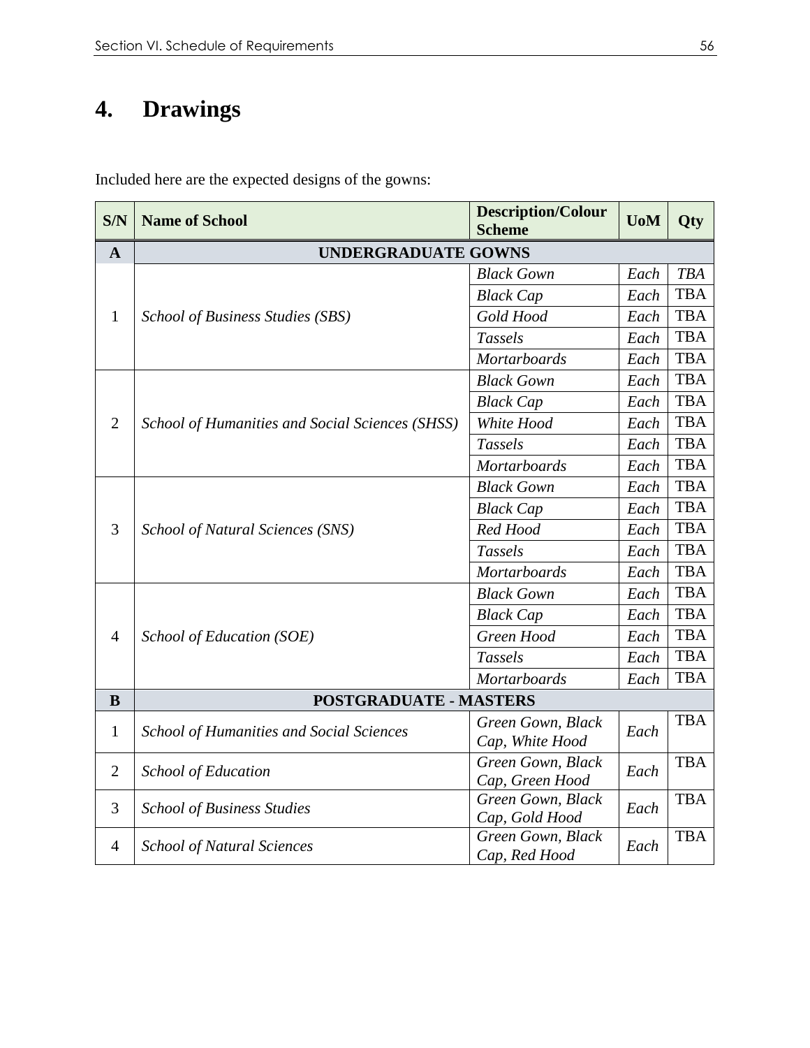# 4. Drawings

Included here are the expected designs of the gowns:

| S/N | Name of School | Description/Colour Scheme | UoM | Qty |
|---|---|---|---|---|
| **A** | **UNDERGRADUATE GOWNS** | | | |
| 1 | *School of Business Studies (SBS)* | *Black Gown* | *Each* | *TBA* |
| | | *Black Cap* | *Each* | TBA |
| | | *Gold Hood* | *Each* | TBA |
| | | *Tassels* | *Each* | TBA |
| | | *Mortarboards* | *Each* | TBA |
| 2 | *School of Humanities and Social Sciences (SHSS)* | *Black Gown* | *Each* | TBA |
| | | *Black Cap* | *Each* | TBA |
| | | *White Hood* | *Each* | TBA |
| | | *Tassels* | *Each* | TBA |
| | | *Mortarboards* | *Each* | TBA |
| 3 | *School of Natural Sciences (SNS)* | *Black Gown* | *Each* | TBA |
| | | *Black Cap* | *Each* | TBA |
| | | *Red Hood* | *Each* | TBA |
| | | *Tassels* | *Each* | TBA |
| | | *Mortarboards* | *Each* | TBA |
| 4 | *School of Education (SOE)* | *Black Gown* | *Each* | TBA |
| | | *Black Cap* | *Each* | TBA |
| | | *Green Hood* | *Each* | TBA |
| | | *Tassels* | *Each* | TBA |
| | | *Mortarboards* | *Each* | TBA |
| **B** | **POSTGRADUATE - MASTERS** | | | |
| 1 | *School of Humanities and Social Sciences* | *Green Gown, Black Cap, White Hood* | *Each* | TBA |
| 2 | *School of Education* | *Green Gown, Black Cap, Green Hood* | *Each* | TBA |
| 3 | *School of Business Studies* | *Green Gown, Black Cap, Gold Hood* | *Each* | TBA |
| 4 | *School of Natural Sciences* | *Green Gown, Black Cap, Red Hood* | *Each* | TBA |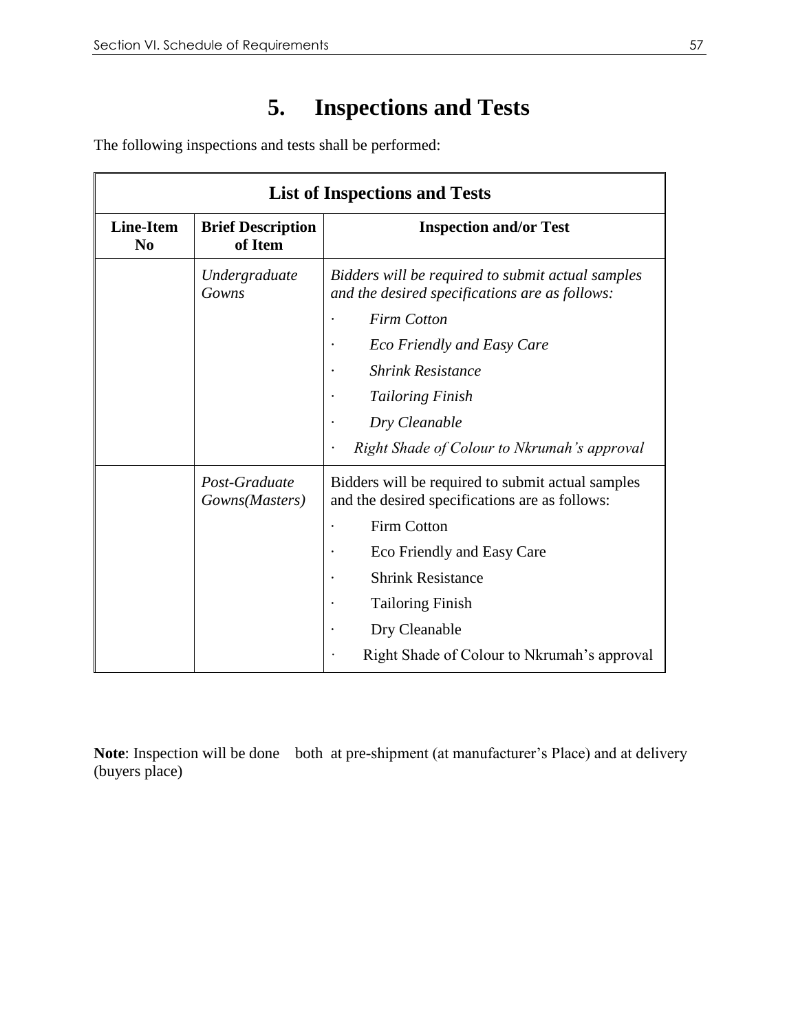# 5. Inspections and Tests

The following inspections and tests shall be performed:

| List of Inspections and Tests | | |
|---|---|---|
| **Line-Item No** | **Brief Description of Item** | **Inspection and/or Test** |
| | *Undergraduate Gowns* | *Bidders will be required to submit actual samples and the desired specifications are as follows:*<br>· *Firm Cotton*<br>· *Eco Friendly and Easy Care*<br>· *Shrink Resistance*<br>· *Tailoring Finish*<br>· *Dry Cleanable*<br>· *Right Shade of Colour to Nkrumah's approval* |
| | *Post-Graduate Gowns(Masters)* | Bidders will be required to submit actual samples and the desired specifications are as follows:<br>· Firm Cotton<br>· Eco Friendly and Easy Care<br>· Shrink Resistance<br>· Tailoring Finish<br>· Dry Cleanable<br>· Right Shade of Colour to Nkrumah's approval |

**Note**: Inspection will be done both at pre-shipment (at manufacturer's Place) and at delivery (buyers place)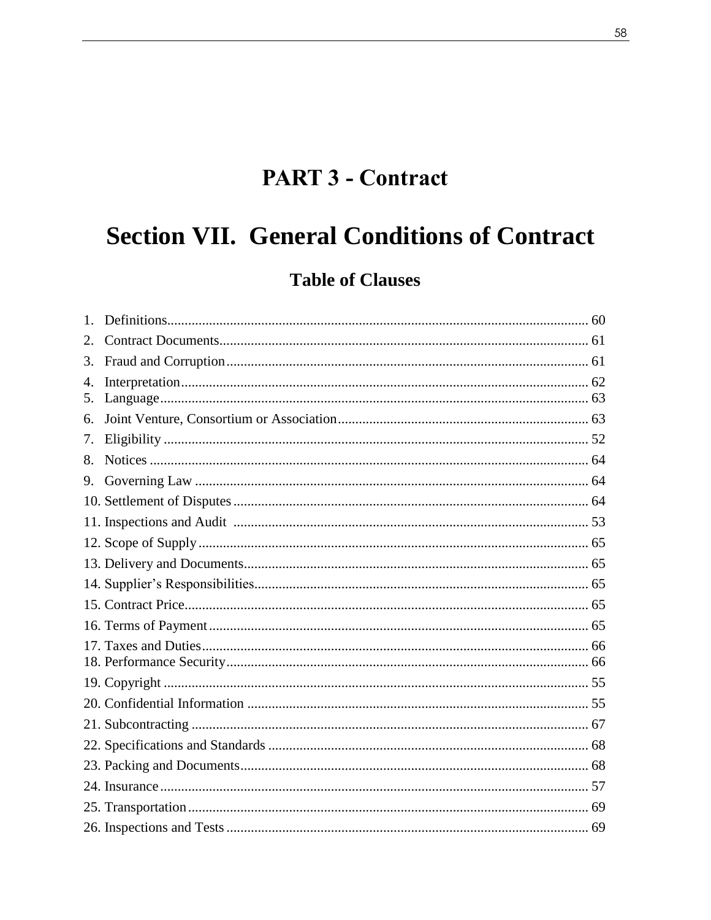# PART 3 - Contract

# Section VII. General Conditions of Contract

## Table of Clauses

1. Definitions ........................................................................................................ 60
2. Contract Documents ......................................................................................... 61
3. Fraud and Corruption ....................................................................................... 61
4. Interpretation .................................................................................................... 62
5. Language .......................................................................................................... 63
6. Joint Venture, Consortium or Association ....................................................... 63
7. Eligibility ......................................................................................................... 52
8. Notices ............................................................................................................. 64
9. Governing Law ................................................................................................ 64
10. Settlement of Disputes ..................................................................................... 64
11. Inspections and Audit ..................................................................................... 53
12. Scope of Supply ............................................................................................... 65
13. Delivery and Documents .................................................................................. 65
14. Supplier's Responsibilities ............................................................................... 65
15. Contract Price ................................................................................................... 65
16. Terms of Payment ............................................................................................ 65
17. Taxes and Duties .............................................................................................. 66
18. Performance Security ....................................................................................... 66
19. Copyright ......................................................................................................... 55
20. Confidential Information ................................................................................. 55
21. Subcontracting ................................................................................................. 67
22. Specifications and Standards ........................................................................... 68
23. Packing and Documents ................................................................................... 68
24. Insurance .......................................................................................................... 57
25. Transportation .................................................................................................. 69
26. Inspections and Tests ....................................................................................... 69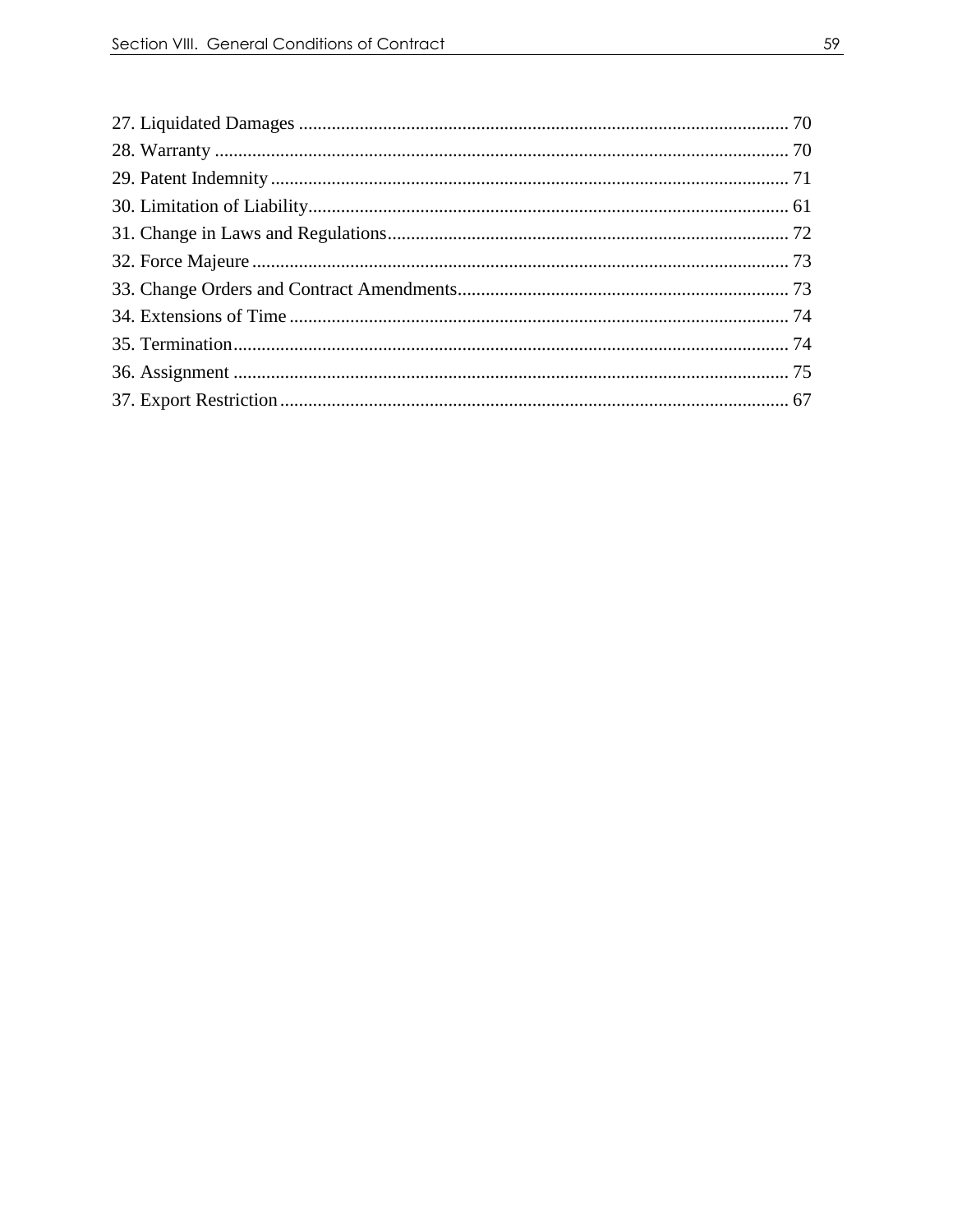27. Liquidated Damages ........................................................................................................ 70
28. Warranty .......................................................................................................................... 70
29. Patent Indemnity .............................................................................................................. 71
30. Limitation of Liability...................................................................................................... 61
31. Change in Laws and Regulations..................................................................................... 72
32. Force Majeure .................................................................................................................. 73
33. Change Orders and Contract Amendments...................................................................... 73
34. Extensions of Time .......................................................................................................... 74
35. Termination...................................................................................................................... 74
36. Assignment ...................................................................................................................... 75
37. Export Restriction ............................................................................................................ 67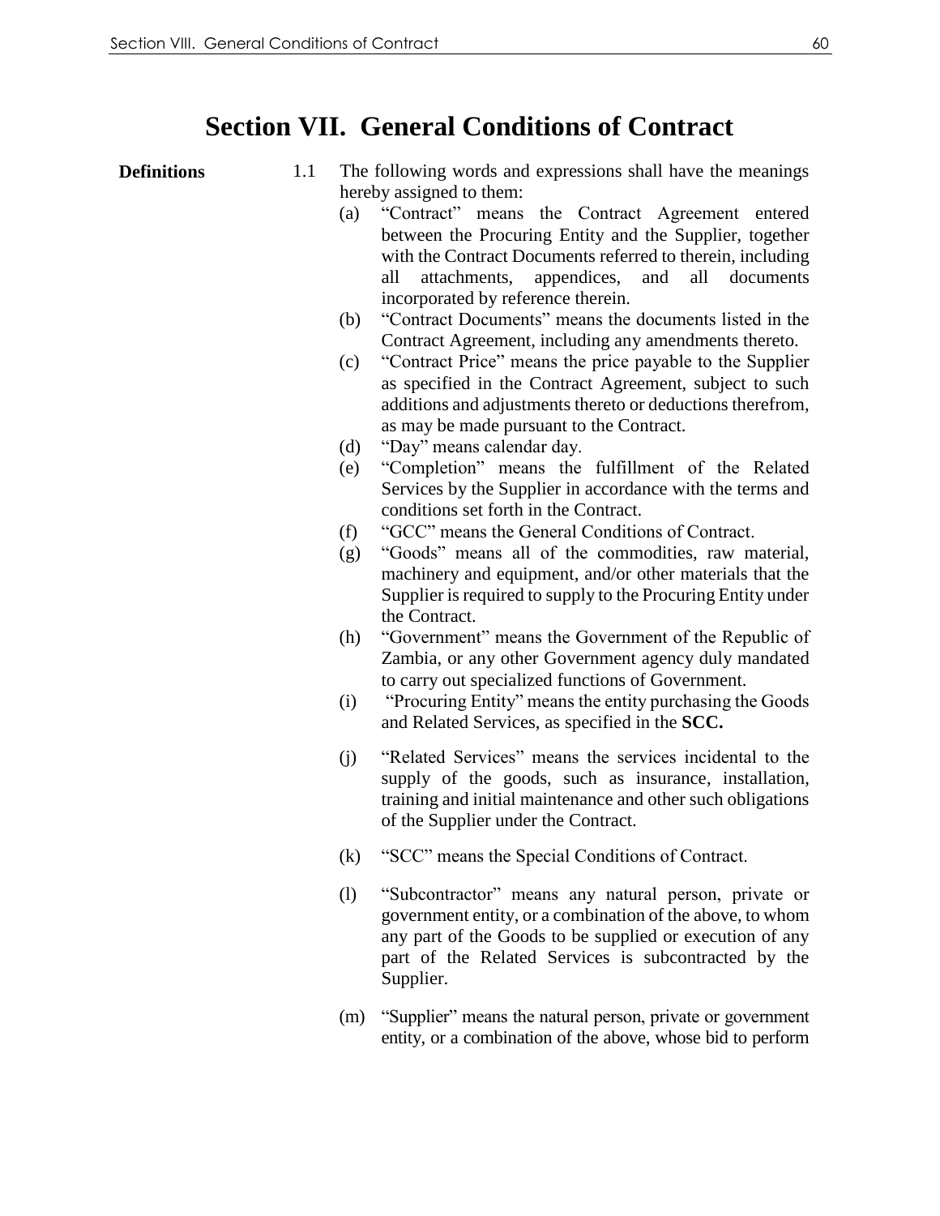# Section VII. General Conditions of Contract

**Definitions**

1.1 The following words and expressions shall have the meanings hereby assigned to them:

(a) "Contract" means the Contract Agreement entered between the Procuring Entity and the Supplier, together with the Contract Documents referred to therein, including all attachments, appendices, and all documents incorporated by reference therein.

(b) "Contract Documents" means the documents listed in the Contract Agreement, including any amendments thereto.

(c) "Contract Price" means the price payable to the Supplier as specified in the Contract Agreement, subject to such additions and adjustments thereto or deductions therefrom, as may be made pursuant to the Contract.

(d) "Day" means calendar day.

(e) "Completion" means the fulfillment of the Related Services by the Supplier in accordance with the terms and conditions set forth in the Contract.

(f) "GCC" means the General Conditions of Contract.

(g) "Goods" means all of the commodities, raw material, machinery and equipment, and/or other materials that the Supplier is required to supply to the Procuring Entity under the Contract.

(h) "Government" means the Government of the Republic of Zambia, or any other Government agency duly mandated to carry out specialized functions of Government.

(i) "Procuring Entity" means the entity purchasing the Goods and Related Services, as specified in the **SCC.**

(j) "Related Services" means the services incidental to the supply of the goods, such as insurance, installation, training and initial maintenance and other such obligations of the Supplier under the Contract.

(k) "SCC" means the Special Conditions of Contract.

(l) "Subcontractor" means any natural person, private or government entity, or a combination of the above, to whom any part of the Goods to be supplied or execution of any part of the Related Services is subcontracted by the Supplier.

(m) "Supplier" means the natural person, private or government entity, or a combination of the above, whose bid to perform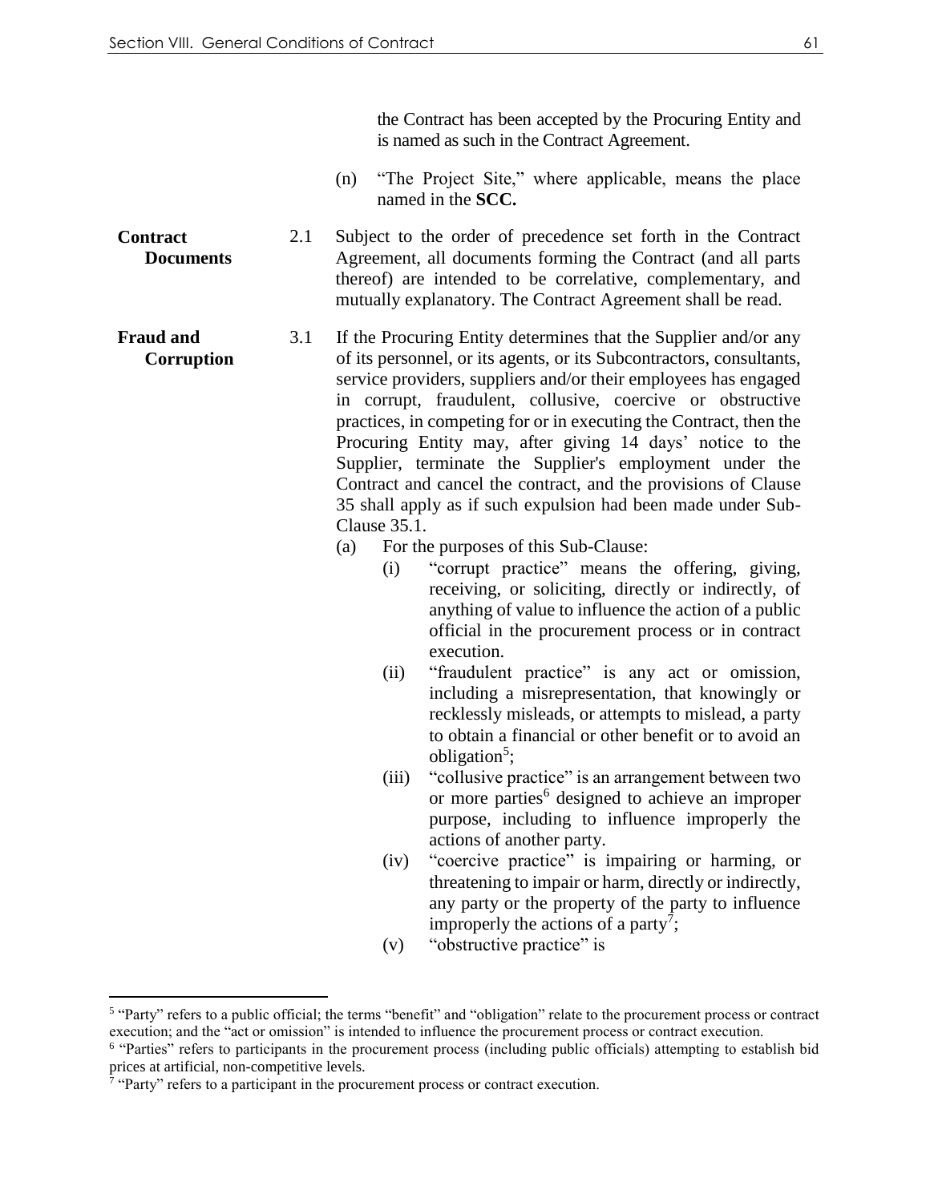the Contract has been accepted by the Procuring Entity and is named as such in the Contract Agreement.

(n) "The Project Site," where applicable, means the place named in the **SCC.**

**Contract Documents**

2.1 Subject to the order of precedence set forth in the Contract Agreement, all documents forming the Contract (and all parts thereof) are intended to be correlative, complementary, and mutually explanatory. The Contract Agreement shall be read.

**Fraud and Corruption**

3.1 If the Procuring Entity determines that the Supplier and/or any of its personnel, or its agents, or its Subcontractors, consultants, service providers, suppliers and/or their employees has engaged in corrupt, fraudulent, collusive, coercive or obstructive practices, in competing for or in executing the Contract, then the Procuring Entity may, after giving 14 days' notice to the Supplier, terminate the Supplier's employment under the Contract and cancel the contract, and the provisions of Clause 35 shall apply as if such expulsion had been made under Sub-Clause 35.1.

(a) For the purposes of this Sub-Clause:

(i) "corrupt practice" means the offering, giving, receiving, or soliciting, directly or indirectly, of anything of value to influence the action of a public official in the procurement process or in contract execution.

(ii) "fraudulent practice" is any act or omission, including a misrepresentation, that knowingly or recklessly misleads, or attempts to mislead, a party to obtain a financial or other benefit or to avoid an obligation[5];

(iii) "collusive practice" is an arrangement between two or more parties[6] designed to achieve an improper purpose, including to influence improperly the actions of another party.

(iv) "coercive practice" is impairing or harming, or threatening to impair or harm, directly or indirectly, any party or the property of the party to influence improperly the actions of a party[7];

(v) "obstructive practice" is

---

[5] "Party" refers to a public official; the terms "benefit" and "obligation" relate to the procurement process or contract execution; and the "act or omission" is intended to influence the procurement process or contract execution.

[6] "Parties" refers to participants in the procurement process (including public officials) attempting to establish bid prices at artificial, non-competitive levels.

[7] "Party" refers to a participant in the procurement process or contract execution.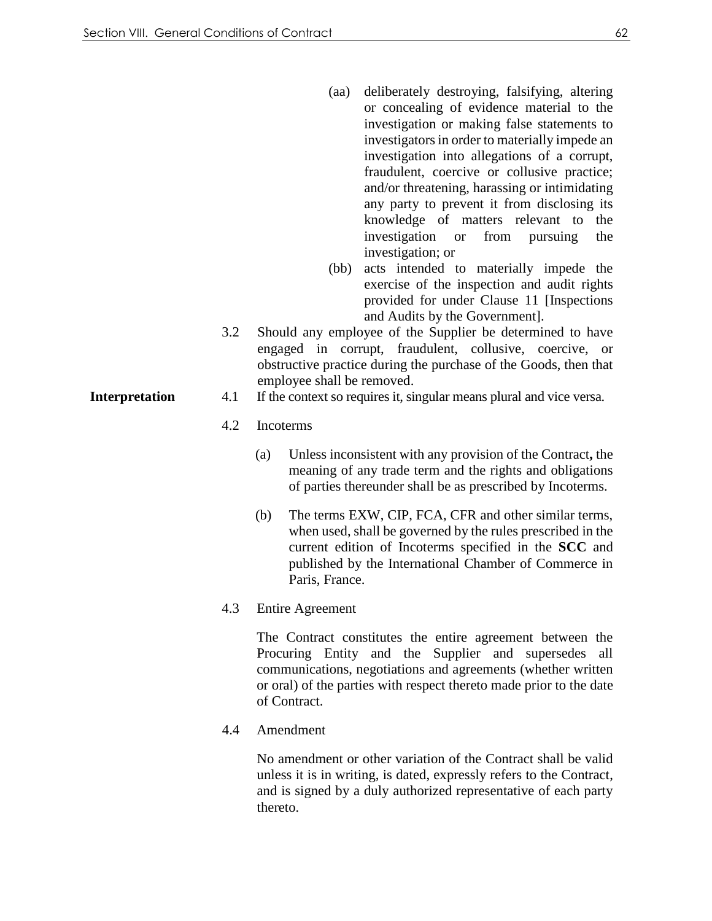(aa) deliberately destroying, falsifying, altering or concealing of evidence material to the investigation or making false statements to investigators in order to materially impede an investigation into allegations of a corrupt, fraudulent, coercive or collusive practice; and/or threatening, harassing or intimidating any party to prevent it from disclosing its knowledge of matters relevant to the investigation or from pursuing the investigation; or

(bb) acts intended to materially impede the exercise of the inspection and audit rights provided for under Clause 11 [Inspections and Audits by the Government].

3.2 Should any employee of the Supplier be determined to have engaged in corrupt, fraudulent, collusive, coercive, or obstructive practice during the purchase of the Goods, then that employee shall be removed.

**Interpretation**

4.1 If the context so requires it, singular means plural and vice versa.

4.2 Incoterms

(a) Unless inconsistent with any provision of the Contract**,** the meaning of any trade term and the rights and obligations of parties thereunder shall be as prescribed by Incoterms.

(b) The terms EXW, CIP, FCA, CFR and other similar terms, when used, shall be governed by the rules prescribed in the current edition of Incoterms specified in the **SCC** and published by the International Chamber of Commerce in Paris, France.

4.3 Entire Agreement

The Contract constitutes the entire agreement between the Procuring Entity and the Supplier and supersedes all communications, negotiations and agreements (whether written or oral) of the parties with respect thereto made prior to the date of Contract.

4.4 Amendment

No amendment or other variation of the Contract shall be valid unless it is in writing, is dated, expressly refers to the Contract, and is signed by a duly authorized representative of each party thereto.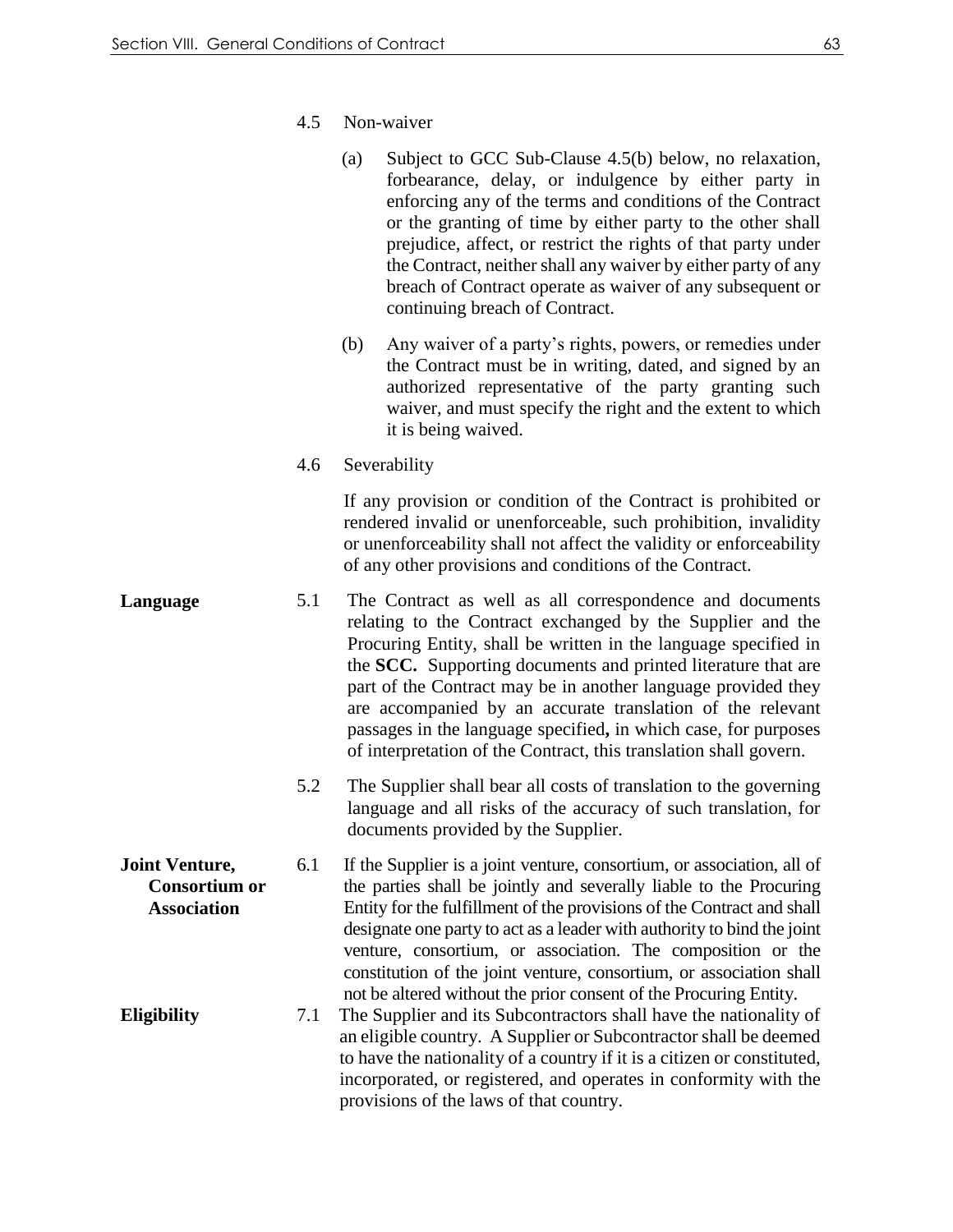4.5 Non-waiver

(a) Subject to GCC Sub-Clause 4.5(b) below, no relaxation, forbearance, delay, or indulgence by either party in enforcing any of the terms and conditions of the Contract or the granting of time by either party to the other shall prejudice, affect, or restrict the rights of that party under the Contract, neither shall any waiver by either party of any breach of Contract operate as waiver of any subsequent or continuing breach of Contract.

(b) Any waiver of a party's rights, powers, or remedies under the Contract must be in writing, dated, and signed by an authorized representative of the party granting such waiver, and must specify the right and the extent to which it is being waived.

4.6 Severability

If any provision or condition of the Contract is prohibited or rendered invalid or unenforceable, such prohibition, invalidity or unenforceability shall not affect the validity or enforceability of any other provisions and conditions of the Contract.

**Language**

5.1 The Contract as well as all correspondence and documents relating to the Contract exchanged by the Supplier and the Procuring Entity, shall be written in the language specified in the **SCC.** Supporting documents and printed literature that are part of the Contract may be in another language provided they are accompanied by an accurate translation of the relevant passages in the language specified**,** in which case, for purposes of interpretation of the Contract, this translation shall govern.

5.2 The Supplier shall bear all costs of translation to the governing language and all risks of the accuracy of such translation, for documents provided by the Supplier.

**Joint Venture, Consortium or Association**

6.1 If the Supplier is a joint venture, consortium, or association, all of the parties shall be jointly and severally liable to the Procuring Entity for the fulfillment of the provisions of the Contract and shall designate one party to act as a leader with authority to bind the joint venture, consortium, or association. The composition or the constitution of the joint venture, consortium, or association shall not be altered without the prior consent of the Procuring Entity.

**Eligibility**

7.1 The Supplier and its Subcontractors shall have the nationality of an eligible country. A Supplier or Subcontractor shall be deemed to have the nationality of a country if it is a citizen or constituted, incorporated, or registered, and operates in conformity with the provisions of the laws of that country.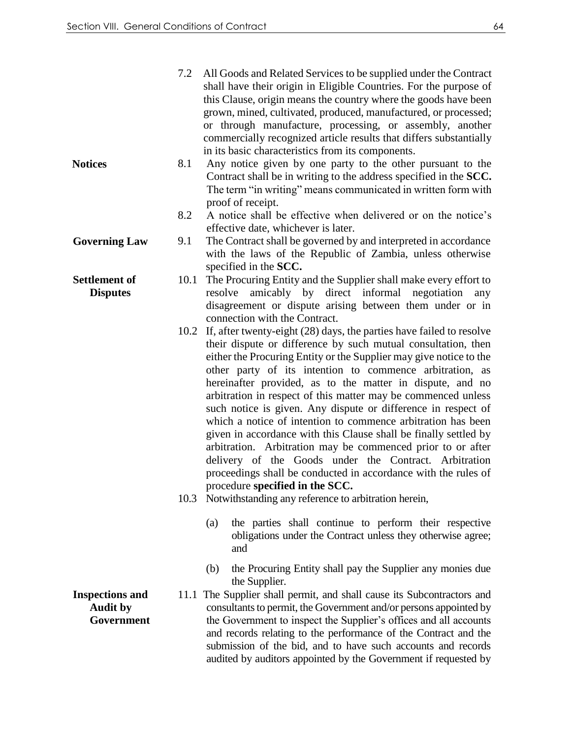7.2 All Goods and Related Services to be supplied under the Contract shall have their origin in Eligible Countries. For the purpose of this Clause, origin means the country where the goods have been grown, mined, cultivated, produced, manufactured, or processed; or through manufacture, processing, or assembly, another commercially recognized article results that differs substantially in its basic characteristics from its components.

**Notices**

8.1 Any notice given by one party to the other pursuant to the Contract shall be in writing to the address specified in the **SCC.** The term "in writing" means communicated in written form with proof of receipt.

8.2 A notice shall be effective when delivered or on the notice's effective date, whichever is later.

**Governing Law**

9.1 The Contract shall be governed by and interpreted in accordance with the laws of the Republic of Zambia, unless otherwise specified in the **SCC.**

**Settlement of Disputes**

10.1 The Procuring Entity and the Supplier shall make every effort to resolve amicably by direct informal negotiation any disagreement or dispute arising between them under or in connection with the Contract.

10.2 If, after twenty-eight (28) days, the parties have failed to resolve their dispute or difference by such mutual consultation, then either the Procuring Entity or the Supplier may give notice to the other party of its intention to commence arbitration, as hereinafter provided, as to the matter in dispute, and no arbitration in respect of this matter may be commenced unless such notice is given. Any dispute or difference in respect of which a notice of intention to commence arbitration has been given in accordance with this Clause shall be finally settled by arbitration. Arbitration may be commenced prior to or after delivery of the Goods under the Contract. Arbitration proceedings shall be conducted in accordance with the rules of procedure **specified in the SCC.**

10.3 Notwithstanding any reference to arbitration herein,

(a) the parties shall continue to perform their respective obligations under the Contract unless they otherwise agree; and

(b) the Procuring Entity shall pay the Supplier any monies due the Supplier.

**Inspections and Audit by Government**

11.1 The Supplier shall permit, and shall cause its Subcontractors and consultants to permit, the Government and/or persons appointed by the Government to inspect the Supplier's offices and all accounts and records relating to the performance of the Contract and the submission of the bid, and to have such accounts and records audited by auditors appointed by the Government if requested by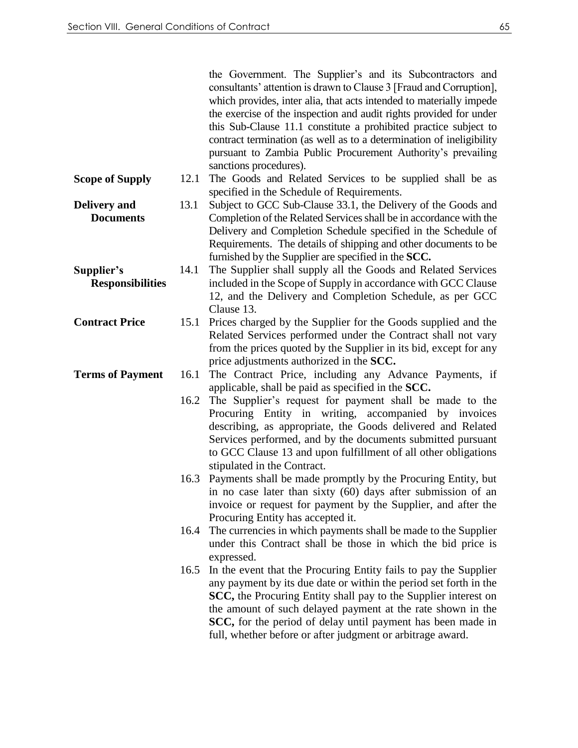the Government. The Supplier's and its Subcontractors and consultants' attention is drawn to Clause 3 [Fraud and Corruption], which provides, inter alia, that acts intended to materially impede the exercise of the inspection and audit rights provided for under this Sub-Clause 11.1 constitute a prohibited practice subject to contract termination (as well as to a determination of ineligibility pursuant to Zambia Public Procurement Authority's prevailing sanctions procedures).

**Scope of Supply**

12.1 The Goods and Related Services to be supplied shall be as specified in the Schedule of Requirements.

**Delivery and Documents**

13.1 Subject to GCC Sub-Clause 33.1, the Delivery of the Goods and Completion of the Related Services shall be in accordance with the Delivery and Completion Schedule specified in the Schedule of Requirements. The details of shipping and other documents to be furnished by the Supplier are specified in the **SCC.**

**Supplier's Responsibilities**

14.1 The Supplier shall supply all the Goods and Related Services included in the Scope of Supply in accordance with GCC Clause 12, and the Delivery and Completion Schedule, as per GCC Clause 13.

**Contract Price**

15.1 Prices charged by the Supplier for the Goods supplied and the Related Services performed under the Contract shall not vary from the prices quoted by the Supplier in its bid, except for any price adjustments authorized in the **SCC.**

**Terms of Payment**

16.1 The Contract Price, including any Advance Payments, if applicable, shall be paid as specified in the **SCC.**

16.2 The Supplier's request for payment shall be made to the Procuring Entity in writing, accompanied by invoices describing, as appropriate, the Goods delivered and Related Services performed, and by the documents submitted pursuant to GCC Clause 13 and upon fulfillment of all other obligations stipulated in the Contract.

16.3 Payments shall be made promptly by the Procuring Entity, but in no case later than sixty (60) days after submission of an invoice or request for payment by the Supplier, and after the Procuring Entity has accepted it.

16.4 The currencies in which payments shall be made to the Supplier under this Contract shall be those in which the bid price is expressed.

16.5 In the event that the Procuring Entity fails to pay the Supplier any payment by its due date or within the period set forth in the **SCC,** the Procuring Entity shall pay to the Supplier interest on the amount of such delayed payment at the rate shown in the **SCC,** for the period of delay until payment has been made in full, whether before or after judgment or arbitrage award.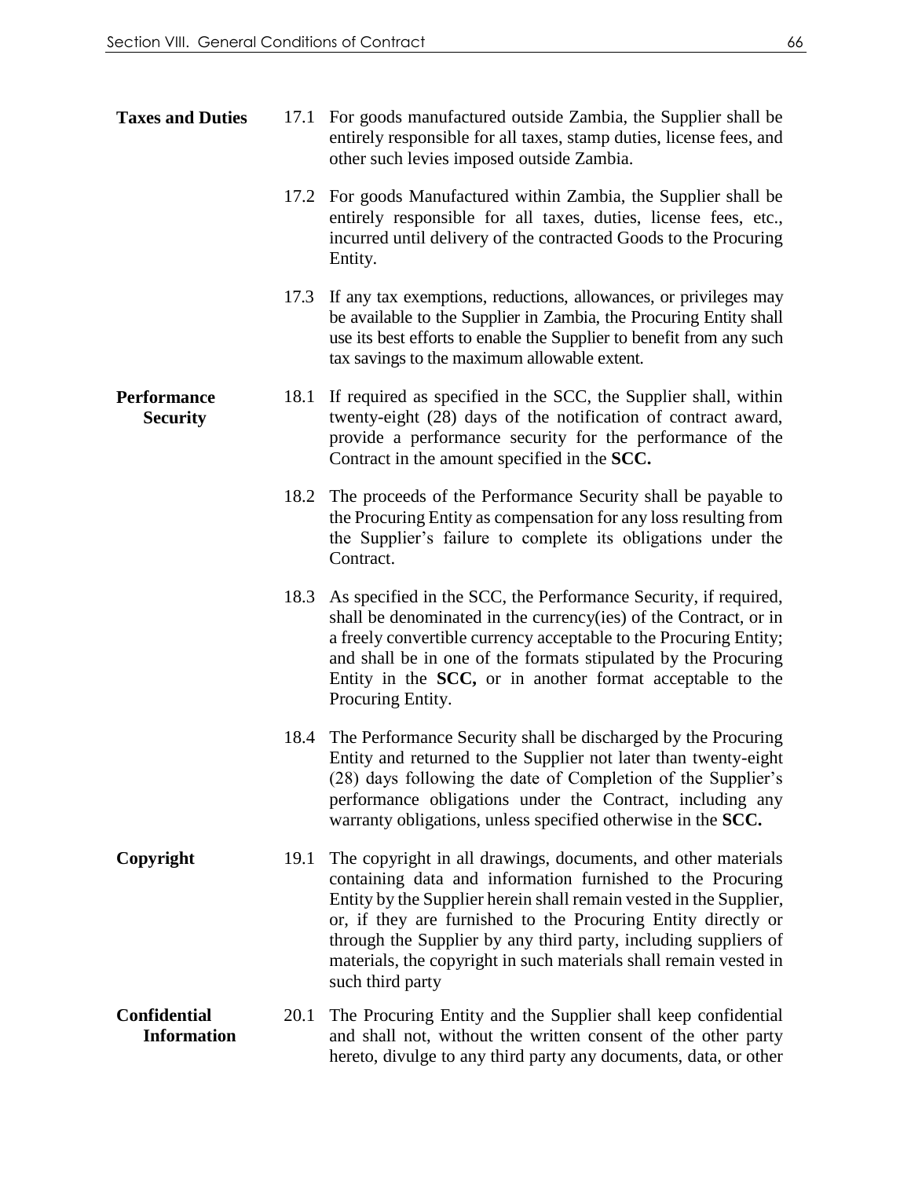**Taxes and Duties**

17.1 For goods manufactured outside Zambia, the Supplier shall be entirely responsible for all taxes, stamp duties, license fees, and other such levies imposed outside Zambia.

17.2 For goods Manufactured within Zambia, the Supplier shall be entirely responsible for all taxes, duties, license fees, etc., incurred until delivery of the contracted Goods to the Procuring Entity.

17.3 If any tax exemptions, reductions, allowances, or privileges may be available to the Supplier in Zambia, the Procuring Entity shall use its best efforts to enable the Supplier to benefit from any such tax savings to the maximum allowable extent.

**Performance Security**

18.1 If required as specified in the SCC, the Supplier shall, within twenty-eight (28) days of the notification of contract award, provide a performance security for the performance of the Contract in the amount specified in the **SCC.**

18.2 The proceeds of the Performance Security shall be payable to the Procuring Entity as compensation for any loss resulting from the Supplier's failure to complete its obligations under the Contract.

18.3 As specified in the SCC, the Performance Security, if required, shall be denominated in the currency(ies) of the Contract, or in a freely convertible currency acceptable to the Procuring Entity; and shall be in one of the formats stipulated by the Procuring Entity in the **SCC,** or in another format acceptable to the Procuring Entity.

18.4 The Performance Security shall be discharged by the Procuring Entity and returned to the Supplier not later than twenty-eight (28) days following the date of Completion of the Supplier's performance obligations under the Contract, including any warranty obligations, unless specified otherwise in the **SCC.**

**Copyright**

19.1 The copyright in all drawings, documents, and other materials containing data and information furnished to the Procuring Entity by the Supplier herein shall remain vested in the Supplier, or, if they are furnished to the Procuring Entity directly or through the Supplier by any third party, including suppliers of materials, the copyright in such materials shall remain vested in such third party

**Confidential Information**

20.1 The Procuring Entity and the Supplier shall keep confidential and shall not, without the written consent of the other party hereto, divulge to any third party any documents, data, or other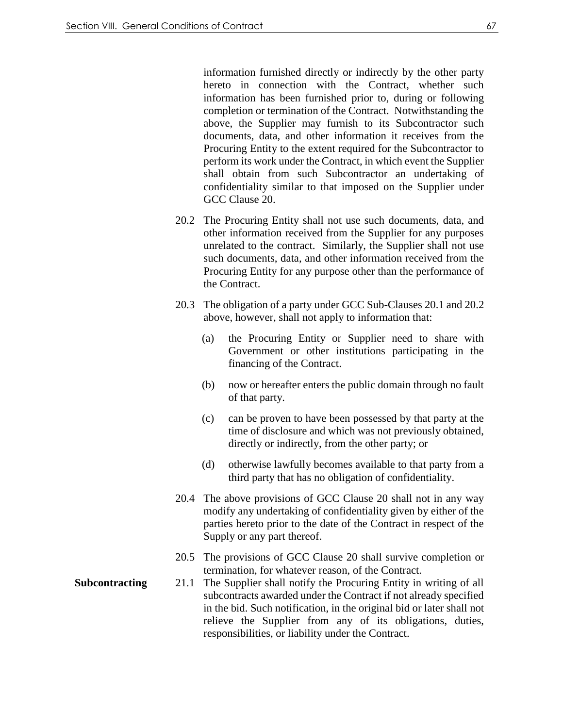information furnished directly or indirectly by the other party hereto in connection with the Contract, whether such information has been furnished prior to, during or following completion or termination of the Contract. Notwithstanding the above, the Supplier may furnish to its Subcontractor such documents, data, and other information it receives from the Procuring Entity to the extent required for the Subcontractor to perform its work under the Contract, in which event the Supplier shall obtain from such Subcontractor an undertaking of confidentiality similar to that imposed on the Supplier under GCC Clause 20.

20.2 The Procuring Entity shall not use such documents, data, and other information received from the Supplier for any purposes unrelated to the contract. Similarly, the Supplier shall not use such documents, data, and other information received from the Procuring Entity for any purpose other than the performance of the Contract.

20.3 The obligation of a party under GCC Sub-Clauses 20.1 and 20.2 above, however, shall not apply to information that:

(a) the Procuring Entity or Supplier need to share with Government or other institutions participating in the financing of the Contract.

(b) now or hereafter enters the public domain through no fault of that party.

(c) can be proven to have been possessed by that party at the time of disclosure and which was not previously obtained, directly or indirectly, from the other party; or

(d) otherwise lawfully becomes available to that party from a third party that has no obligation of confidentiality.

20.4 The above provisions of GCC Clause 20 shall not in any way modify any undertaking of confidentiality given by either of the parties hereto prior to the date of the Contract in respect of the Supply or any part thereof.

20.5 The provisions of GCC Clause 20 shall survive completion or termination, for whatever reason, of the Contract.

**Subcontracting**

21.1 The Supplier shall notify the Procuring Entity in writing of all subcontracts awarded under the Contract if not already specified in the bid. Such notification, in the original bid or later shall not relieve the Supplier from any of its obligations, duties, responsibilities, or liability under the Contract.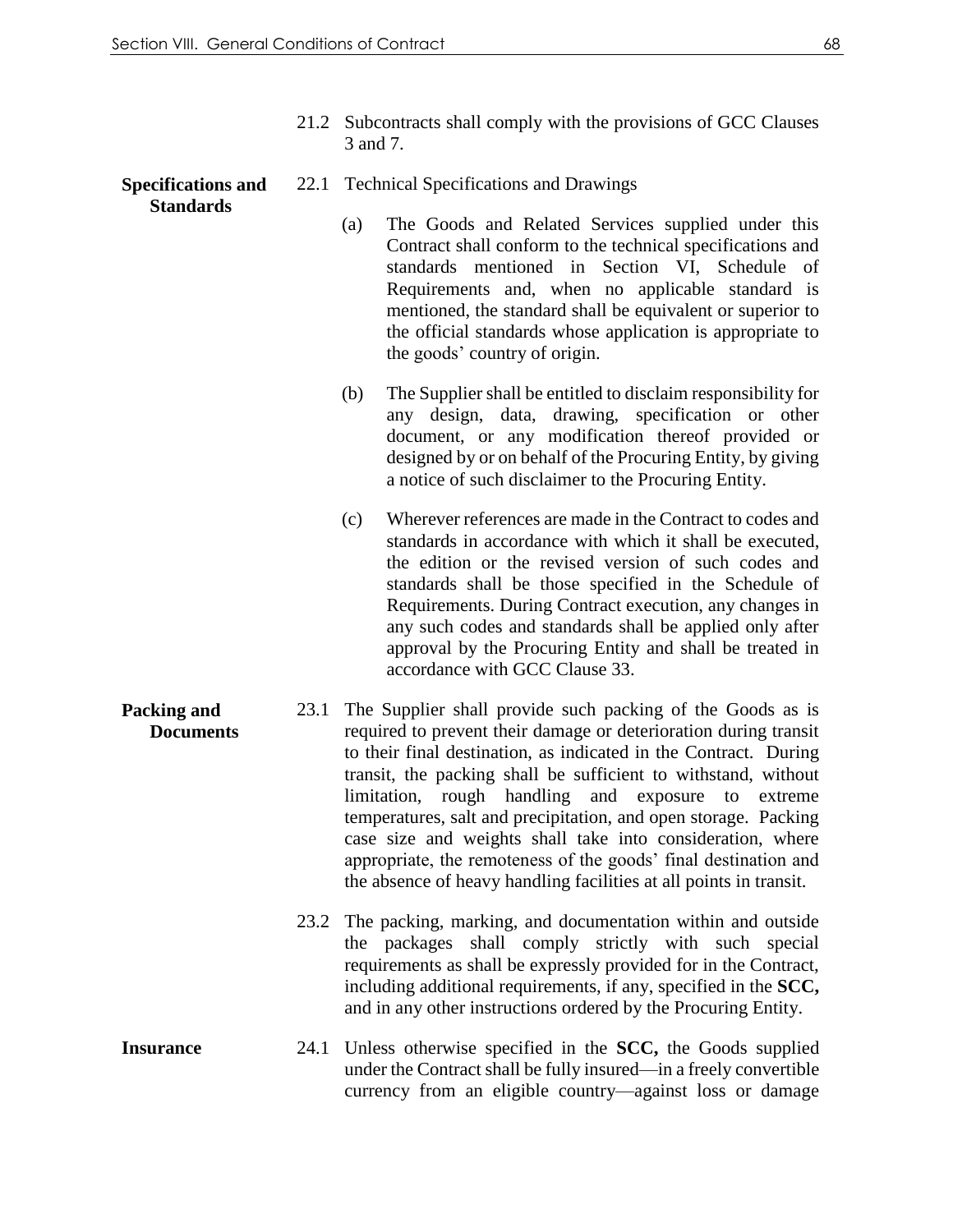21.2 Subcontracts shall comply with the provisions of GCC Clauses 3 and 7.

**Specifications and Standards**

22.1 Technical Specifications and Drawings

(a) The Goods and Related Services supplied under this Contract shall conform to the technical specifications and standards mentioned in Section VI, Schedule of Requirements and, when no applicable standard is mentioned, the standard shall be equivalent or superior to the official standards whose application is appropriate to the goods' country of origin.

(b) The Supplier shall be entitled to disclaim responsibility for any design, data, drawing, specification or other document, or any modification thereof provided or designed by or on behalf of the Procuring Entity, by giving a notice of such disclaimer to the Procuring Entity.

(c) Wherever references are made in the Contract to codes and standards in accordance with which it shall be executed, the edition or the revised version of such codes and standards shall be those specified in the Schedule of Requirements. During Contract execution, any changes in any such codes and standards shall be applied only after approval by the Procuring Entity and shall be treated in accordance with GCC Clause 33.

**Packing and Documents**

23.1 The Supplier shall provide such packing of the Goods as is required to prevent their damage or deterioration during transit to their final destination, as indicated in the Contract. During transit, the packing shall be sufficient to withstand, without limitation, rough handling and exposure to extreme temperatures, salt and precipitation, and open storage. Packing case size and weights shall take into consideration, where appropriate, the remoteness of the goods' final destination and the absence of heavy handling facilities at all points in transit.

23.2 The packing, marking, and documentation within and outside the packages shall comply strictly with such special requirements as shall be expressly provided for in the Contract, including additional requirements, if any, specified in the **SCC,** and in any other instructions ordered by the Procuring Entity.

**Insurance**

24.1 Unless otherwise specified in the **SCC,** the Goods supplied under the Contract shall be fully insured—in a freely convertible currency from an eligible country—against loss or damage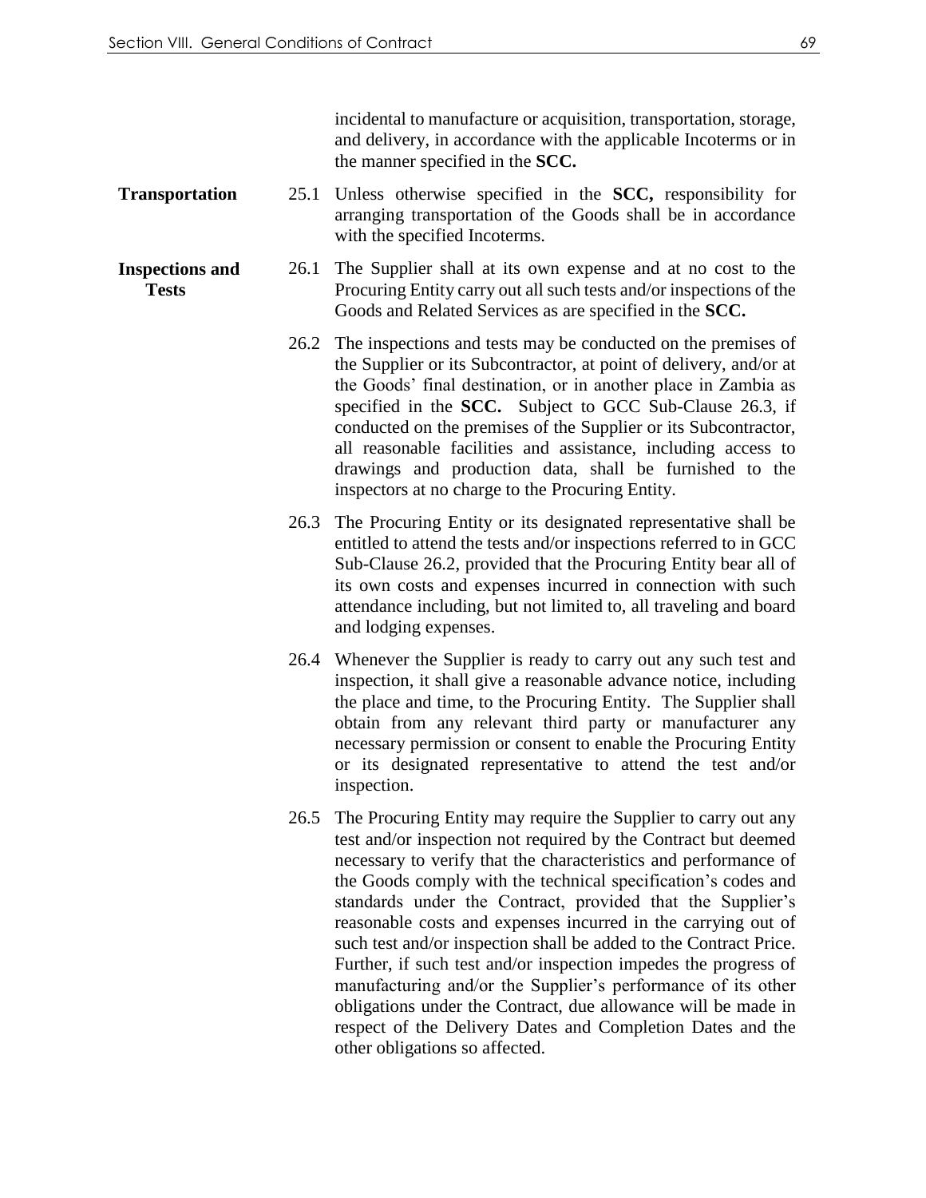incidental to manufacture or acquisition, transportation, storage, and delivery, in accordance with the applicable Incoterms or in the manner specified in the **SCC.**

**Transportation**

25.1 Unless otherwise specified in the **SCC,** responsibility for arranging transportation of the Goods shall be in accordance with the specified Incoterms.

**Inspections and Tests**

26.1 The Supplier shall at its own expense and at no cost to the Procuring Entity carry out all such tests and/or inspections of the Goods and Related Services as are specified in the **SCC.**

26.2 The inspections and tests may be conducted on the premises of the Supplier or its Subcontractor, at point of delivery, and/or at the Goods' final destination, or in another place in Zambia as specified in the **SCC.** Subject to GCC Sub-Clause 26.3, if conducted on the premises of the Supplier or its Subcontractor, all reasonable facilities and assistance, including access to drawings and production data, shall be furnished to the inspectors at no charge to the Procuring Entity.

26.3 The Procuring Entity or its designated representative shall be entitled to attend the tests and/or inspections referred to in GCC Sub-Clause 26.2, provided that the Procuring Entity bear all of its own costs and expenses incurred in connection with such attendance including, but not limited to, all traveling and board and lodging expenses.

26.4 Whenever the Supplier is ready to carry out any such test and inspection, it shall give a reasonable advance notice, including the place and time, to the Procuring Entity. The Supplier shall obtain from any relevant third party or manufacturer any necessary permission or consent to enable the Procuring Entity or its designated representative to attend the test and/or inspection.

26.5 The Procuring Entity may require the Supplier to carry out any test and/or inspection not required by the Contract but deemed necessary to verify that the characteristics and performance of the Goods comply with the technical specification's codes and standards under the Contract, provided that the Supplier's reasonable costs and expenses incurred in the carrying out of such test and/or inspection shall be added to the Contract Price. Further, if such test and/or inspection impedes the progress of manufacturing and/or the Supplier's performance of its other obligations under the Contract, due allowance will be made in respect of the Delivery Dates and Completion Dates and the other obligations so affected.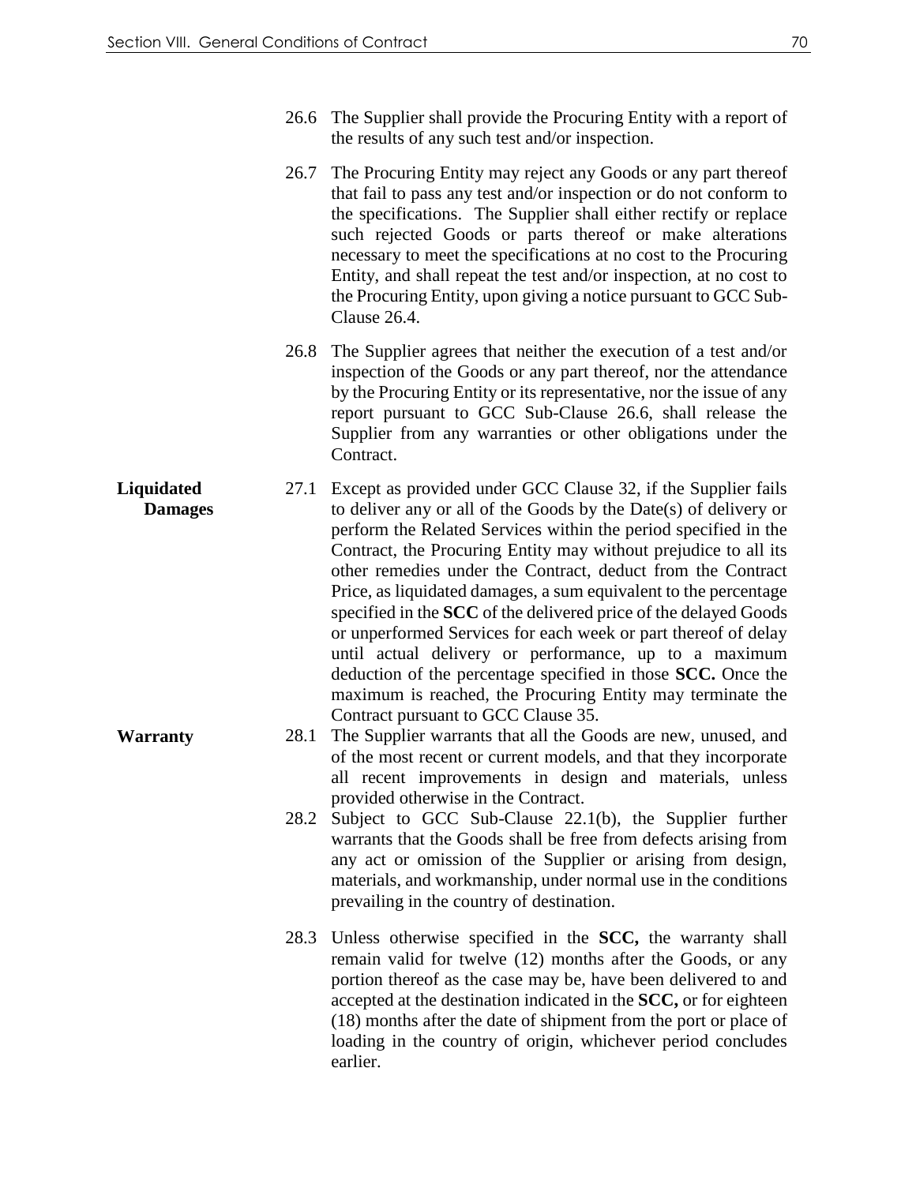26.6 The Supplier shall provide the Procuring Entity with a report of the results of any such test and/or inspection.

26.7 The Procuring Entity may reject any Goods or any part thereof that fail to pass any test and/or inspection or do not conform to the specifications. The Supplier shall either rectify or replace such rejected Goods or parts thereof or make alterations necessary to meet the specifications at no cost to the Procuring Entity, and shall repeat the test and/or inspection, at no cost to the Procuring Entity, upon giving a notice pursuant to GCC Sub-Clause 26.4.

26.8 The Supplier agrees that neither the execution of a test and/or inspection of the Goods or any part thereof, nor the attendance by the Procuring Entity or its representative, nor the issue of any report pursuant to GCC Sub-Clause 26.6, shall release the Supplier from any warranties or other obligations under the Contract.

**Liquidated Damages**

27.1 Except as provided under GCC Clause 32, if the Supplier fails to deliver any or all of the Goods by the Date(s) of delivery or perform the Related Services within the period specified in the Contract, the Procuring Entity may without prejudice to all its other remedies under the Contract, deduct from the Contract Price, as liquidated damages, a sum equivalent to the percentage specified in the **SCC** of the delivered price of the delayed Goods or unperformed Services for each week or part thereof of delay until actual delivery or performance, up to a maximum deduction of the percentage specified in those **SCC.** Once the maximum is reached, the Procuring Entity may terminate the Contract pursuant to GCC Clause 35.

**Warranty**

28.1 The Supplier warrants that all the Goods are new, unused, and of the most recent or current models, and that they incorporate all recent improvements in design and materials, unless provided otherwise in the Contract.

28.2 Subject to GCC Sub-Clause 22.1(b), the Supplier further warrants that the Goods shall be free from defects arising from any act or omission of the Supplier or arising from design, materials, and workmanship, under normal use in the conditions prevailing in the country of destination.

28.3 Unless otherwise specified in the **SCC,** the warranty shall remain valid for twelve (12) months after the Goods, or any portion thereof as the case may be, have been delivered to and accepted at the destination indicated in the **SCC,** or for eighteen (18) months after the date of shipment from the port or place of loading in the country of origin, whichever period concludes earlier.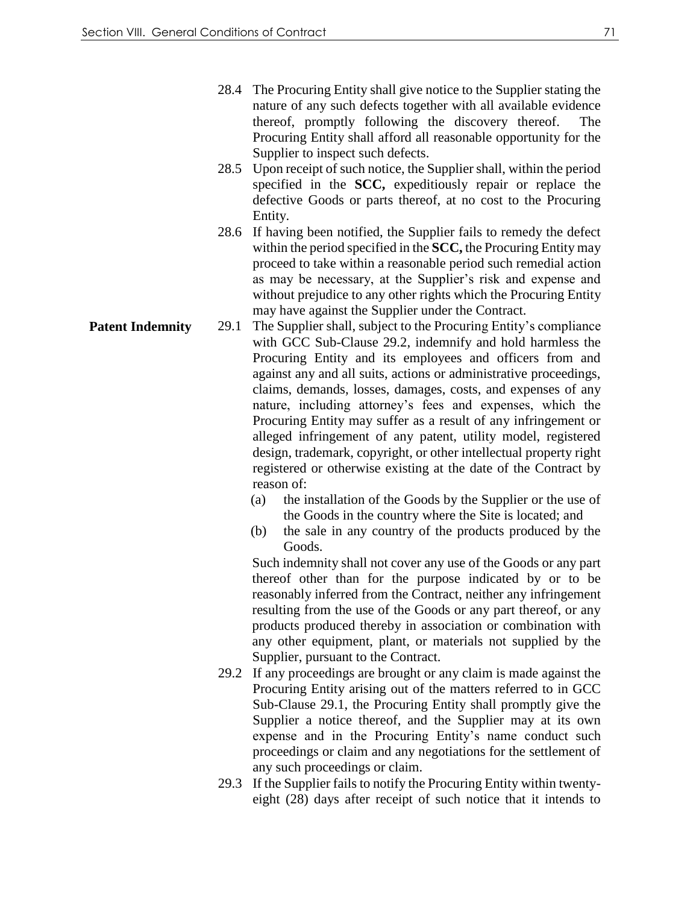28.4 The Procuring Entity shall give notice to the Supplier stating the nature of any such defects together with all available evidence thereof, promptly following the discovery thereof. The Procuring Entity shall afford all reasonable opportunity for the Supplier to inspect such defects.

28.5 Upon receipt of such notice, the Supplier shall, within the period specified in the **SCC,** expeditiously repair or replace the defective Goods or parts thereof, at no cost to the Procuring Entity.

28.6 If having been notified, the Supplier fails to remedy the defect within the period specified in the **SCC,** the Procuring Entity may proceed to take within a reasonable period such remedial action as may be necessary, at the Supplier's risk and expense and without prejudice to any other rights which the Procuring Entity may have against the Supplier under the Contract.

**Patent Indemnity**

29.1 The Supplier shall, subject to the Procuring Entity's compliance with GCC Sub-Clause 29.2, indemnify and hold harmless the Procuring Entity and its employees and officers from and against any and all suits, actions or administrative proceedings, claims, demands, losses, damages, costs, and expenses of any nature, including attorney's fees and expenses, which the Procuring Entity may suffer as a result of any infringement or alleged infringement of any patent, utility model, registered design, trademark, copyright, or other intellectual property right registered or otherwise existing at the date of the Contract by reason of:

(a) the installation of the Goods by the Supplier or the use of the Goods in the country where the Site is located; and

(b) the sale in any country of the products produced by the Goods.

Such indemnity shall not cover any use of the Goods or any part thereof other than for the purpose indicated by or to be reasonably inferred from the Contract, neither any infringement resulting from the use of the Goods or any part thereof, or any products produced thereby in association or combination with any other equipment, plant, or materials not supplied by the Supplier, pursuant to the Contract.

29.2 If any proceedings are brought or any claim is made against the Procuring Entity arising out of the matters referred to in GCC Sub-Clause 29.1, the Procuring Entity shall promptly give the Supplier a notice thereof, and the Supplier may at its own expense and in the Procuring Entity's name conduct such proceedings or claim and any negotiations for the settlement of any such proceedings or claim.

29.3 If the Supplier fails to notify the Procuring Entity within twenty-eight (28) days after receipt of such notice that it intends to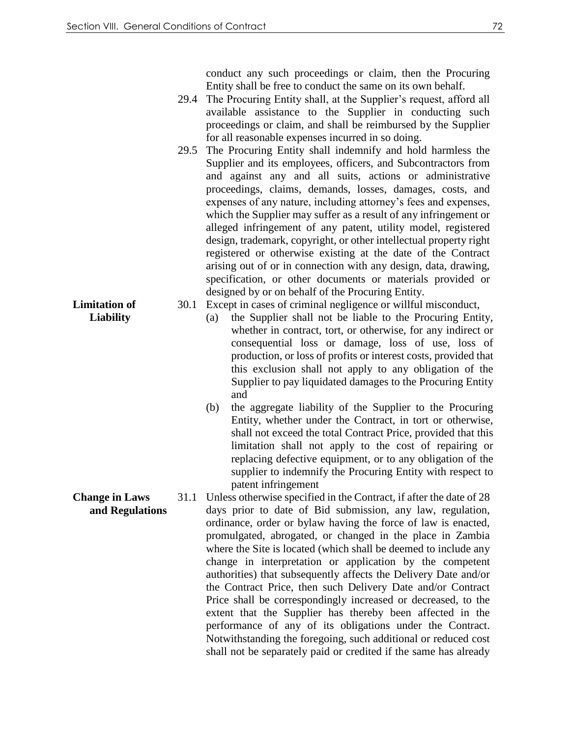conduct any such proceedings or claim, then the Procuring Entity shall be free to conduct the same on its own behalf.

29.4 The Procuring Entity shall, at the Supplier's request, afford all available assistance to the Supplier in conducting such proceedings or claim, and shall be reimbursed by the Supplier for all reasonable expenses incurred in so doing.

29.5 The Procuring Entity shall indemnify and hold harmless the Supplier and its employees, officers, and Subcontractors from and against any and all suits, actions or administrative proceedings, claims, demands, losses, damages, costs, and expenses of any nature, including attorney's fees and expenses, which the Supplier may suffer as a result of any infringement or alleged infringement of any patent, utility model, registered design, trademark, copyright, or other intellectual property right registered or otherwise existing at the date of the Contract arising out of or in connection with any design, data, drawing, specification, or other documents or materials provided or designed by or on behalf of the Procuring Entity.

**Limitation of Liability**

30.1 Except in cases of criminal negligence or willful misconduct,

(a) the Supplier shall not be liable to the Procuring Entity, whether in contract, tort, or otherwise, for any indirect or consequential loss or damage, loss of use, loss of production, or loss of profits or interest costs, provided that this exclusion shall not apply to any obligation of the Supplier to pay liquidated damages to the Procuring Entity and

(b) the aggregate liability of the Supplier to the Procuring Entity, whether under the Contract, in tort or otherwise, shall not exceed the total Contract Price, provided that this limitation shall not apply to the cost of repairing or replacing defective equipment, or to any obligation of the supplier to indemnify the Procuring Entity with respect to patent infringement

**Change in Laws and Regulations**

31.1 Unless otherwise specified in the Contract, if after the date of 28 days prior to date of Bid submission, any law, regulation, ordinance, order or bylaw having the force of law is enacted, promulgated, abrogated, or changed in the place in Zambia where the Site is located (which shall be deemed to include any change in interpretation or application by the competent authorities) that subsequently affects the Delivery Date and/or the Contract Price, then such Delivery Date and/or Contract Price shall be correspondingly increased or decreased, to the extent that the Supplier has thereby been affected in the performance of any of its obligations under the Contract. Notwithstanding the foregoing, such additional or reduced cost shall not be separately paid or credited if the same has already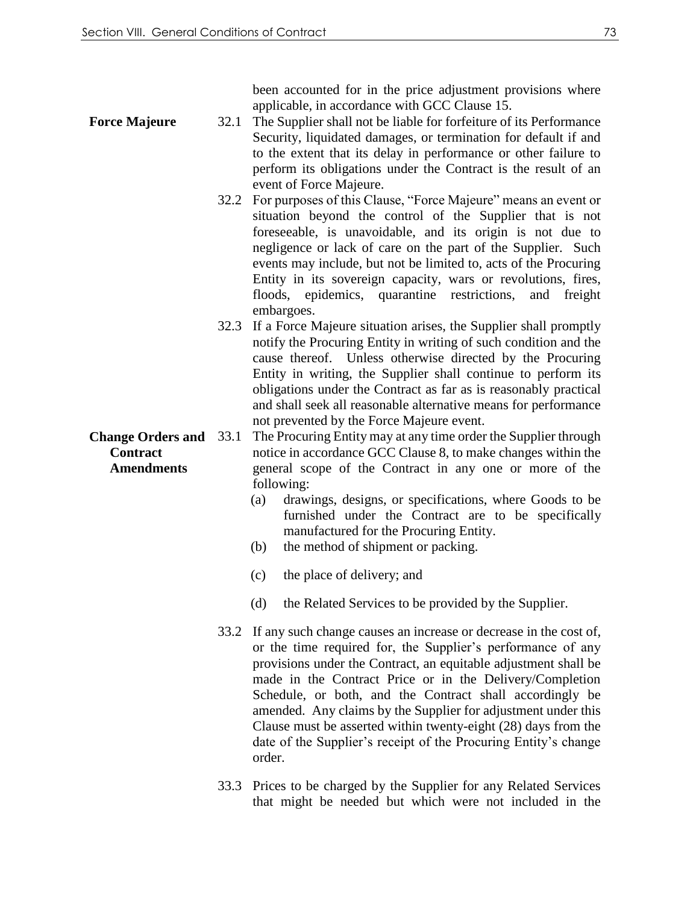been accounted for in the price adjustment provisions where applicable, in accordance with GCC Clause 15.

**Force Majeure**

32.1 The Supplier shall not be liable for forfeiture of its Performance Security, liquidated damages, or termination for default if and to the extent that its delay in performance or other failure to perform its obligations under the Contract is the result of an event of Force Majeure.

32.2 For purposes of this Clause, "Force Majeure" means an event or situation beyond the control of the Supplier that is not foreseeable, is unavoidable, and its origin is not due to negligence or lack of care on the part of the Supplier. Such events may include, but not be limited to, acts of the Procuring Entity in its sovereign capacity, wars or revolutions, fires, floods, epidemics, quarantine restrictions, and freight embargoes.

32.3 If a Force Majeure situation arises, the Supplier shall promptly notify the Procuring Entity in writing of such condition and the cause thereof. Unless otherwise directed by the Procuring Entity in writing, the Supplier shall continue to perform its obligations under the Contract as far as is reasonably practical and shall seek all reasonable alternative means for performance not prevented by the Force Majeure event.

**Change Orders and Contract Amendments**

33.1 The Procuring Entity may at any time order the Supplier through notice in accordance GCC Clause 8, to make changes within the general scope of the Contract in any one or more of the following:

(a) drawings, designs, or specifications, where Goods to be furnished under the Contract are to be specifically manufactured for the Procuring Entity.

(b) the method of shipment or packing.

(c) the place of delivery; and

(d) the Related Services to be provided by the Supplier.

33.2 If any such change causes an increase or decrease in the cost of, or the time required for, the Supplier's performance of any provisions under the Contract, an equitable adjustment shall be made in the Contract Price or in the Delivery/Completion Schedule, or both, and the Contract shall accordingly be amended. Any claims by the Supplier for adjustment under this Clause must be asserted within twenty-eight (28) days from the date of the Supplier's receipt of the Procuring Entity's change order.

33.3 Prices to be charged by the Supplier for any Related Services that might be needed but which were not included in the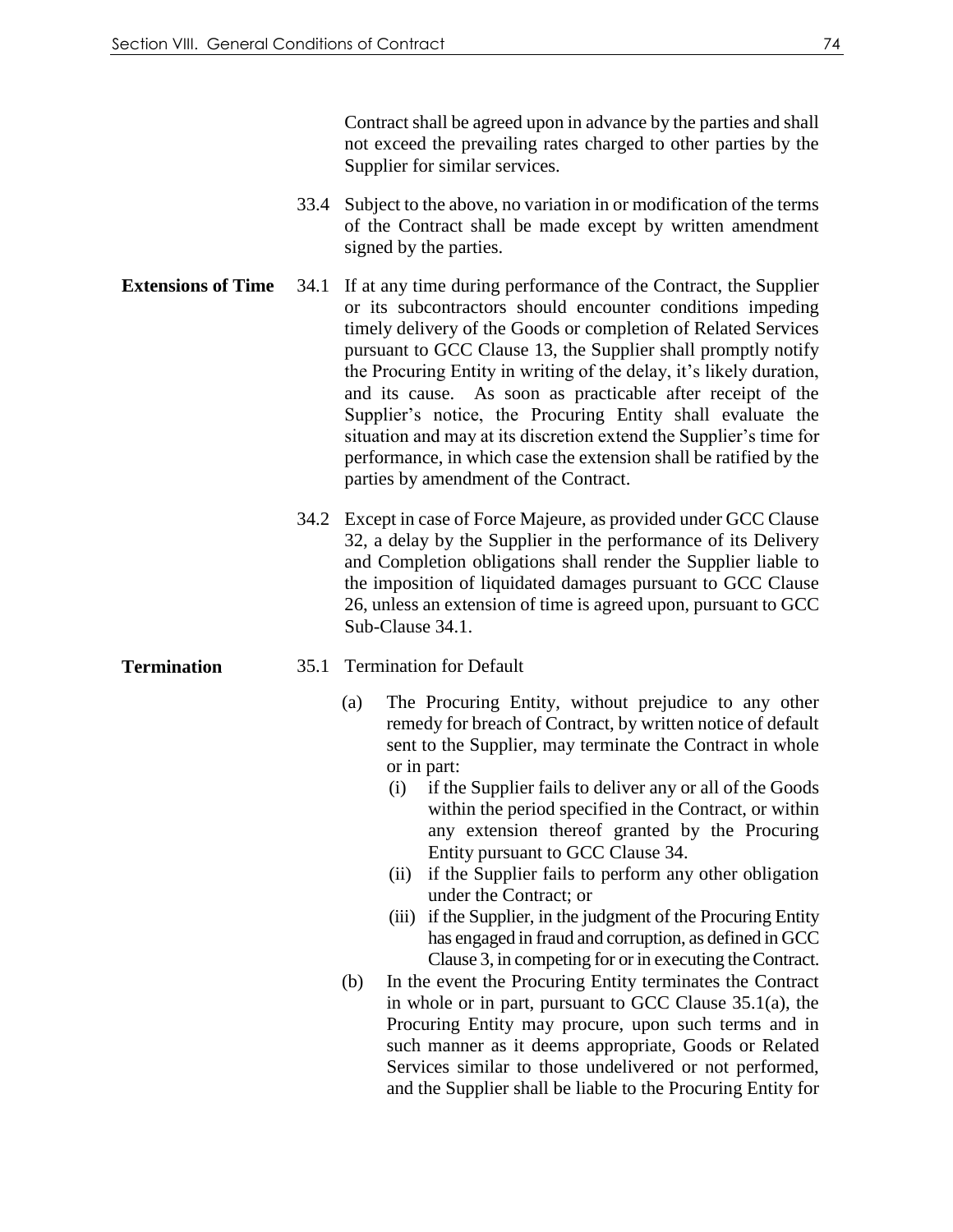Contract shall be agreed upon in advance by the parties and shall not exceed the prevailing rates charged to other parties by the Supplier for similar services.

33.4 Subject to the above, no variation in or modification of the terms of the Contract shall be made except by written amendment signed by the parties.

**Extensions of Time**

34.1 If at any time during performance of the Contract, the Supplier or its subcontractors should encounter conditions impeding timely delivery of the Goods or completion of Related Services pursuant to GCC Clause 13, the Supplier shall promptly notify the Procuring Entity in writing of the delay, it's likely duration, and its cause. As soon as practicable after receipt of the Supplier's notice, the Procuring Entity shall evaluate the situation and may at its discretion extend the Supplier's time for performance, in which case the extension shall be ratified by the parties by amendment of the Contract.

34.2 Except in case of Force Majeure, as provided under GCC Clause 32, a delay by the Supplier in the performance of its Delivery and Completion obligations shall render the Supplier liable to the imposition of liquidated damages pursuant to GCC Clause 26, unless an extension of time is agreed upon, pursuant to GCC Sub-Clause 34.1.

**Termination**

35.1 Termination for Default

(a) The Procuring Entity, without prejudice to any other remedy for breach of Contract, by written notice of default sent to the Supplier, may terminate the Contract in whole or in part:

   (i) if the Supplier fails to deliver any or all of the Goods within the period specified in the Contract, or within any extension thereof granted by the Procuring Entity pursuant to GCC Clause 34.

   (ii) if the Supplier fails to perform any other obligation under the Contract; or

   (iii) if the Supplier, in the judgment of the Procuring Entity has engaged in fraud and corruption, as defined in GCC Clause 3, in competing for or in executing the Contract.

(b) In the event the Procuring Entity terminates the Contract in whole or in part, pursuant to GCC Clause 35.1(a), the Procuring Entity may procure, upon such terms and in such manner as it deems appropriate, Goods or Related Services similar to those undelivered or not performed, and the Supplier shall be liable to the Procuring Entity for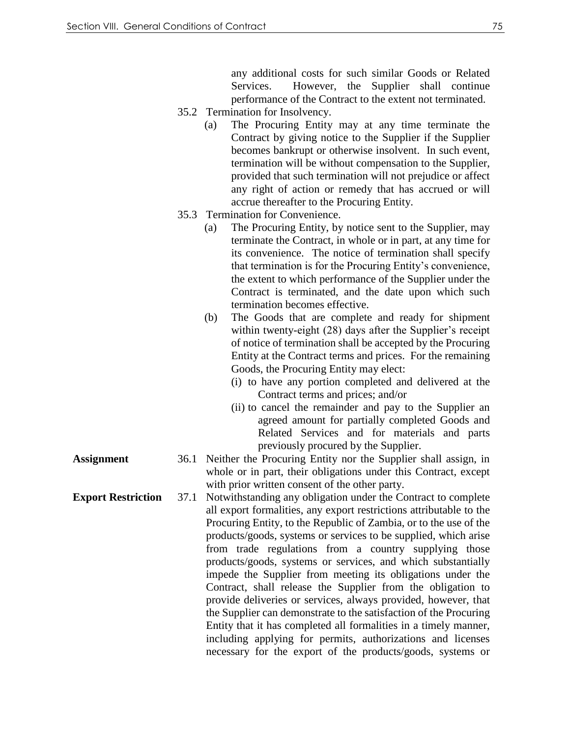any additional costs for such similar Goods or Related Services. However, the Supplier shall continue performance of the Contract to the extent not terminated.

35.2 Termination for Insolvency.

(a) The Procuring Entity may at any time terminate the Contract by giving notice to the Supplier if the Supplier becomes bankrupt or otherwise insolvent. In such event, termination will be without compensation to the Supplier, provided that such termination will not prejudice or affect any right of action or remedy that has accrued or will accrue thereafter to the Procuring Entity.

35.3 Termination for Convenience.

(a) The Procuring Entity, by notice sent to the Supplier, may terminate the Contract, in whole or in part, at any time for its convenience. The notice of termination shall specify that termination is for the Procuring Entity's convenience, the extent to which performance of the Supplier under the Contract is terminated, and the date upon which such termination becomes effective.

(b) The Goods that are complete and ready for shipment within twenty-eight (28) days after the Supplier's receipt of notice of termination shall be accepted by the Procuring Entity at the Contract terms and prices. For the remaining Goods, the Procuring Entity may elect:

(i) to have any portion completed and delivered at the Contract terms and prices; and/or

(ii) to cancel the remainder and pay to the Supplier an agreed amount for partially completed Goods and Related Services and for materials and parts previously procured by the Supplier.

**Assignment**

36.1 Neither the Procuring Entity nor the Supplier shall assign, in whole or in part, their obligations under this Contract, except with prior written consent of the other party.

**Export Restriction**

37.1 Notwithstanding any obligation under the Contract to complete all export formalities, any export restrictions attributable to the Procuring Entity, to the Republic of Zambia, or to the use of the products/goods, systems or services to be supplied, which arise from trade regulations from a country supplying those products/goods, systems or services, and which substantially impede the Supplier from meeting its obligations under the Contract, shall release the Supplier from the obligation to provide deliveries or services, always provided, however, that the Supplier can demonstrate to the satisfaction of the Procuring Entity that it has completed all formalities in a timely manner, including applying for permits, authorizations and licenses necessary for the export of the products/goods, systems or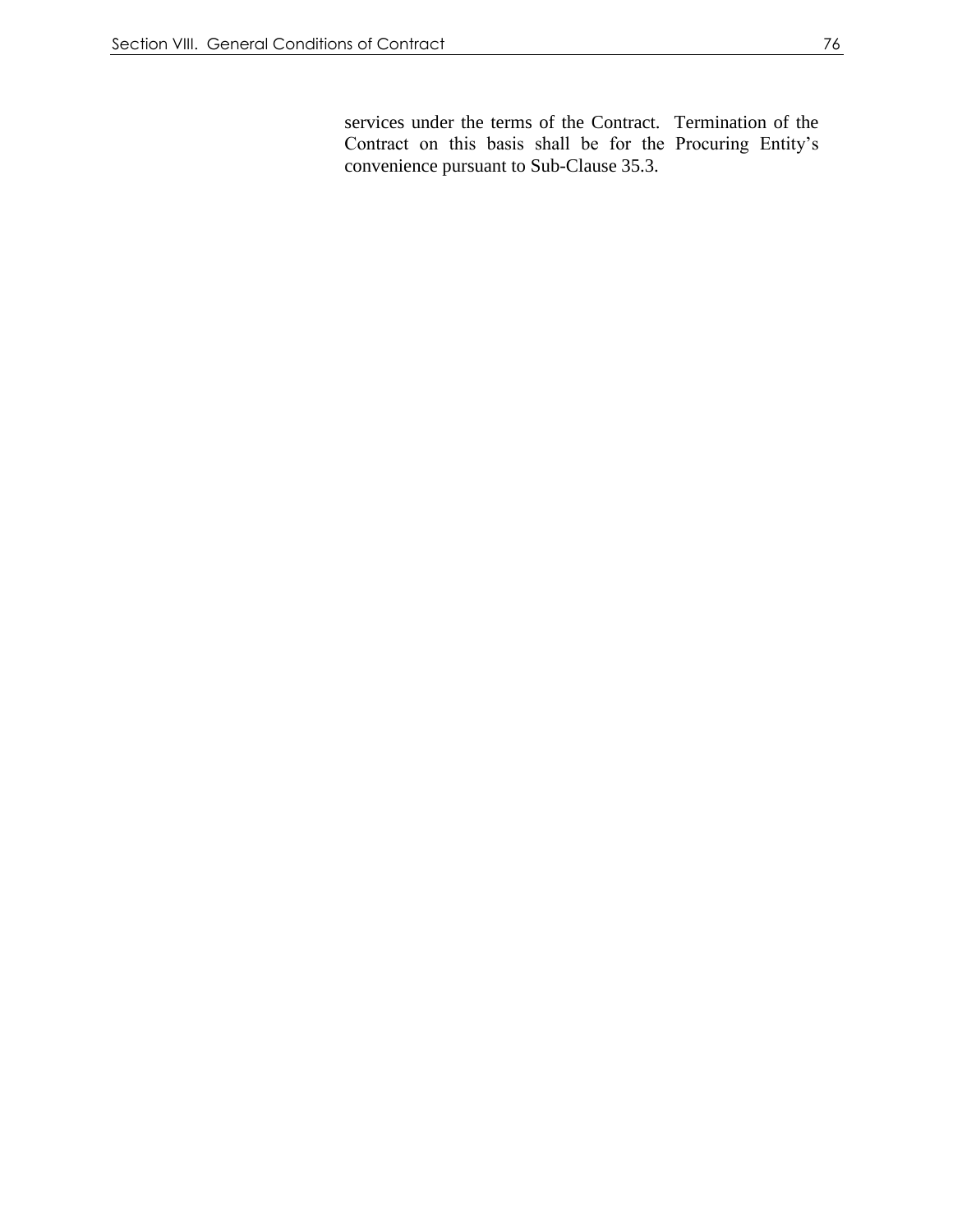services under the terms of the Contract. Termination of the Contract on this basis shall be for the Procuring Entity's convenience pursuant to Sub-Clause 35.3.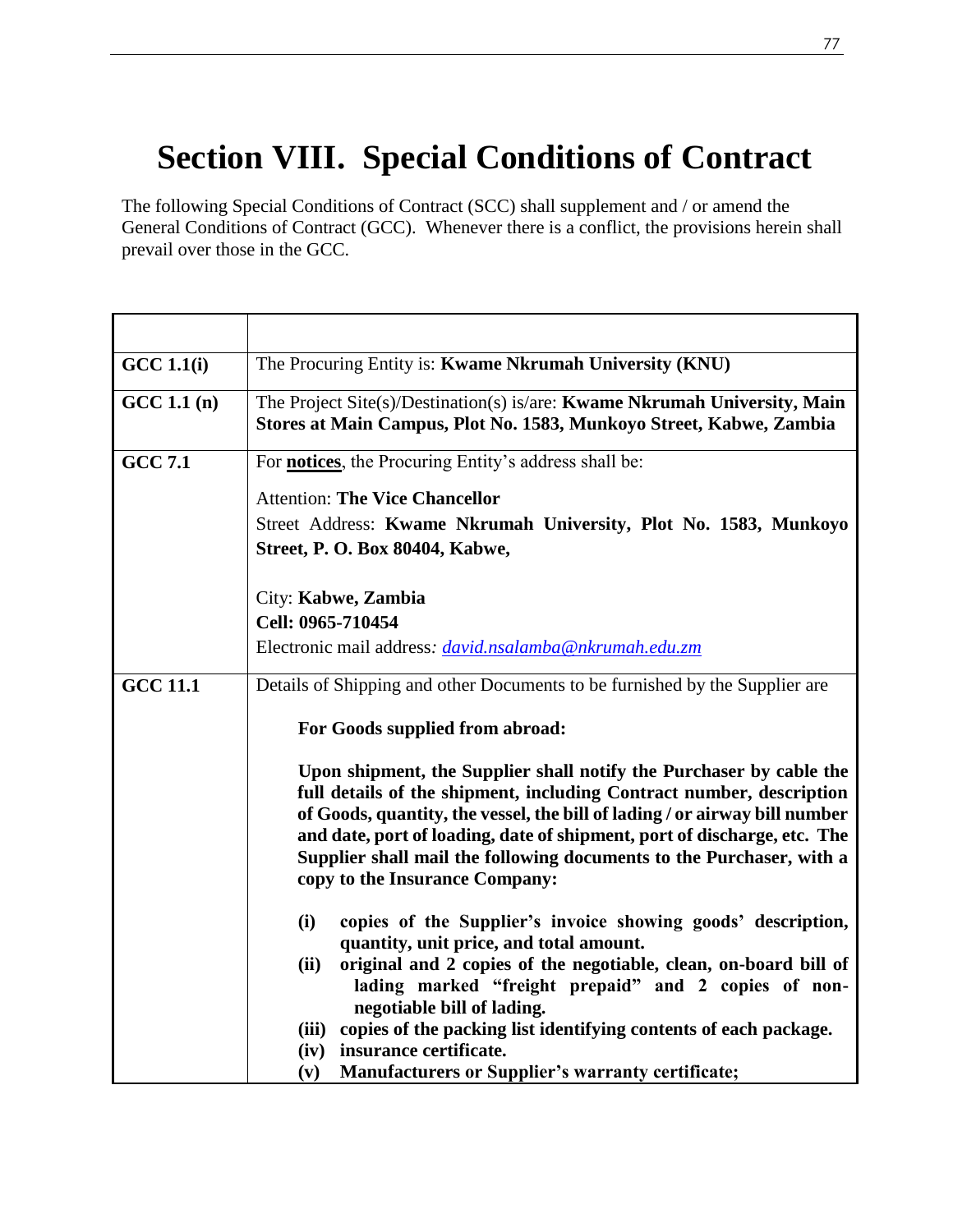# Section VIII. Special Conditions of Contract

The following Special Conditions of Contract (SCC) shall supplement and / or amend the General Conditions of Contract (GCC). Whenever there is a conflict, the provisions herein shall prevail over those in the GCC.

| | |
|---|---|
| **GCC 1.1(i)** | The Procuring Entity is: **Kwame Nkrumah University (KNU)** |
| **GCC 1.1 (n)** | The Project Site(s)/Destination(s) is/are: **Kwame Nkrumah University, Main Stores at Main Campus, Plot No. 1583, Munkoyo Street, Kabwe, Zambia** |
| **GCC 7.1** | For **notices**, the Procuring Entity's address shall be:<br><br>Attention: **The Vice Chancellor**<br>Street Address: **Kwame Nkrumah University, Plot No. 1583, Munkoyo Street, P. O. Box 80404, Kabwe,**<br><br>City: **Kabwe, Zambia**<br>**Cell: 0965-710454**<br>Electronic mail address: *david.nsalamba@nkrumah.edu.zm* |
| **GCC 11.1** | Details of Shipping and other Documents to be furnished by the Supplier are<br><br>**For Goods supplied from abroad:**<br><br>**Upon shipment, the Supplier shall notify the Purchaser by cable the full details of the shipment, including Contract number, description of Goods, quantity, the vessel, the bill of lading / or airway bill number and date, port of loading, date of shipment, port of discharge, etc. The Supplier shall mail the following documents to the Purchaser, with a copy to the Insurance Company:**<br><br>**(i) copies of the Supplier's invoice showing goods' description, quantity, unit price, and total amount.**<br>**(ii) original and 2 copies of the negotiable, clean, on-board bill of lading marked "freight prepaid" and 2 copies of non-negotiable bill of lading.**<br>**(iii) copies of the packing list identifying contents of each package.**<br>**(iv) insurance certificate.**<br>**(v) Manufacturers or Supplier's warranty certificate;** |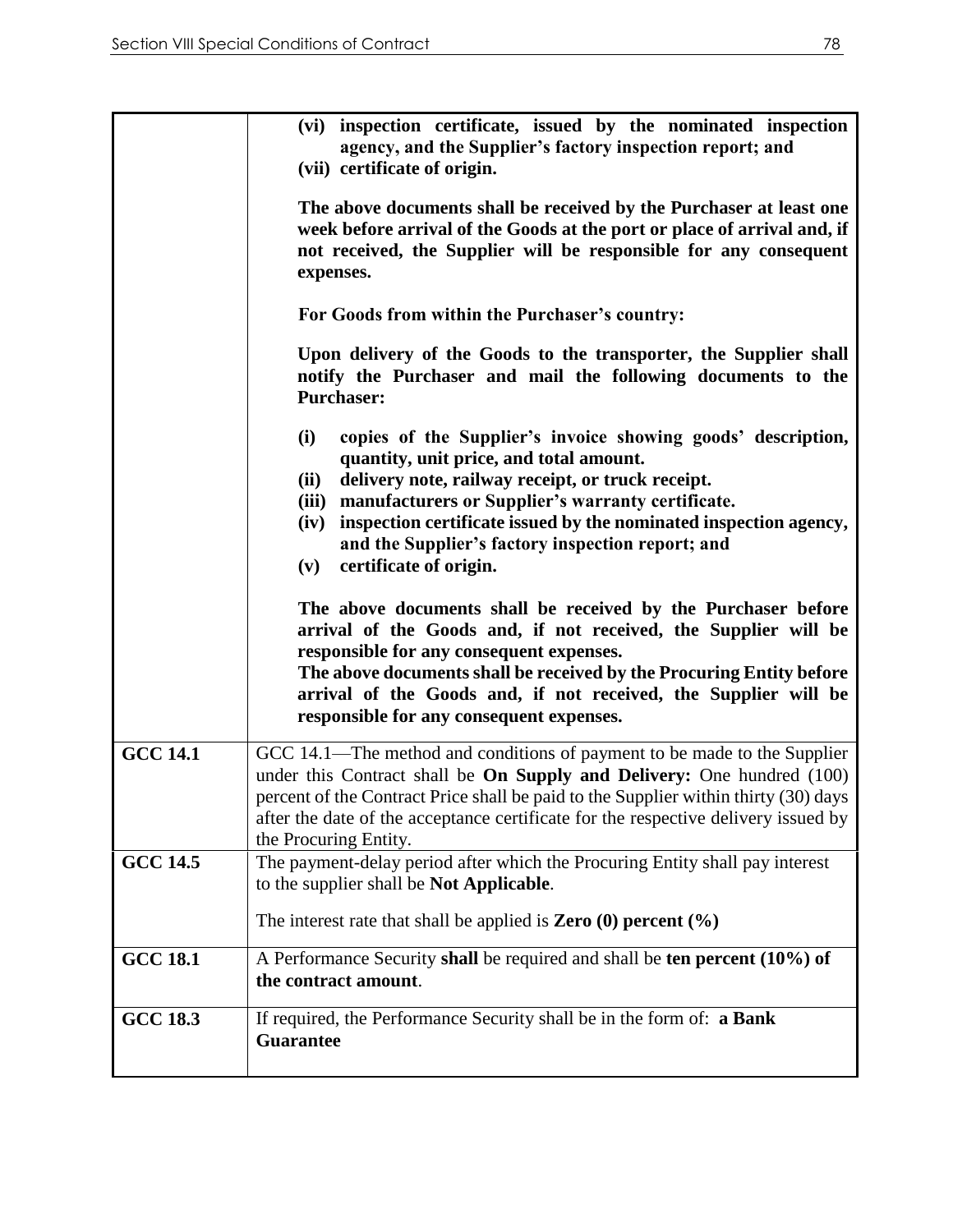| | |
|---|---|
| | **(vi) inspection certificate, issued by the nominated inspection agency, and the Supplier's factory inspection report; and**<br>**(vii) certificate of origin.**<br><br>**The above documents shall be received by the Purchaser at least one week before arrival of the Goods at the port or place of arrival and, if not received, the Supplier will be responsible for any consequent expenses.**<br><br>**For Goods from within the Purchaser's country:**<br><br>**Upon delivery of the Goods to the transporter, the Supplier shall notify the Purchaser and mail the following documents to the Purchaser:**<br><br>**(i) copies of the Supplier's invoice showing goods' description, quantity, unit price, and total amount.**<br>**(ii) delivery note, railway receipt, or truck receipt.**<br>**(iii) manufacturers or Supplier's warranty certificate.**<br>**(iv) inspection certificate issued by the nominated inspection agency, and the Supplier's factory inspection report; and**<br>**(v) certificate of origin.**<br><br>**The above documents shall be received by the Purchaser before arrival of the Goods and, if not received, the Supplier will be responsible for any consequent expenses.**<br>**The above documents shall be received by the Procuring Entity before arrival of the Goods and, if not received, the Supplier will be responsible for any consequent expenses.** |
| **GCC 14.1** | GCC 14.1—The method and conditions of payment to be made to the Supplier under this Contract shall be **On Supply and Delivery:** One hundred (100) percent of the Contract Price shall be paid to the Supplier within thirty (30) days after the date of the acceptance certificate for the respective delivery issued by the Procuring Entity. |
| **GCC 14.5** | The payment-delay period after which the Procuring Entity shall pay interest to the supplier shall be **Not Applicable**.<br><br>The interest rate that shall be applied is **Zero (0) percent (%)** |
| **GCC 18.1** | A Performance Security **shall** be required and shall be **ten percent (10%) of the contract amount**. |
| **GCC 18.3** | If required, the Performance Security shall be in the form of: **a Bank Guarantee** |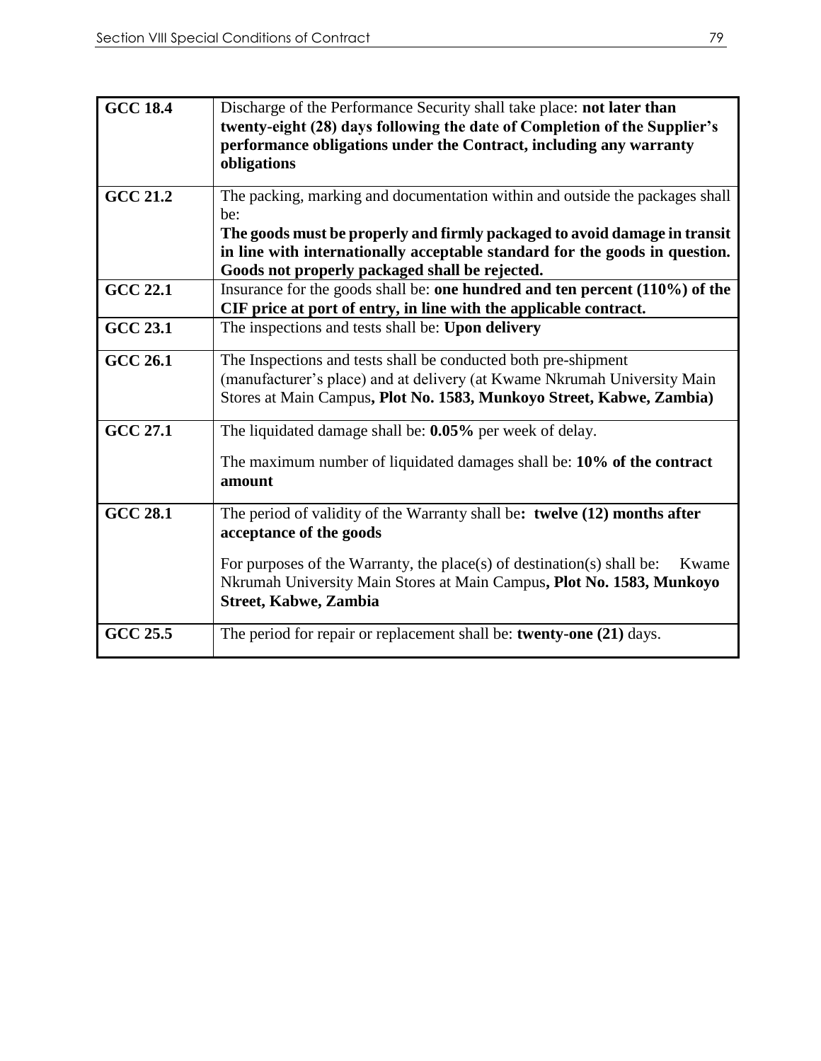| GCC 18.4 | Discharge of the Performance Security shall take place: **not later than twenty-eight (28) days following the date of Completion of the Supplier's performance obligations under the Contract, including any warranty obligations** |
|---|---|
| GCC 21.2 | The packing, marking and documentation within and outside the packages shall be: **The goods must be properly and firmly packaged to avoid damage in transit in line with internationally acceptable standard for the goods in question. Goods not properly packaged shall be rejected.** |
| GCC 22.1 | Insurance for the goods shall be: **one hundred and ten percent (110%) of the CIF price at port of entry, in line with the applicable contract.** |
| GCC 23.1 | The inspections and tests shall be: **Upon delivery** |
| GCC 26.1 | The Inspections and tests shall be conducted both pre-shipment (manufacturer's place) and at delivery (at Kwame Nkrumah University Main Stores at Main Campus**, Plot No. 1583, Munkoyo Street, Kabwe, Zambia)** |
| GCC 27.1 | The liquidated damage shall be: **0.05%** per week of delay.<br><br>The maximum number of liquidated damages shall be: **10% of the contract amount** |
| GCC 28.1 | The period of validity of the Warranty shall be**: twelve (12) months after acceptance of the goods**<br><br>For purposes of the Warranty, the place(s) of destination(s) shall be: Kwame Nkrumah University Main Stores at Main Campus**, Plot No. 1583, Munkoyo Street, Kabwe, Zambia** |
| GCC 25.5 | The period for repair or replacement shall be: **twenty-one (21)** days. |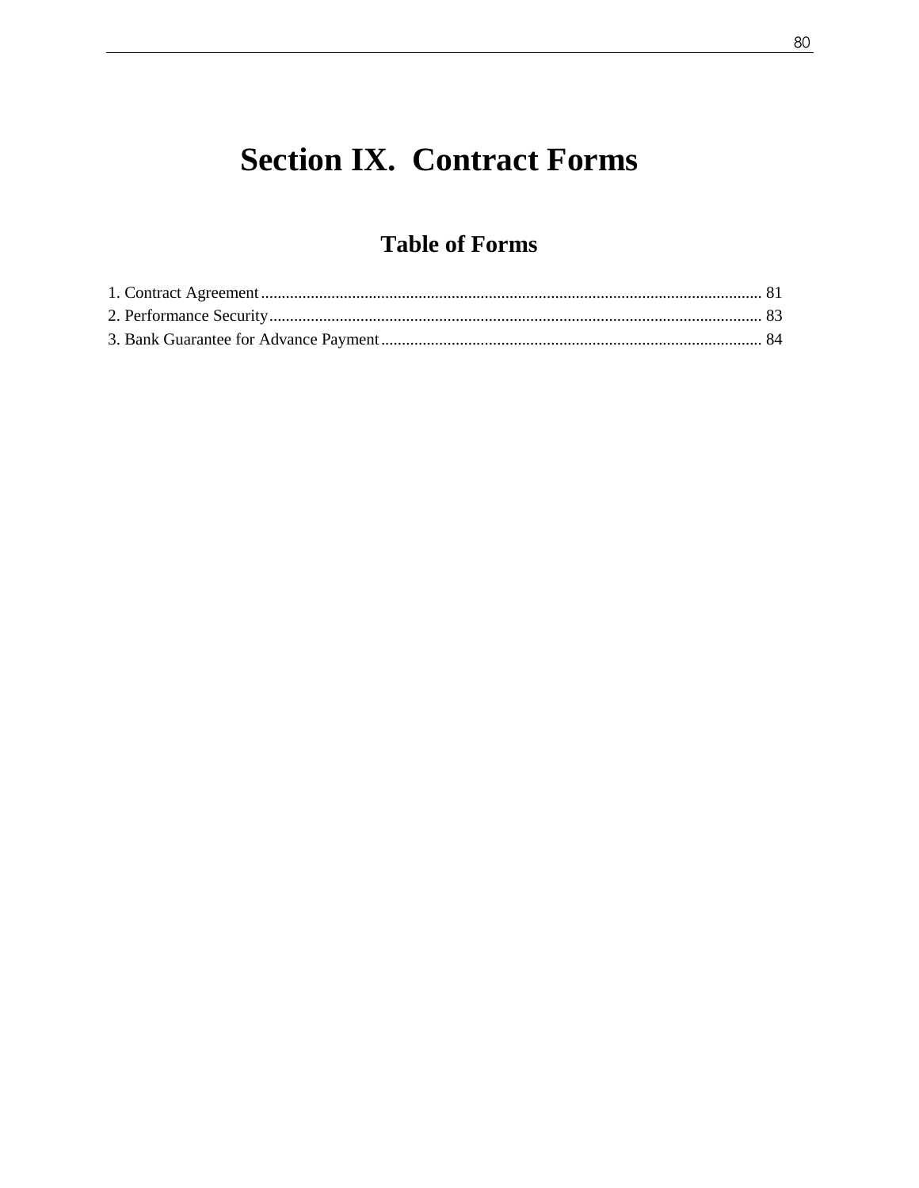# Section IX. Contract Forms

## Table of Forms

1. Contract Agreement........................................................................................................................ 81
2. Performance Security...................................................................................................................... 83
3. Bank Guarantee for Advance Payment........................................................................................... 84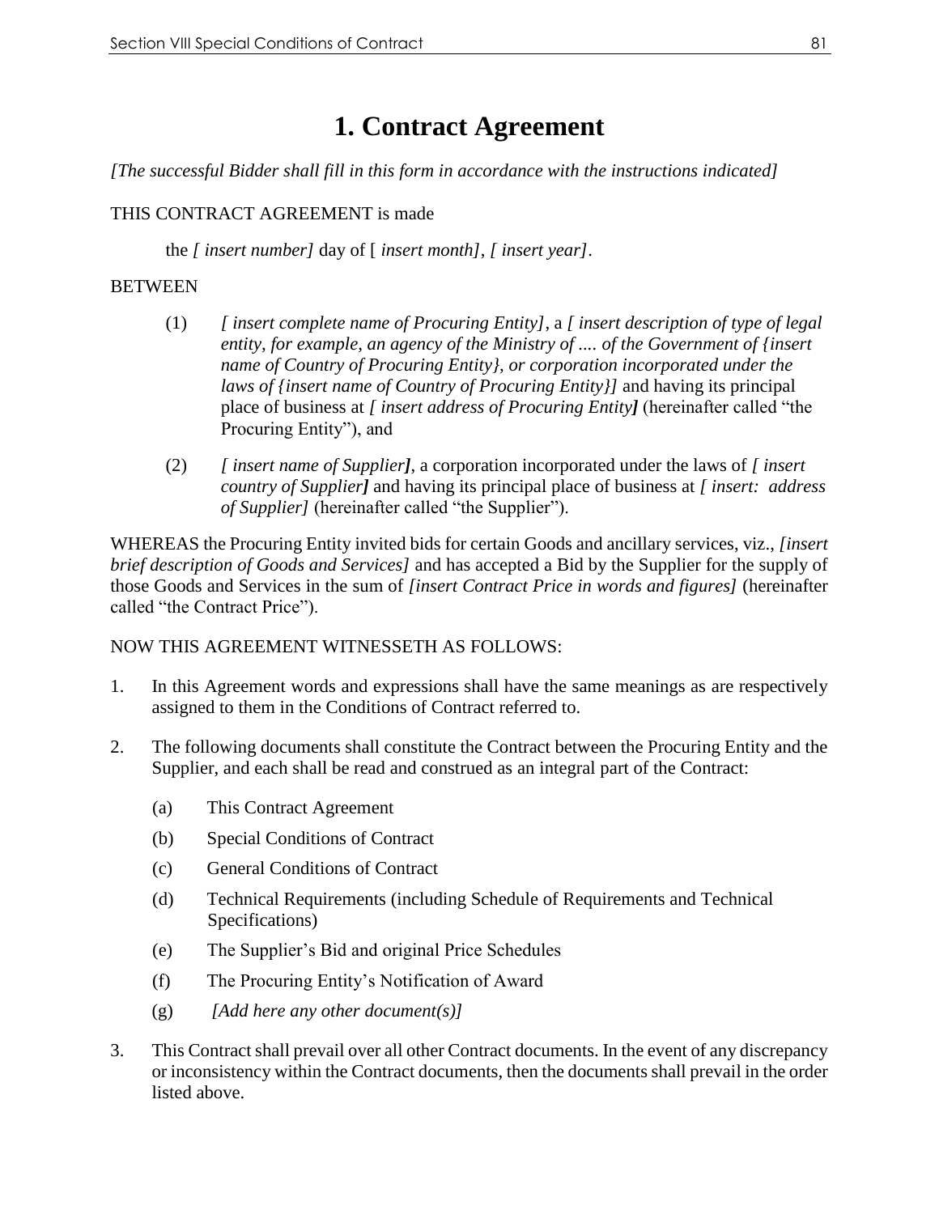# 1. Contract Agreement

*[The successful Bidder shall fill in this form in accordance with the instructions indicated]*

THIS CONTRACT AGREEMENT is made

the *[ insert number]* day of [ *insert month]*, *[ insert year]*.

BETWEEN

(1) *[ insert complete name of Procuring Entity]*, a *[ insert description of type of legal entity, for example, an agency of the Ministry of .... of the Government of {insert name of Country of Procuring Entity}, or corporation incorporated under the laws of {insert name of Country of Procuring Entity}]* and having its principal place of business at *[ insert address of Procuring Entity]* (hereinafter called "the Procuring Entity"), and

(2) *[ insert name of Supplier]*, a corporation incorporated under the laws of *[ insert country of Supplier]* and having its principal place of business at *[ insert: address of Supplier]* (hereinafter called "the Supplier").

WHEREAS the Procuring Entity invited bids for certain Goods and ancillary services, viz., *[insert brief description of Goods and Services]* and has accepted a Bid by the Supplier for the supply of those Goods and Services in the sum of *[insert Contract Price in words and figures]* (hereinafter called "the Contract Price").

NOW THIS AGREEMENT WITNESSETH AS FOLLOWS:

1. In this Agreement words and expressions shall have the same meanings as are respectively assigned to them in the Conditions of Contract referred to.

2. The following documents shall constitute the Contract between the Procuring Entity and the Supplier, and each shall be read and construed as an integral part of the Contract:

   (a) This Contract Agreement

   (b) Special Conditions of Contract

   (c) General Conditions of Contract

   (d) Technical Requirements (including Schedule of Requirements and Technical Specifications)

   (e) The Supplier's Bid and original Price Schedules

   (f) The Procuring Entity's Notification of Award

   (g) *[Add here any other document(s)]*

3. This Contract shall prevail over all other Contract documents. In the event of any discrepancy or inconsistency within the Contract documents, then the documents shall prevail in the order listed above.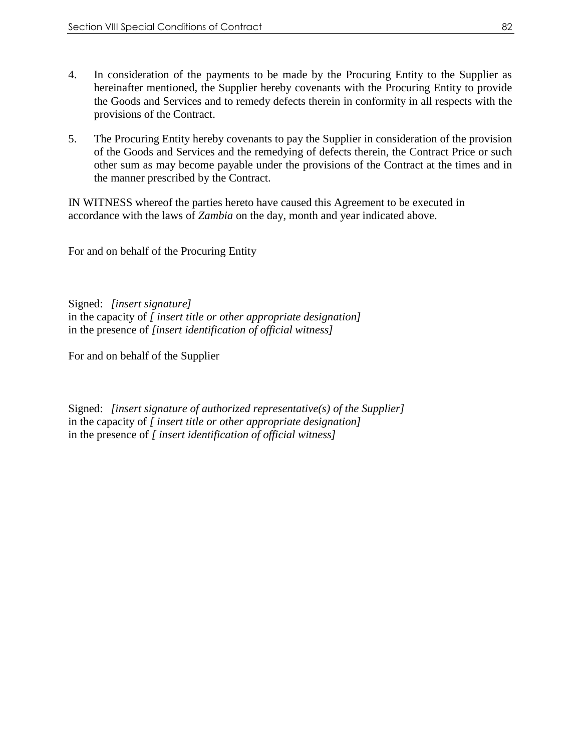4. In consideration of the payments to be made by the Procuring Entity to the Supplier as hereinafter mentioned, the Supplier hereby covenants with the Procuring Entity to provide the Goods and Services and to remedy defects therein in conformity in all respects with the provisions of the Contract.

5. The Procuring Entity hereby covenants to pay the Supplier in consideration of the provision of the Goods and Services and the remedying of defects therein, the Contract Price or such other sum as may become payable under the provisions of the Contract at the times and in the manner prescribed by the Contract.

IN WITNESS whereof the parties hereto have caused this Agreement to be executed in accordance with the laws of *Zambia* on the day, month and year indicated above.

For and on behalf of the Procuring Entity

Signed: *[insert signature]*
in the capacity of *[ insert title or other appropriate designation]*
in the presence of *[insert identification of official witness]*

For and on behalf of the Supplier

Signed: *[insert signature of authorized representative(s) of the Supplier]*
in the capacity of *[ insert title or other appropriate designation]*
in the presence of *[ insert identification of official witness]*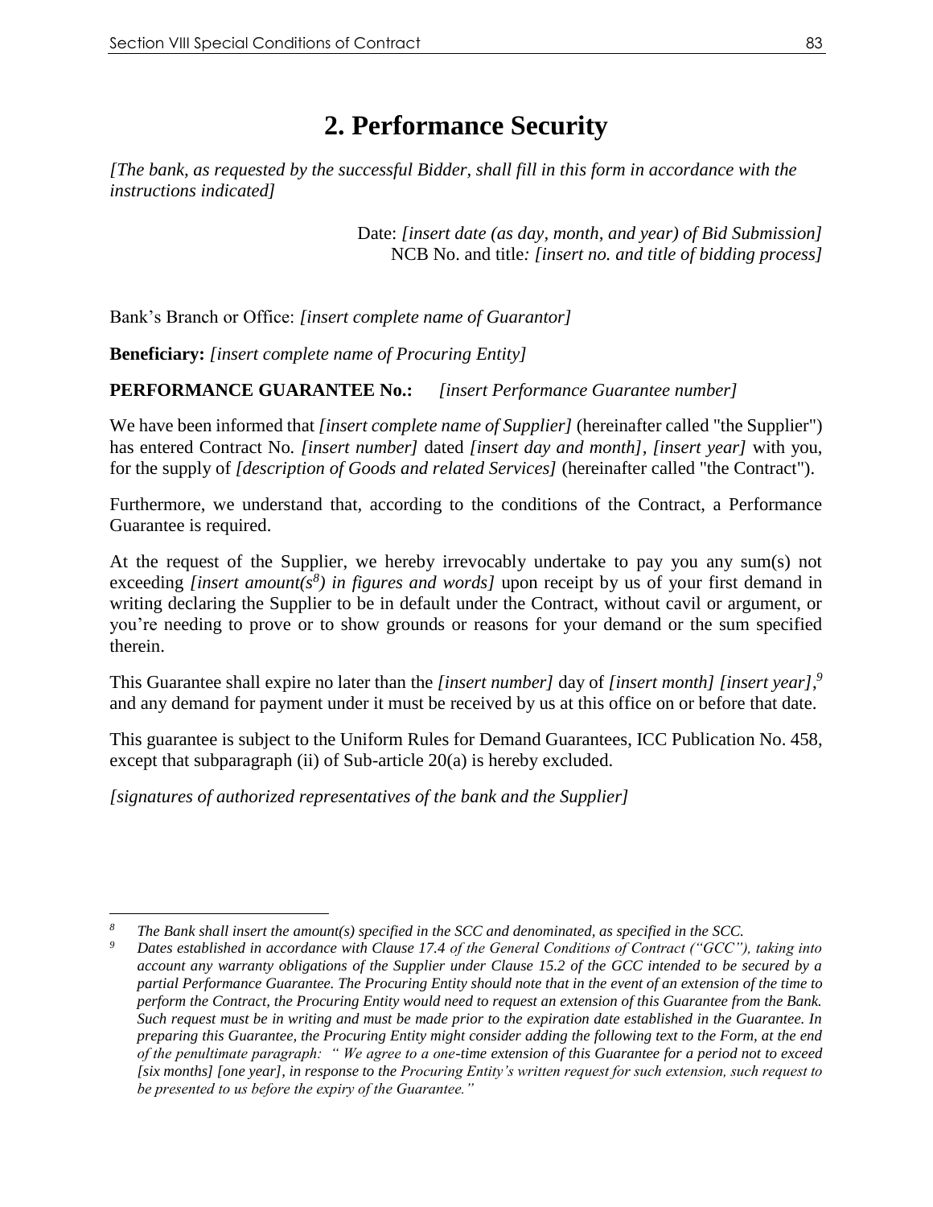## 2. Performance Security

*[The bank, as requested by the successful Bidder, shall fill in this form in accordance with the instructions indicated]*

Date: *[insert date (as day, month, and year) of Bid Submission]*
NCB No. and title*: [insert no. and title of bidding process]*

Bank's Branch or Office: *[insert complete name of Guarantor]*

**Beneficiary:** *[insert complete name of Procuring Entity]*

**PERFORMANCE GUARANTEE No.:** *[insert Performance Guarantee number]*

We have been informed that *[insert complete name of Supplier]* (hereinafter called "the Supplier") has entered Contract No. *[insert number]* dated *[insert day and month]*, *[insert year]* with you, for the supply of *[description of Goods and related Services]* (hereinafter called "the Contract").

Furthermore, we understand that, according to the conditions of the Contract, a Performance Guarantee is required.

At the request of the Supplier, we hereby irrevocably undertake to pay you any sum(s) not exceeding *[insert amount(s[8]) in figures and words]* upon receipt by us of your first demand in writing declaring the Supplier to be in default under the Contract, without cavil or argument, or you're needing to prove or to show grounds or reasons for your demand or the sum specified therein.

This Guarantee shall expire no later than the *[insert number]* day of *[insert month] [insert year]*,[9] and any demand for payment under it must be received by us at this office on or before that date.

This guarantee is subject to the Uniform Rules for Demand Guarantees, ICC Publication No. 458, except that subparagraph (ii) of Sub-article 20(a) is hereby excluded.

*[signatures of authorized representatives of the bank and the Supplier]*

---

8 *The Bank shall insert the amount(s) specified in the SCC and denominated, as specified in the SCC.*

9 *Dates established in accordance with Clause 17.4 of the General Conditions of Contract ("GCC"), taking into account any warranty obligations of the Supplier under Clause 15.2 of the GCC intended to be secured by a partial Performance Guarantee. The Procuring Entity should note that in the event of an extension of the time to perform the Contract, the Procuring Entity would need to request an extension of this Guarantee from the Bank. Such request must be in writing and must be made prior to the expiration date established in the Guarantee. In preparing this Guarantee, the Procuring Entity might consider adding the following text to the Form, at the end of the penultimate paragraph: " We agree to a one-time extension of this Guarantee for a period not to exceed [six months] [one year], in response to the Procuring Entity's written request for such extension, such request to be presented to us before the expiry of the Guarantee."*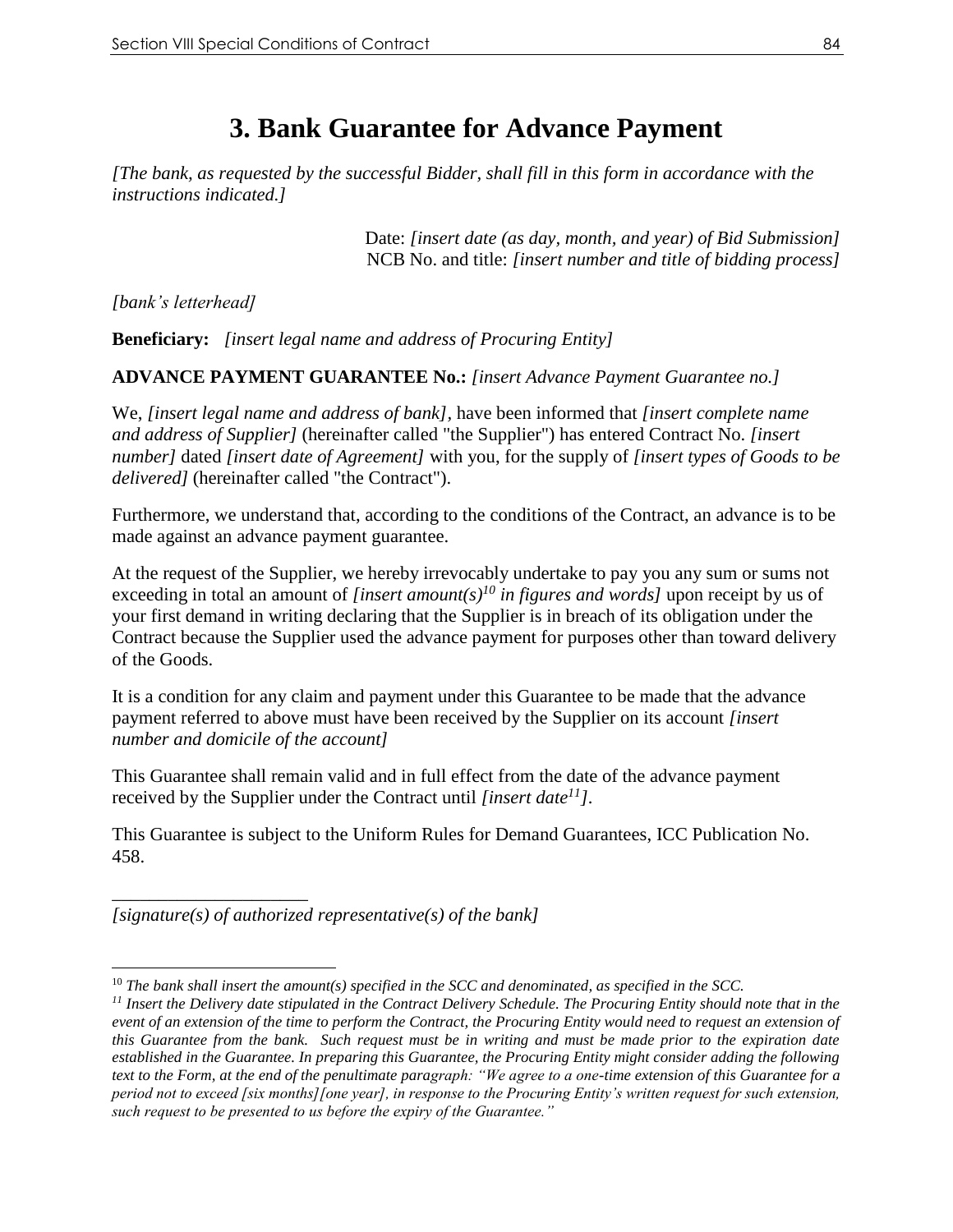# 3. Bank Guarantee for Advance Payment

*[The bank, as requested by the successful Bidder, shall fill in this form in accordance with the instructions indicated.]*

Date: *[insert date (as day, month, and year) of Bid Submission]*
NCB No. and title: *[insert number and title of bidding process]*

*[bank's letterhead]*

**Beneficiary:** *[insert legal name and address of Procuring Entity]*

**ADVANCE PAYMENT GUARANTEE No.:** *[insert Advance Payment Guarantee no.]*

We, *[insert legal name and address of bank]*, have been informed that *[insert complete name and address of Supplier]* (hereinafter called "the Supplier") has entered Contract No. *[insert number]* dated *[insert date of Agreement]* with you, for the supply of *[insert types of Goods to be delivered]* (hereinafter called "the Contract").

Furthermore, we understand that, according to the conditions of the Contract, an advance is to be made against an advance payment guarantee.

At the request of the Supplier, we hereby irrevocably undertake to pay you any sum or sums not exceeding in total an amount of *[insert amount(s)[10] in figures and words]* upon receipt by us of your first demand in writing declaring that the Supplier is in breach of its obligation under the Contract because the Supplier used the advance payment for purposes other than toward delivery of the Goods.

It is a condition for any claim and payment under this Guarantee to be made that the advance payment referred to above must have been received by the Supplier on its account *[insert number and domicile of the account]*

This Guarantee shall remain valid and in full effect from the date of the advance payment received by the Supplier under the Contract until *[insert date[11]]*.

This Guarantee is subject to the Uniform Rules for Demand Guarantees, ICC Publication No. 458.

_____________________
*[signature(s) of authorized representative(s) of the bank]*

---

[10] *The bank shall insert the amount(s) specified in the SCC and denominated, as specified in the SCC.*

[11] *Insert the Delivery date stipulated in the Contract Delivery Schedule. The Procuring Entity should note that in the event of an extension of the time to perform the Contract, the Procuring Entity would need to request an extension of this Guarantee from the bank. Such request must be in writing and must be made prior to the expiration date established in the Guarantee. In preparing this Guarantee, the Procuring Entity might consider adding the following text to the Form, at the end of the penultimate paragraph: "We agree to a one-time extension of this Guarantee for a period not to exceed [six months][one year], in response to the Procuring Entity's written request for such extension, such request to be presented to us before the expiry of the Guarantee."*